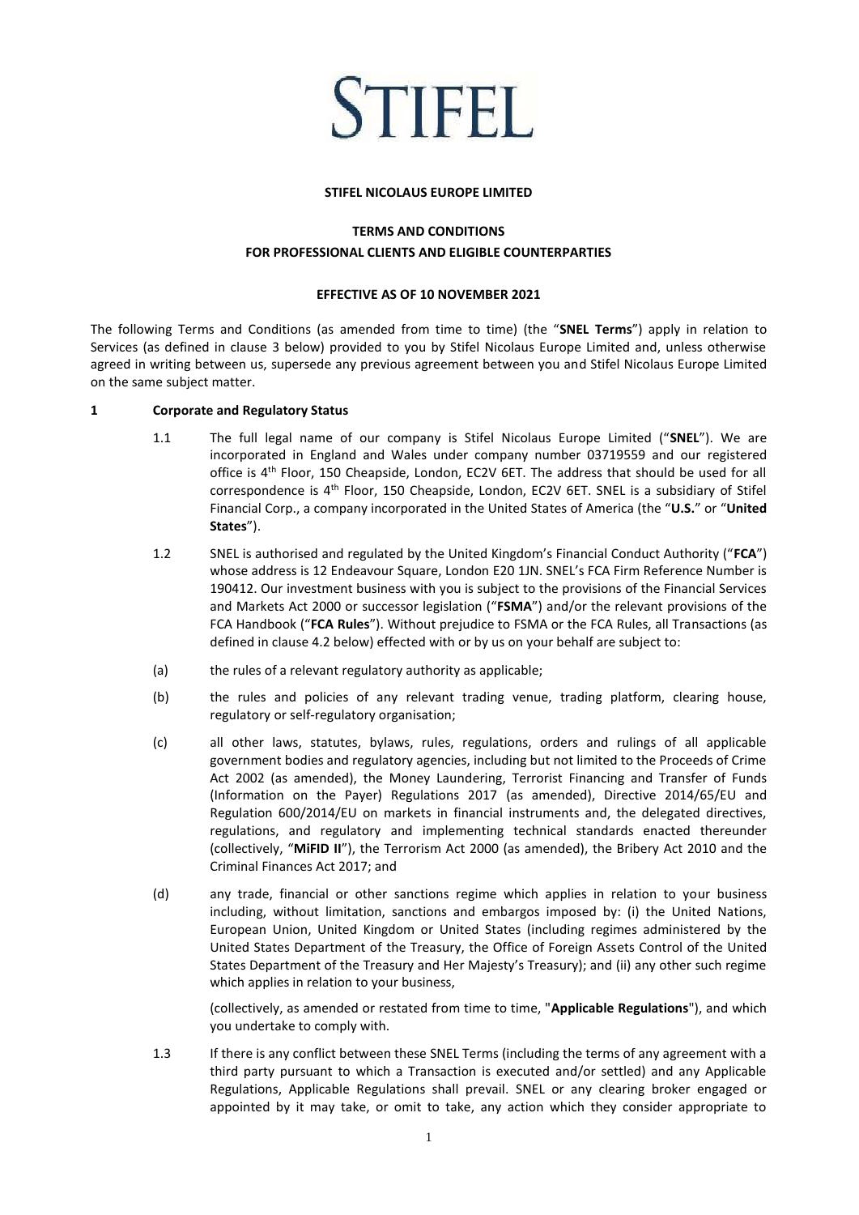# STIFEL

**STIFEL NICOLAUS EUROPE LIMITED**

**TERMS AND CONDITIONS**
**FOR PROFESSIONAL CLIENTS AND ELIGIBLE COUNTERPARTIES**

**EFFECTIVE AS OF 10 NOVEMBER 2021**

The following Terms and Conditions (as amended from time to time) (the "**SNEL Terms**") apply in relation to Services (as defined in clause 3 below) provided to you by Stifel Nicolaus Europe Limited and, unless otherwise agreed in writing between us, supersede any previous agreement between you and Stifel Nicolaus Europe Limited on the same subject matter.

## 1 Corporate and Regulatory Status

1.1 The full legal name of our company is Stifel Nicolaus Europe Limited ("**SNEL**"). We are incorporated in England and Wales under company number 03719559 and our registered office is 4th Floor, 150 Cheapside, London, EC2V 6ET. The address that should be used for all correspondence is 4th Floor, 150 Cheapside, London, EC2V 6ET. SNEL is a subsidiary of Stifel Financial Corp., a company incorporated in the United States of America (the "**U.S.**" or "**United States**").

1.2 SNEL is authorised and regulated by the United Kingdom's Financial Conduct Authority ("**FCA**") whose address is 12 Endeavour Square, London E20 1JN. SNEL's FCA Firm Reference Number is 190412. Our investment business with you is subject to the provisions of the Financial Services and Markets Act 2000 or successor legislation ("**FSMA**") and/or the relevant provisions of the FCA Handbook ("**FCA Rules**"). Without prejudice to FSMA or the FCA Rules, all Transactions (as defined in clause 4.2 below) effected with or by us on your behalf are subject to:

(a) the rules of a relevant regulatory authority as applicable;

(b) the rules and policies of any relevant trading venue, trading platform, clearing house, regulatory or self-regulatory organisation;

(c) all other laws, statutes, bylaws, rules, regulations, orders and rulings of all applicable government bodies and regulatory agencies, including but not limited to the Proceeds of Crime Act 2002 (as amended), the Money Laundering, Terrorist Financing and Transfer of Funds (Information on the Payer) Regulations 2017 (as amended), Directive 2014/65/EU and Regulation 600/2014/EU on markets in financial instruments and, the delegated directives, regulations, and regulatory and implementing technical standards enacted thereunder (collectively, "**MiFID II**"), the Terrorism Act 2000 (as amended), the Bribery Act 2010 and the Criminal Finances Act 2017; and

(d) any trade, financial or other sanctions regime which applies in relation to your business including, without limitation, sanctions and embargos imposed by: (i) the United Nations, European Union, United Kingdom or United States (including regimes administered by the United States Department of the Treasury, the Office of Foreign Assets Control of the United States Department of the Treasury and Her Majesty's Treasury); and (ii) any other such regime which applies in relation to your business,

(collectively, as amended or restated from time to time, "**Applicable Regulations**"), and which you undertake to comply with.

1.3 If there is any conflict between these SNEL Terms (including the terms of any agreement with a third party pursuant to which a Transaction is executed and/or settled) and any Applicable Regulations, Applicable Regulations shall prevail. SNEL or any clearing broker engaged or appointed by it may take, or omit to take, any action which they consider appropriate to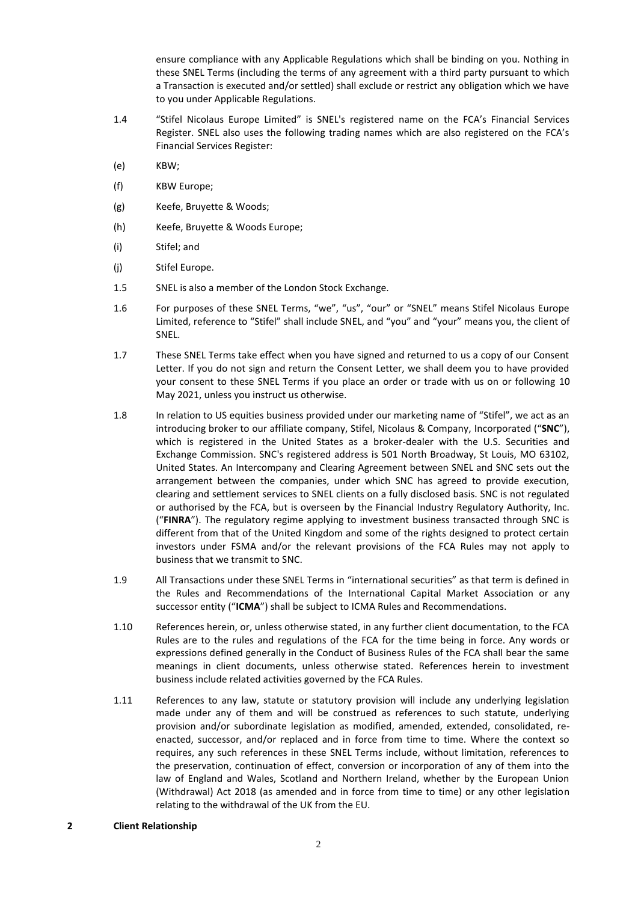ensure compliance with any Applicable Regulations which shall be binding on you. Nothing in these SNEL Terms (including the terms of any agreement with a third party pursuant to which a Transaction is executed and/or settled) shall exclude or restrict any obligation which we have to you under Applicable Regulations.

1.4 "Stifel Nicolaus Europe Limited" is SNEL's registered name on the FCA's Financial Services Register. SNEL also uses the following trading names which are also registered on the FCA's Financial Services Register:

(e) KBW;

(f) KBW Europe;

(g) Keefe, Bruyette & Woods;

(h) Keefe, Bruyette & Woods Europe;

(i) Stifel; and

(j) Stifel Europe.

1.5 SNEL is also a member of the London Stock Exchange.

1.6 For purposes of these SNEL Terms, "we", "us", "our" or "SNEL" means Stifel Nicolaus Europe Limited, reference to "Stifel" shall include SNEL, and "you" and "your" means you, the client of SNEL.

1.7 These SNEL Terms take effect when you have signed and returned to us a copy of our Consent Letter. If you do not sign and return the Consent Letter, we shall deem you to have provided your consent to these SNEL Terms if you place an order or trade with us on or following 10 May 2021, unless you instruct us otherwise.

1.8 In relation to US equities business provided under our marketing name of "Stifel", we act as an introducing broker to our affiliate company, Stifel, Nicolaus & Company, Incorporated ("**SNC**"), which is registered in the United States as a broker-dealer with the U.S. Securities and Exchange Commission. SNC's registered address is 501 North Broadway, St Louis, MO 63102, United States. An Intercompany and Clearing Agreement between SNEL and SNC sets out the arrangement between the companies, under which SNC has agreed to provide execution, clearing and settlement services to SNEL clients on a fully disclosed basis. SNC is not regulated or authorised by the FCA, but is overseen by the Financial Industry Regulatory Authority, Inc. ("**FINRA**"). The regulatory regime applying to investment business transacted through SNC is different from that of the United Kingdom and some of the rights designed to protect certain investors under FSMA and/or the relevant provisions of the FCA Rules may not apply to business that we transmit to SNC.

1.9 All Transactions under these SNEL Terms in "international securities" as that term is defined in the Rules and Recommendations of the International Capital Market Association or any successor entity ("**ICMA**") shall be subject to ICMA Rules and Recommendations.

1.10 References herein, or, unless otherwise stated, in any further client documentation, to the FCA Rules are to the rules and regulations of the FCA for the time being in force. Any words or expressions defined generally in the Conduct of Business Rules of the FCA shall bear the same meanings in client documents, unless otherwise stated. References herein to investment business include related activities governed by the FCA Rules.

1.11 References to any law, statute or statutory provision will include any underlying legislation made under any of them and will be construed as references to such statute, underlying provision and/or subordinate legislation as modified, amended, extended, consolidated, re-enacted, successor, and/or replaced and in force from time to time. Where the context so requires, any such references in these SNEL Terms include, without limitation, references to the preservation, continuation of effect, conversion or incorporation of any of them into the law of England and Wales, Scotland and Northern Ireland, whether by the European Union (Withdrawal) Act 2018 (as amended and in force from time to time) or any other legislation relating to the withdrawal of the UK from the EU.

## 2 Client Relationship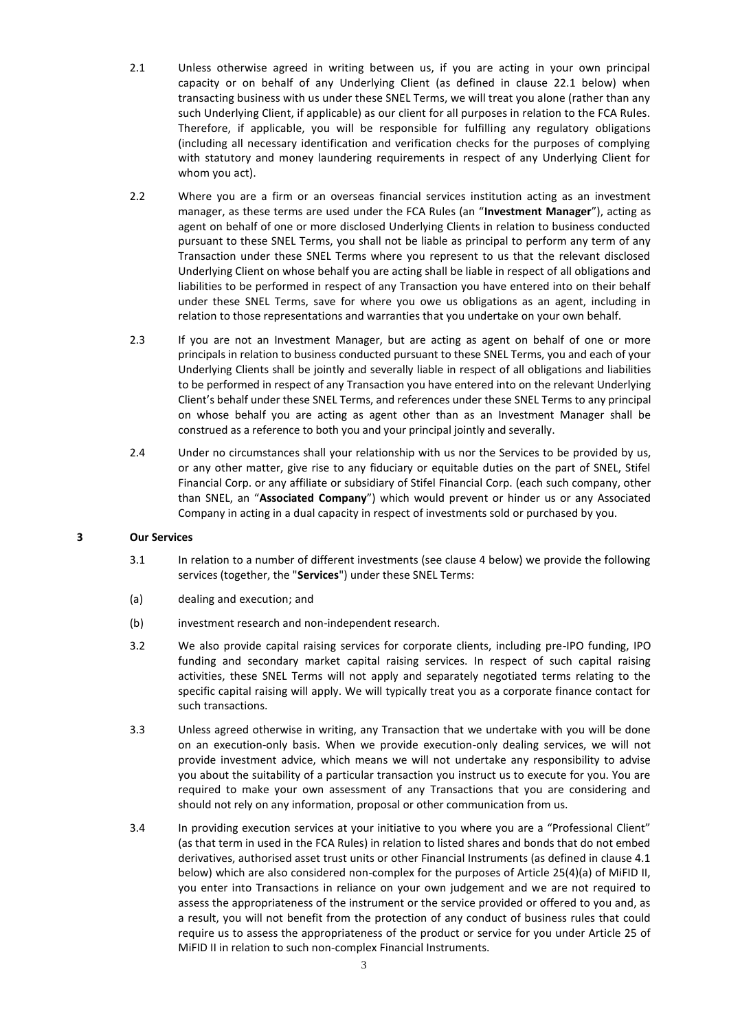2.1 Unless otherwise agreed in writing between us, if you are acting in your own principal capacity or on behalf of any Underlying Client (as defined in clause 22.1 below) when transacting business with us under these SNEL Terms, we will treat you alone (rather than any such Underlying Client, if applicable) as our client for all purposes in relation to the FCA Rules. Therefore, if applicable, you will be responsible for fulfilling any regulatory obligations (including all necessary identification and verification checks for the purposes of complying with statutory and money laundering requirements in respect of any Underlying Client for whom you act).

2.2 Where you are a firm or an overseas financial services institution acting as an investment manager, as these terms are used under the FCA Rules (an "**Investment Manager**"), acting as agent on behalf of one or more disclosed Underlying Clients in relation to business conducted pursuant to these SNEL Terms, you shall not be liable as principal to perform any term of any Transaction under these SNEL Terms where you represent to us that the relevant disclosed Underlying Client on whose behalf you are acting shall be liable in respect of all obligations and liabilities to be performed in respect of any Transaction you have entered into on their behalf under these SNEL Terms, save for where you owe us obligations as an agent, including in relation to those representations and warranties that you undertake on your own behalf.

2.3 If you are not an Investment Manager, but are acting as agent on behalf of one or more principals in relation to business conducted pursuant to these SNEL Terms, you and each of your Underlying Clients shall be jointly and severally liable in respect of all obligations and liabilities to be performed in respect of any Transaction you have entered into on the relevant Underlying Client's behalf under these SNEL Terms, and references under these SNEL Terms to any principal on whose behalf you are acting as agent other than as an Investment Manager shall be construed as a reference to both you and your principal jointly and severally.

2.4 Under no circumstances shall your relationship with us nor the Services to be provided by us, or any other matter, give rise to any fiduciary or equitable duties on the part of SNEL, Stifel Financial Corp. or any affiliate or subsidiary of Stifel Financial Corp. (each such company, other than SNEL, an "**Associated Company**") which would prevent or hinder us or any Associated Company in acting in a dual capacity in respect of investments sold or purchased by you.

## 3 Our Services

3.1 In relation to a number of different investments (see clause 4 below) we provide the following services (together, the "**Services**") under these SNEL Terms:

(a) dealing and execution; and

(b) investment research and non-independent research.

3.2 We also provide capital raising services for corporate clients, including pre-IPO funding, IPO funding and secondary market capital raising services. In respect of such capital raising activities, these SNEL Terms will not apply and separately negotiated terms relating to the specific capital raising will apply. We will typically treat you as a corporate finance contact for such transactions.

3.3 Unless agreed otherwise in writing, any Transaction that we undertake with you will be done on an execution-only basis. When we provide execution-only dealing services, we will not provide investment advice, which means we will not undertake any responsibility to advise you about the suitability of a particular transaction you instruct us to execute for you. You are required to make your own assessment of any Transactions that you are considering and should not rely on any information, proposal or other communication from us.

3.4 In providing execution services at your initiative to you where you are a "Professional Client" (as that term in used in the FCA Rules) in relation to listed shares and bonds that do not embed derivatives, authorised asset trust units or other Financial Instruments (as defined in clause 4.1 below) which are also considered non-complex for the purposes of Article 25(4)(a) of MiFID II, you enter into Transactions in reliance on your own judgement and we are not required to assess the appropriateness of the instrument or the service provided or offered to you and, as a result, you will not benefit from the protection of any conduct of business rules that could require us to assess the appropriateness of the product or service for you under Article 25 of MiFID II in relation to such non-complex Financial Instruments.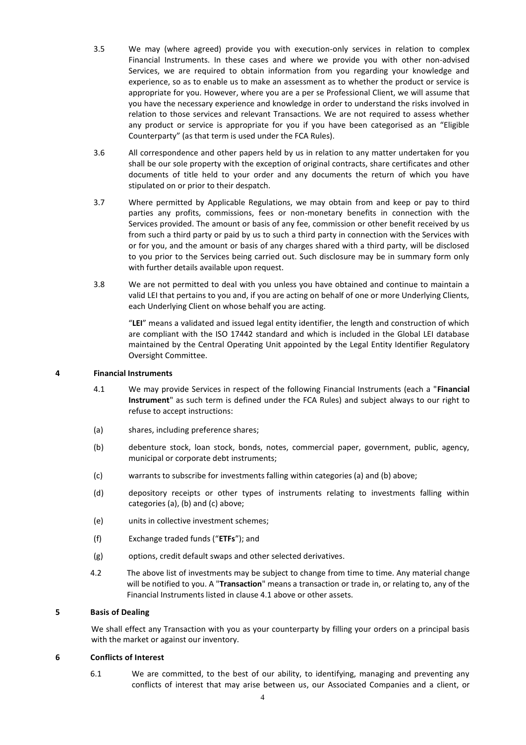3.5 We may (where agreed) provide you with execution-only services in relation to complex Financial Instruments. In these cases and where we provide you with other non-advised Services, we are required to obtain information from you regarding your knowledge and experience, so as to enable us to make an assessment as to whether the product or service is appropriate for you. However, where you are a per se Professional Client, we will assume that you have the necessary experience and knowledge in order to understand the risks involved in relation to those services and relevant Transactions. We are not required to assess whether any product or service is appropriate for you if you have been categorised as an "Eligible Counterparty" (as that term is used under the FCA Rules).

3.6 All correspondence and other papers held by us in relation to any matter undertaken for you shall be our sole property with the exception of original contracts, share certificates and other documents of title held to your order and any documents the return of which you have stipulated on or prior to their despatch.

3.7 Where permitted by Applicable Regulations, we may obtain from and keep or pay to third parties any profits, commissions, fees or non-monetary benefits in connection with the Services provided. The amount or basis of any fee, commission or other benefit received by us from such a third party or paid by us to such a third party in connection with the Services with or for you, and the amount or basis of any charges shared with a third party, will be disclosed to you prior to the Services being carried out. Such disclosure may be in summary form only with further details available upon request.

3.8 We are not permitted to deal with you unless you have obtained and continue to maintain a valid LEI that pertains to you and, if you are acting on behalf of one or more Underlying Clients, each Underlying Client on whose behalf you are acting.

"**LEI**" means a validated and issued legal entity identifier, the length and construction of which are compliant with the ISO 17442 standard and which is included in the Global LEI database maintained by the Central Operating Unit appointed by the Legal Entity Identifier Regulatory Oversight Committee.

## 4 Financial Instruments

4.1 We may provide Services in respect of the following Financial Instruments (each a "**Financial Instrument**" as such term is defined under the FCA Rules) and subject always to our right to refuse to accept instructions:

(a) shares, including preference shares;

(b) debenture stock, loan stock, bonds, notes, commercial paper, government, public, agency, municipal or corporate debt instruments;

(c) warrants to subscribe for investments falling within categories (a) and (b) above;

(d) depository receipts or other types of instruments relating to investments falling within categories (a), (b) and (c) above;

(e) units in collective investment schemes;

(f) Exchange traded funds ("**ETFs**"); and

(g) options, credit default swaps and other selected derivatives.

4.2 The above list of investments may be subject to change from time to time. Any material change will be notified to you. A "**Transaction**" means a transaction or trade in, or relating to, any of the Financial Instruments listed in clause 4.1 above or other assets.

## 5 Basis of Dealing

We shall effect any Transaction with you as your counterparty by filling your orders on a principal basis with the market or against our inventory.

## 6 Conflicts of Interest

6.1 We are committed, to the best of our ability, to identifying, managing and preventing any conflicts of interest that may arise between us, our Associated Companies and a client, or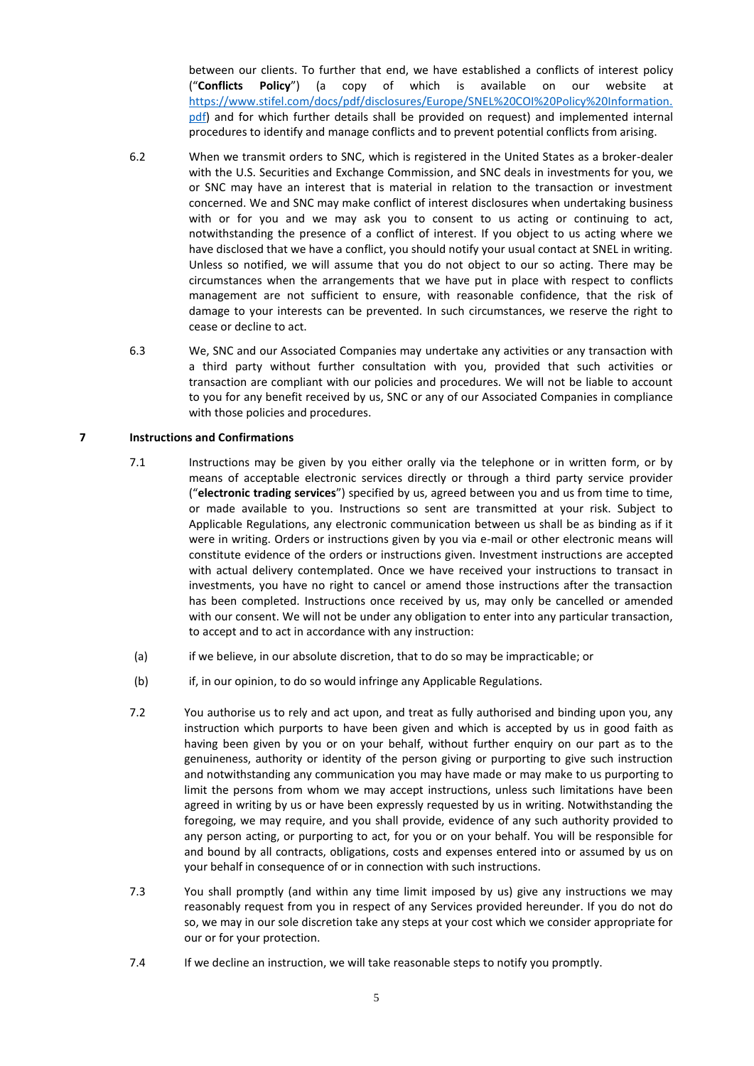between our clients. To further that end, we have established a conflicts of interest policy ("**Conflicts Policy**") (a copy of which is available on our website at [https://www.stifel.com/docs/pdf/disclosures/Europe/SNEL%20COI%20Policy%20Information.pdf](https://www.stifel.com/docs/pdf/disclosures/Europe/SNEL%20COI%20Policy%20Information.pdf)) and for which further details shall be provided on request) and implemented internal procedures to identify and manage conflicts and to prevent potential conflicts from arising.

6.2 When we transmit orders to SNC, which is registered in the United States as a broker-dealer with the U.S. Securities and Exchange Commission, and SNC deals in investments for you, we or SNC may have an interest that is material in relation to the transaction or investment concerned. We and SNC may make conflict of interest disclosures when undertaking business with or for you and we may ask you to consent to us acting or continuing to act, notwithstanding the presence of a conflict of interest. If you object to us acting where we have disclosed that we have a conflict, you should notify your usual contact at SNEL in writing. Unless so notified, we will assume that you do not object to our so acting. There may be circumstances when the arrangements that we have put in place with respect to conflicts management are not sufficient to ensure, with reasonable confidence, that the risk of damage to your interests can be prevented. In such circumstances, we reserve the right to cease or decline to act.

6.3 We, SNC and our Associated Companies may undertake any activities or any transaction with a third party without further consultation with you, provided that such activities or transaction are compliant with our policies and procedures. We will not be liable to account to you for any benefit received by us, SNC or any of our Associated Companies in compliance with those policies and procedures.

## 7 Instructions and Confirmations

7.1 Instructions may be given by you either orally via the telephone or in written form, or by means of acceptable electronic services directly or through a third party service provider ("**electronic trading services**") specified by us, agreed between you and us from time to time, or made available to you. Instructions so sent are transmitted at your risk. Subject to Applicable Regulations, any electronic communication between us shall be as binding as if it were in writing. Orders or instructions given by you via e-mail or other electronic means will constitute evidence of the orders or instructions given. Investment instructions are accepted with actual delivery contemplated. Once we have received your instructions to transact in investments, you have no right to cancel or amend those instructions after the transaction has been completed. Instructions once received by us, may only be cancelled or amended with our consent. We will not be under any obligation to enter into any particular transaction, to accept and to act in accordance with any instruction:

(a) if we believe, in our absolute discretion, that to do so may be impracticable; or

(b) if, in our opinion, to do so would infringe any Applicable Regulations.

7.2 You authorise us to rely and act upon, and treat as fully authorised and binding upon you, any instruction which purports to have been given and which is accepted by us in good faith as having been given by you or on your behalf, without further enquiry on our part as to the genuineness, authority or identity of the person giving or purporting to give such instruction and notwithstanding any communication you may have made or may make to us purporting to limit the persons from whom we may accept instructions, unless such limitations have been agreed in writing by us or have been expressly requested by us in writing. Notwithstanding the foregoing, we may require, and you shall provide, evidence of any such authority provided to any person acting, or purporting to act, for you or on your behalf. You will be responsible for and bound by all contracts, obligations, costs and expenses entered into or assumed by us on your behalf in consequence of or in connection with such instructions.

7.3 You shall promptly (and within any time limit imposed by us) give any instructions we may reasonably request from you in respect of any Services provided hereunder. If you do not do so, we may in our sole discretion take any steps at your cost which we consider appropriate for our or for your protection.

7.4 If we decline an instruction, we will take reasonable steps to notify you promptly.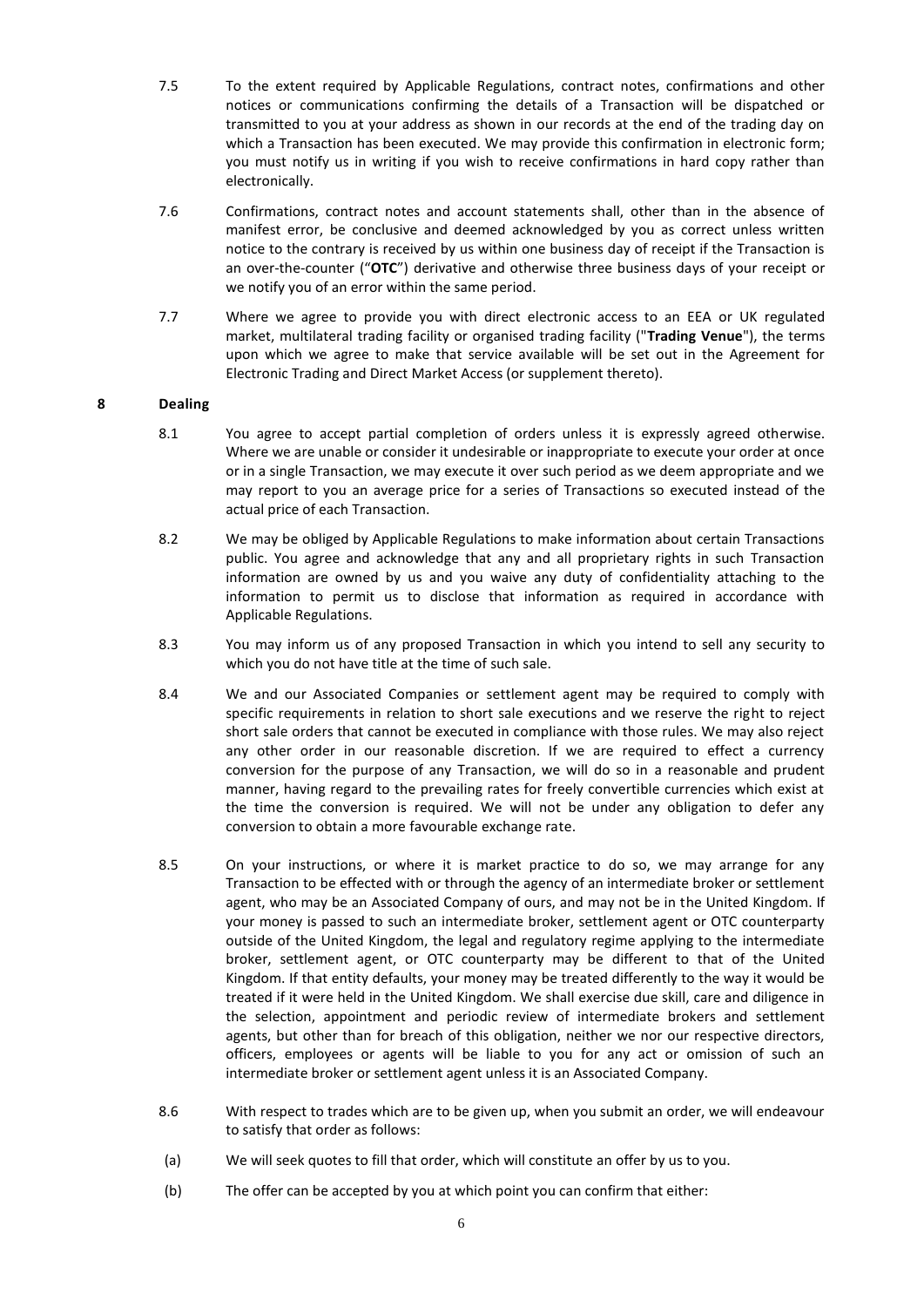7.5 To the extent required by Applicable Regulations, contract notes, confirmations and other notices or communications confirming the details of a Transaction will be dispatched or transmitted to you at your address as shown in our records at the end of the trading day on which a Transaction has been executed. We may provide this confirmation in electronic form; you must notify us in writing if you wish to receive confirmations in hard copy rather than electronically.

7.6 Confirmations, contract notes and account statements shall, other than in the absence of manifest error, be conclusive and deemed acknowledged by you as correct unless written notice to the contrary is received by us within one business day of receipt if the Transaction is an over-the-counter ("**OTC**") derivative and otherwise three business days of your receipt or we notify you of an error within the same period.

7.7 Where we agree to provide you with direct electronic access to an EEA or UK regulated market, multilateral trading facility or organised trading facility ("**Trading Venue**"), the terms upon which we agree to make that service available will be set out in the Agreement for Electronic Trading and Direct Market Access (or supplement thereto).

## 8 Dealing

8.1 You agree to accept partial completion of orders unless it is expressly agreed otherwise. Where we are unable or consider it undesirable or inappropriate to execute your order at once or in a single Transaction, we may execute it over such period as we deem appropriate and we may report to you an average price for a series of Transactions so executed instead of the actual price of each Transaction.

8.2 We may be obliged by Applicable Regulations to make information about certain Transactions public. You agree and acknowledge that any and all proprietary rights in such Transaction information are owned by us and you waive any duty of confidentiality attaching to the information to permit us to disclose that information as required in accordance with Applicable Regulations.

8.3 You may inform us of any proposed Transaction in which you intend to sell any security to which you do not have title at the time of such sale.

8.4 We and our Associated Companies or settlement agent may be required to comply with specific requirements in relation to short sale executions and we reserve the right to reject short sale orders that cannot be executed in compliance with those rules. We may also reject any other order in our reasonable discretion. If we are required to effect a currency conversion for the purpose of any Transaction, we will do so in a reasonable and prudent manner, having regard to the prevailing rates for freely convertible currencies which exist at the time the conversion is required. We will not be under any obligation to defer any conversion to obtain a more favourable exchange rate.

8.5 On your instructions, or where it is market practice to do so, we may arrange for any Transaction to be effected with or through the agency of an intermediate broker or settlement agent, who may be an Associated Company of ours, and may not be in the United Kingdom. If your money is passed to such an intermediate broker, settlement agent or OTC counterparty outside of the United Kingdom, the legal and regulatory regime applying to the intermediate broker, settlement agent, or OTC counterparty may be different to that of the United Kingdom. If that entity defaults, your money may be treated differently to the way it would be treated if it were held in the United Kingdom. We shall exercise due skill, care and diligence in the selection, appointment and periodic review of intermediate brokers and settlement agents, but other than for breach of this obligation, neither we nor our respective directors, officers, employees or agents will be liable to you for any act or omission of such an intermediate broker or settlement agent unless it is an Associated Company.

8.6 With respect to trades which are to be given up, when you submit an order, we will endeavour to satisfy that order as follows:

(a) We will seek quotes to fill that order, which will constitute an offer by us to you.

(b) The offer can be accepted by you at which point you can confirm that either: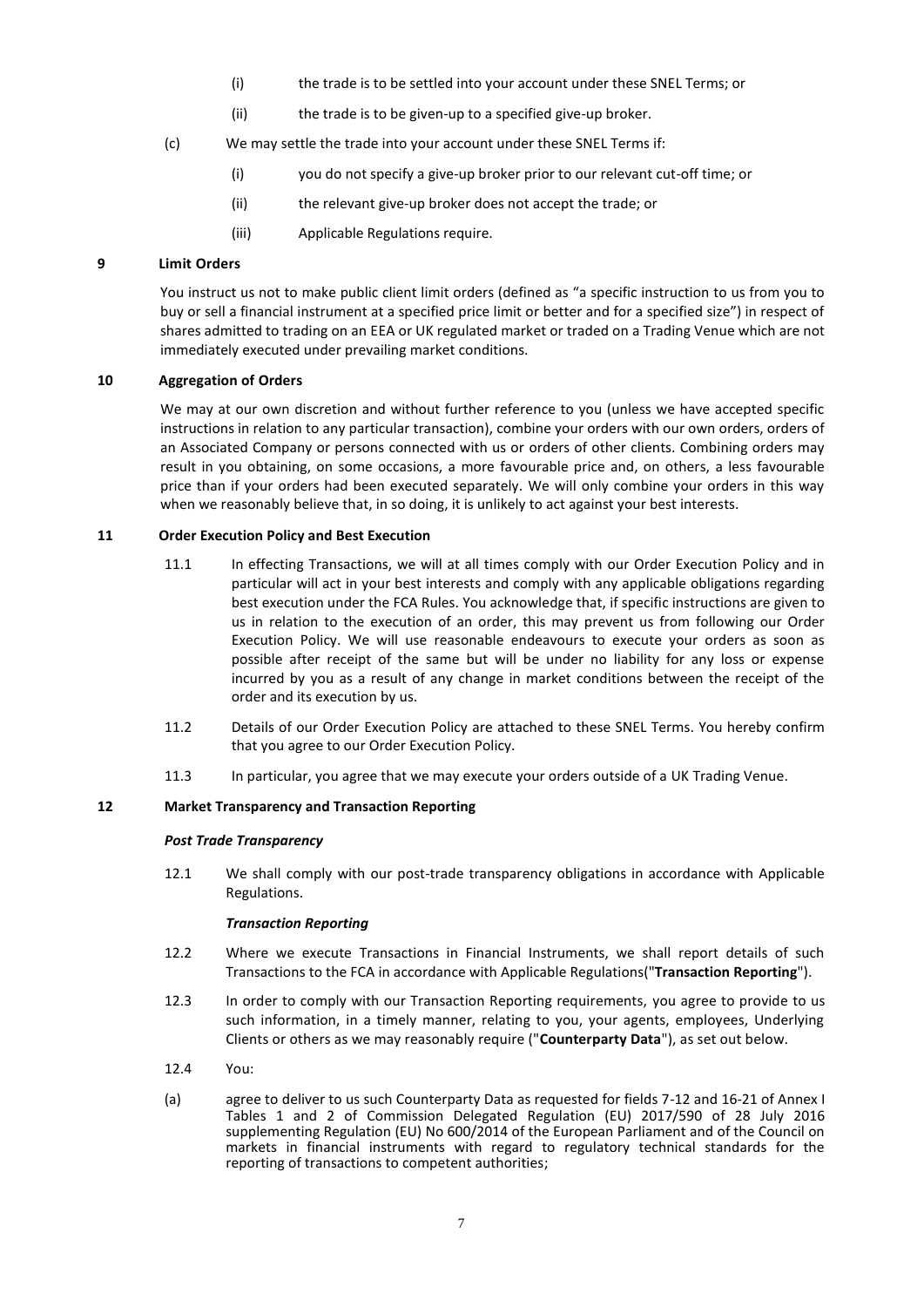(i) the trade is to be settled into your account under these SNEL Terms; or

(ii) the trade is to be given-up to a specified give-up broker.

(c) We may settle the trade into your account under these SNEL Terms if:

(i) you do not specify a give-up broker prior to our relevant cut-off time; or

(ii) the relevant give-up broker does not accept the trade; or

(iii) Applicable Regulations require.

## 9 Limit Orders

You instruct us not to make public client limit orders (defined as "a specific instruction to us from you to buy or sell a financial instrument at a specified price limit or better and for a specified size") in respect of shares admitted to trading on an EEA or UK regulated market or traded on a Trading Venue which are not immediately executed under prevailing market conditions.

## 10 Aggregation of Orders

We may at our own discretion and without further reference to you (unless we have accepted specific instructions in relation to any particular transaction), combine your orders with our own orders, orders of an Associated Company or persons connected with us or orders of other clients. Combining orders may result in you obtaining, on some occasions, a more favourable price and, on others, a less favourable price than if your orders had been executed separately. We will only combine your orders in this way when we reasonably believe that, in so doing, it is unlikely to act against your best interests.

## 11 Order Execution Policy and Best Execution

11.1 In effecting Transactions, we will at all times comply with our Order Execution Policy and in particular will act in your best interests and comply with any applicable obligations regarding best execution under the FCA Rules. You acknowledge that, if specific instructions are given to us in relation to the execution of an order, this may prevent us from following our Order Execution Policy. We will use reasonable endeavours to execute your orders as soon as possible after receipt of the same but will be under no liability for any loss or expense incurred by you as a result of any change in market conditions between the receipt of the order and its execution by us.

11.2 Details of our Order Execution Policy are attached to these SNEL Terms. You hereby confirm that you agree to our Order Execution Policy.

11.3 In particular, you agree that we may execute your orders outside of a UK Trading Venue.

## 12 Market Transparency and Transaction Reporting

***Post Trade Transparency***

12.1 We shall comply with our post-trade transparency obligations in accordance with Applicable Regulations.

***Transaction Reporting***

12.2 Where we execute Transactions in Financial Instruments, we shall report details of such Transactions to the FCA in accordance with Applicable Regulations("**Transaction Reporting**").

12.3 In order to comply with our Transaction Reporting requirements, you agree to provide to us such information, in a timely manner, relating to you, your agents, employees, Underlying Clients or others as we may reasonably require ("**Counterparty Data**"), as set out below.

12.4 You:

(a) agree to deliver to us such Counterparty Data as requested for fields 7-12 and 16-21 of Annex I Tables 1 and 2 of Commission Delegated Regulation (EU) 2017/590 of 28 July 2016 supplementing Regulation (EU) No 600/2014 of the European Parliament and of the Council on markets in financial instruments with regard to regulatory technical standards for the reporting of transactions to competent authorities;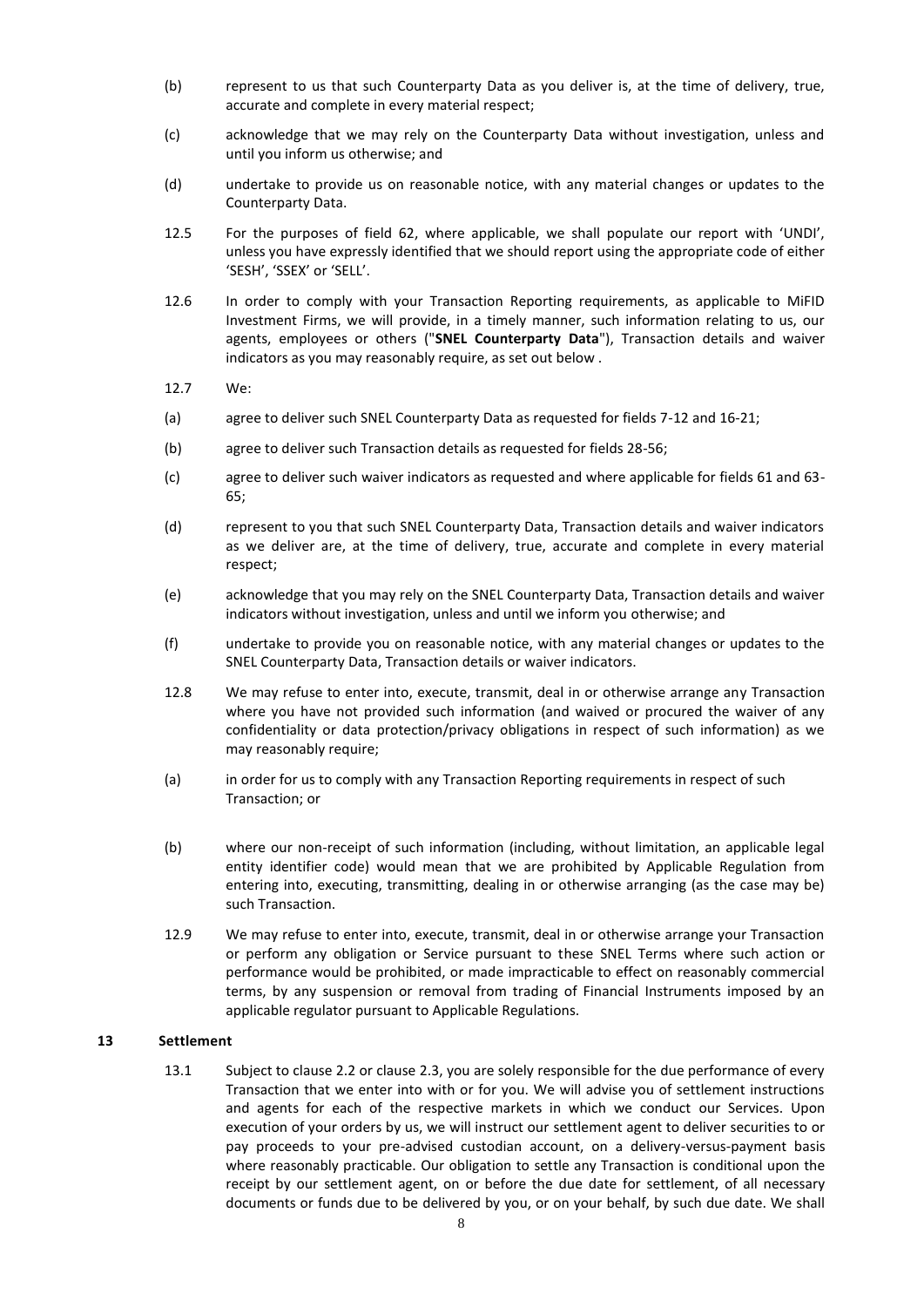(b) represent to us that such Counterparty Data as you deliver is, at the time of delivery, true, accurate and complete in every material respect;

(c) acknowledge that we may rely on the Counterparty Data without investigation, unless and until you inform us otherwise; and

(d) undertake to provide us on reasonable notice, with any material changes or updates to the Counterparty Data.

12.5 For the purposes of field 62, where applicable, we shall populate our report with 'UNDI', unless you have expressly identified that we should report using the appropriate code of either 'SESH', 'SSEX' or 'SELL'.

12.6 In order to comply with your Transaction Reporting requirements, as applicable to MiFID Investment Firms, we will provide, in a timely manner, such information relating to us, our agents, employees or others ("**SNEL Counterparty Data**"), Transaction details and waiver indicators as you may reasonably require, as set out below .

12.7 We:

(a) agree to deliver such SNEL Counterparty Data as requested for fields 7-12 and 16-21;

(b) agree to deliver such Transaction details as requested for fields 28-56;

(c) agree to deliver such waiver indicators as requested and where applicable for fields 61 and 63-65;

(d) represent to you that such SNEL Counterparty Data, Transaction details and waiver indicators as we deliver are, at the time of delivery, true, accurate and complete in every material respect;

(e) acknowledge that you may rely on the SNEL Counterparty Data, Transaction details and waiver indicators without investigation, unless and until we inform you otherwise; and

(f) undertake to provide you on reasonable notice, with any material changes or updates to the SNEL Counterparty Data, Transaction details or waiver indicators.

12.8 We may refuse to enter into, execute, transmit, deal in or otherwise arrange any Transaction where you have not provided such information (and waived or procured the waiver of any confidentiality or data protection/privacy obligations in respect of such information) as we may reasonably require;

(a) in order for us to comply with any Transaction Reporting requirements in respect of such Transaction; or

(b) where our non-receipt of such information (including, without limitation, an applicable legal entity identifier code) would mean that we are prohibited by Applicable Regulation from entering into, executing, transmitting, dealing in or otherwise arranging (as the case may be) such Transaction.

12.9 We may refuse to enter into, execute, transmit, deal in or otherwise arrange your Transaction or perform any obligation or Service pursuant to these SNEL Terms where such action or performance would be prohibited, or made impracticable to effect on reasonably commercial terms, by any suspension or removal from trading of Financial Instruments imposed by an applicable regulator pursuant to Applicable Regulations.

## 13 Settlement

13.1 Subject to clause 2.2 or clause 2.3, you are solely responsible for the due performance of every Transaction that we enter into with or for you. We will advise you of settlement instructions and agents for each of the respective markets in which we conduct our Services. Upon execution of your orders by us, we will instruct our settlement agent to deliver securities to or pay proceeds to your pre-advised custodian account, on a delivery-versus-payment basis where reasonably practicable. Our obligation to settle any Transaction is conditional upon the receipt by our settlement agent, on or before the due date for settlement, of all necessary documents or funds due to be delivered by you, or on your behalf, by such due date. We shall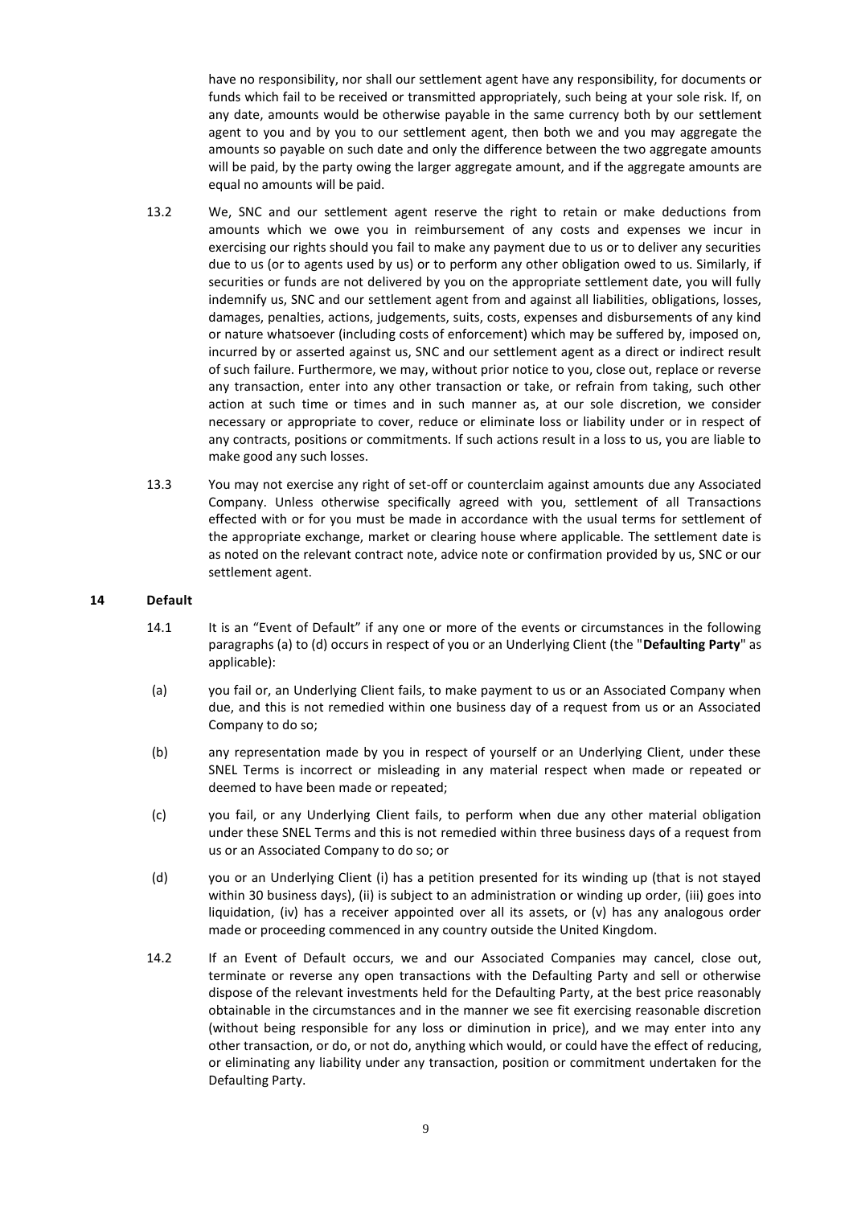have no responsibility, nor shall our settlement agent have any responsibility, for documents or funds which fail to be received or transmitted appropriately, such being at your sole risk. If, on any date, amounts would be otherwise payable in the same currency both by our settlement agent to you and by you to our settlement agent, then both we and you may aggregate the amounts so payable on such date and only the difference between the two aggregate amounts will be paid, by the party owing the larger aggregate amount, and if the aggregate amounts are equal no amounts will be paid.

13.2 We, SNC and our settlement agent reserve the right to retain or make deductions from amounts which we owe you in reimbursement of any costs and expenses we incur in exercising our rights should you fail to make any payment due to us or to deliver any securities due to us (or to agents used by us) or to perform any other obligation owed to us. Similarly, if securities or funds are not delivered by you on the appropriate settlement date, you will fully indemnify us, SNC and our settlement agent from and against all liabilities, obligations, losses, damages, penalties, actions, judgements, suits, costs, expenses and disbursements of any kind or nature whatsoever (including costs of enforcement) which may be suffered by, imposed on, incurred by or asserted against us, SNC and our settlement agent as a direct or indirect result of such failure. Furthermore, we may, without prior notice to you, close out, replace or reverse any transaction, enter into any other transaction or take, or refrain from taking, such other action at such time or times and in such manner as, at our sole discretion, we consider necessary or appropriate to cover, reduce or eliminate loss or liability under or in respect of any contracts, positions or commitments. If such actions result in a loss to us, you are liable to make good any such losses.

13.3 You may not exercise any right of set-off or counterclaim against amounts due any Associated Company. Unless otherwise specifically agreed with you, settlement of all Transactions effected with or for you must be made in accordance with the usual terms for settlement of the appropriate exchange, market or clearing house where applicable. The settlement date is as noted on the relevant contract note, advice note or confirmation provided by us, SNC or our settlement agent.

## 14 Default

14.1 It is an "Event of Default" if any one or more of the events or circumstances in the following paragraphs (a) to (d) occurs in respect of you or an Underlying Client (the "**Defaulting Party**" as applicable):

(a) you fail or, an Underlying Client fails, to make payment to us or an Associated Company when due, and this is not remedied within one business day of a request from us or an Associated Company to do so;

(b) any representation made by you in respect of yourself or an Underlying Client, under these SNEL Terms is incorrect or misleading in any material respect when made or repeated or deemed to have been made or repeated;

(c) you fail, or any Underlying Client fails, to perform when due any other material obligation under these SNEL Terms and this is not remedied within three business days of a request from us or an Associated Company to do so; or

(d) you or an Underlying Client (i) has a petition presented for its winding up (that is not stayed within 30 business days), (ii) is subject to an administration or winding up order, (iii) goes into liquidation, (iv) has a receiver appointed over all its assets, or (v) has any analogous order made or proceeding commenced in any country outside the United Kingdom.

14.2 If an Event of Default occurs, we and our Associated Companies may cancel, close out, terminate or reverse any open transactions with the Defaulting Party and sell or otherwise dispose of the relevant investments held for the Defaulting Party, at the best price reasonably obtainable in the circumstances and in the manner we see fit exercising reasonable discretion (without being responsible for any loss or diminution in price), and we may enter into any other transaction, or do, or not do, anything which would, or could have the effect of reducing, or eliminating any liability under any transaction, position or commitment undertaken for the Defaulting Party.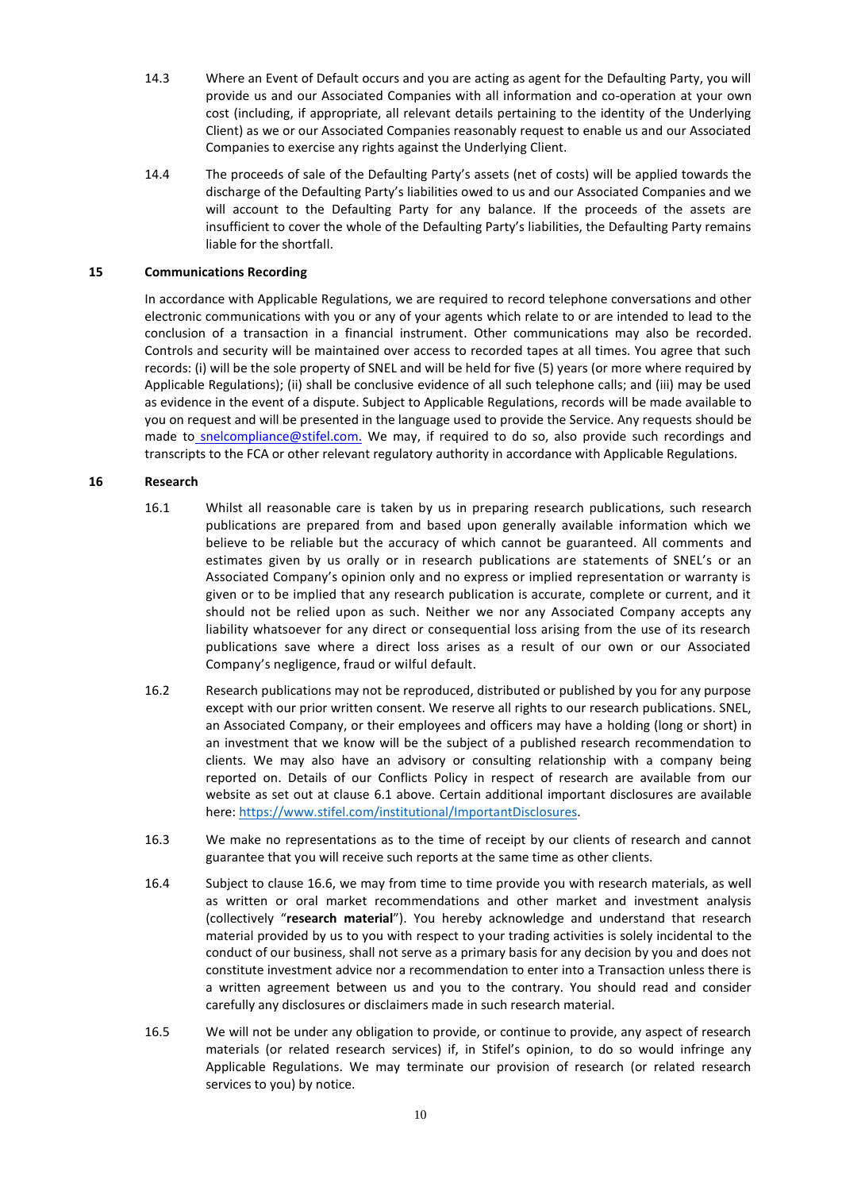14.3 Where an Event of Default occurs and you are acting as agent for the Defaulting Party, you will provide us and our Associated Companies with all information and co-operation at your own cost (including, if appropriate, all relevant details pertaining to the identity of the Underlying Client) as we or our Associated Companies reasonably request to enable us and our Associated Companies to exercise any rights against the Underlying Client.

14.4 The proceeds of sale of the Defaulting Party's assets (net of costs) will be applied towards the discharge of the Defaulting Party's liabilities owed to us and our Associated Companies and we will account to the Defaulting Party for any balance. If the proceeds of the assets are insufficient to cover the whole of the Defaulting Party's liabilities, the Defaulting Party remains liable for the shortfall.

## 15 Communications Recording

In accordance with Applicable Regulations, we are required to record telephone conversations and other electronic communications with you or any of your agents which relate to or are intended to lead to the conclusion of a transaction in a financial instrument. Other communications may also be recorded. Controls and security will be maintained over access to recorded tapes at all times. You agree that such records: (i) will be the sole property of SNEL and will be held for five (5) years (or more where required by Applicable Regulations); (ii) shall be conclusive evidence of all such telephone calls; and (iii) may be used as evidence in the event of a dispute. Subject to Applicable Regulations, records will be made available to you on request and will be presented in the language used to provide the Service. Any requests should be made to snelcompliance@stifel.com. We may, if required to do so, also provide such recordings and transcripts to the FCA or other relevant regulatory authority in accordance with Applicable Regulations.

## 16 Research

16.1 Whilst all reasonable care is taken by us in preparing research publications, such research publications are prepared from and based upon generally available information which we believe to be reliable but the accuracy of which cannot be guaranteed. All comments and estimates given by us orally or in research publications are statements of SNEL's or an Associated Company's opinion only and no express or implied representation or warranty is given or to be implied that any research publication is accurate, complete or current, and it should not be relied upon as such. Neither we nor any Associated Company accepts any liability whatsoever for any direct or consequential loss arising from the use of its research publications save where a direct loss arises as a result of our own or our Associated Company's negligence, fraud or wilful default.

16.2 Research publications may not be reproduced, distributed or published by you for any purpose except with our prior written consent. We reserve all rights to our research publications. SNEL, an Associated Company, or their employees and officers may have a holding (long or short) in an investment that we know will be the subject of a published research recommendation to clients. We may also have an advisory or consulting relationship with a company being reported on. Details of our Conflicts Policy in respect of research are available from our website as set out at clause 6.1 above. Certain additional important disclosures are available here: https://www.stifel.com/institutional/ImportantDisclosures.

16.3 We make no representations as to the time of receipt by our clients of research and cannot guarantee that you will receive such reports at the same time as other clients.

16.4 Subject to clause 16.6, we may from time to time provide you with research materials, as well as written or oral market recommendations and other market and investment analysis (collectively "**research material**"). You hereby acknowledge and understand that research material provided by us to you with respect to your trading activities is solely incidental to the conduct of our business, shall not serve as a primary basis for any decision by you and does not constitute investment advice nor a recommendation to enter into a Transaction unless there is a written agreement between us and you to the contrary. You should read and consider carefully any disclosures or disclaimers made in such research material.

16.5 We will not be under any obligation to provide, or continue to provide, any aspect of research materials (or related research services) if, in Stifel's opinion, to do so would infringe any Applicable Regulations. We may terminate our provision of research (or related research services to you) by notice.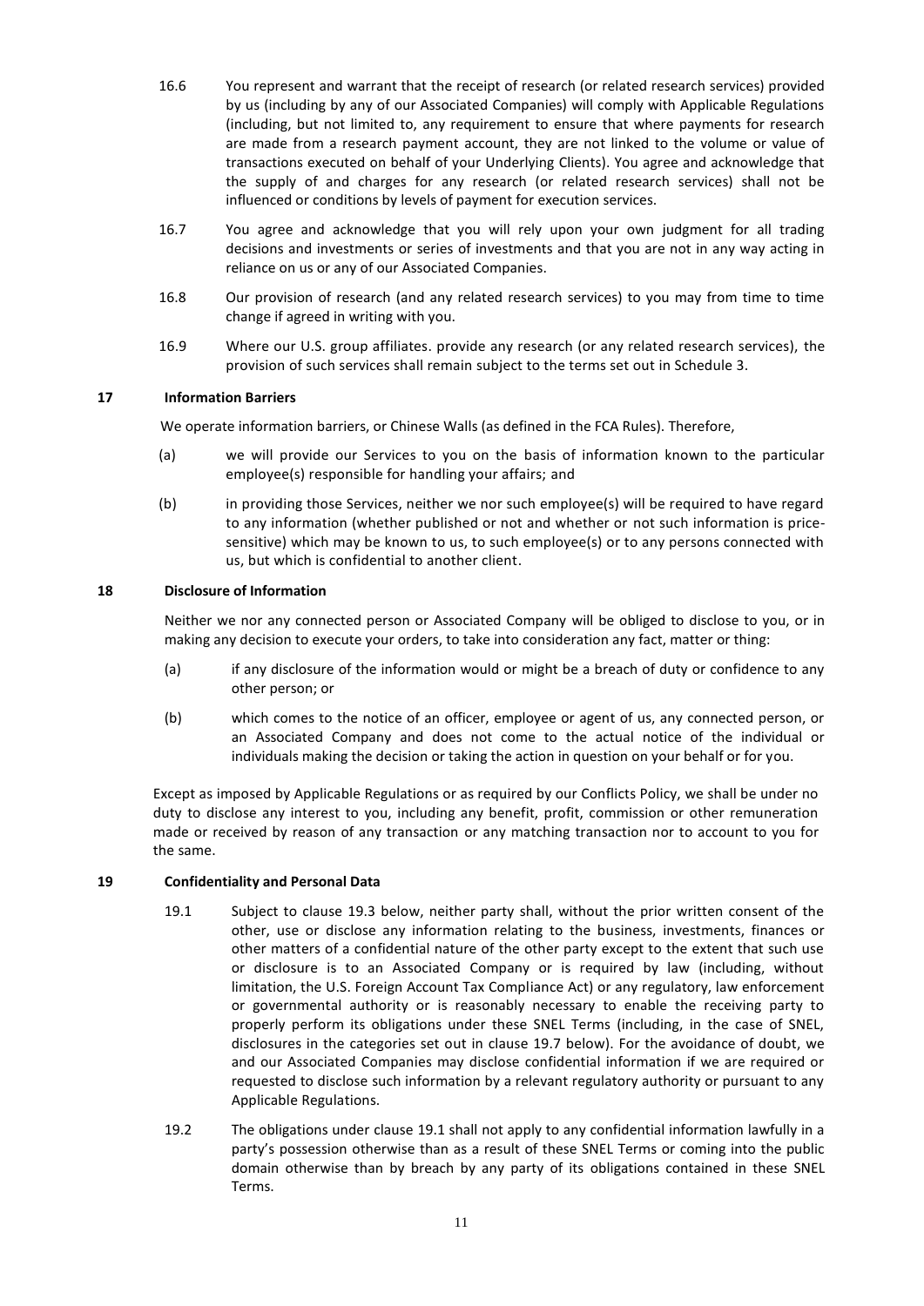16.6 You represent and warrant that the receipt of research (or related research services) provided by us (including by any of our Associated Companies) will comply with Applicable Regulations (including, but not limited to, any requirement to ensure that where payments for research are made from a research payment account, they are not linked to the volume or value of transactions executed on behalf of your Underlying Clients). You agree and acknowledge that the supply of and charges for any research (or related research services) shall not be influenced or conditions by levels of payment for execution services.

16.7 You agree and acknowledge that you will rely upon your own judgment for all trading decisions and investments or series of investments and that you are not in any way acting in reliance on us or any of our Associated Companies.

16.8 Our provision of research (and any related research services) to you may from time to time change if agreed in writing with you.

16.9 Where our U.S. group affiliates. provide any research (or any related research services), the provision of such services shall remain subject to the terms set out in Schedule 3.

## 17 Information Barriers

We operate information barriers, or Chinese Walls (as defined in the FCA Rules). Therefore,

(a) we will provide our Services to you on the basis of information known to the particular employee(s) responsible for handling your affairs; and

(b) in providing those Services, neither we nor such employee(s) will be required to have regard to any information (whether published or not and whether or not such information is price-sensitive) which may be known to us, to such employee(s) or to any persons connected with us, but which is confidential to another client.

## 18 Disclosure of Information

Neither we nor any connected person or Associated Company will be obliged to disclose to you, or in making any decision to execute your orders, to take into consideration any fact, matter or thing:

(a) if any disclosure of the information would or might be a breach of duty or confidence to any other person; or

(b) which comes to the notice of an officer, employee or agent of us, any connected person, or an Associated Company and does not come to the actual notice of the individual or individuals making the decision or taking the action in question on your behalf or for you.

Except as imposed by Applicable Regulations or as required by our Conflicts Policy, we shall be under no duty to disclose any interest to you, including any benefit, profit, commission or other remuneration made or received by reason of any transaction or any matching transaction nor to account to you for the same.

## 19 Confidentiality and Personal Data

19.1 Subject to clause 19.3 below, neither party shall, without the prior written consent of the other, use or disclose any information relating to the business, investments, finances or other matters of a confidential nature of the other party except to the extent that such use or disclosure is to an Associated Company or is required by law (including, without limitation, the U.S. Foreign Account Tax Compliance Act) or any regulatory, law enforcement or governmental authority or is reasonably necessary to enable the receiving party to properly perform its obligations under these SNEL Terms (including, in the case of SNEL, disclosures in the categories set out in clause 19.7 below). For the avoidance of doubt, we and our Associated Companies may disclose confidential information if we are required or requested to disclose such information by a relevant regulatory authority or pursuant to any Applicable Regulations.

19.2 The obligations under clause 19.1 shall not apply to any confidential information lawfully in a party's possession otherwise than as a result of these SNEL Terms or coming into the public domain otherwise than by breach by any party of its obligations contained in these SNEL Terms.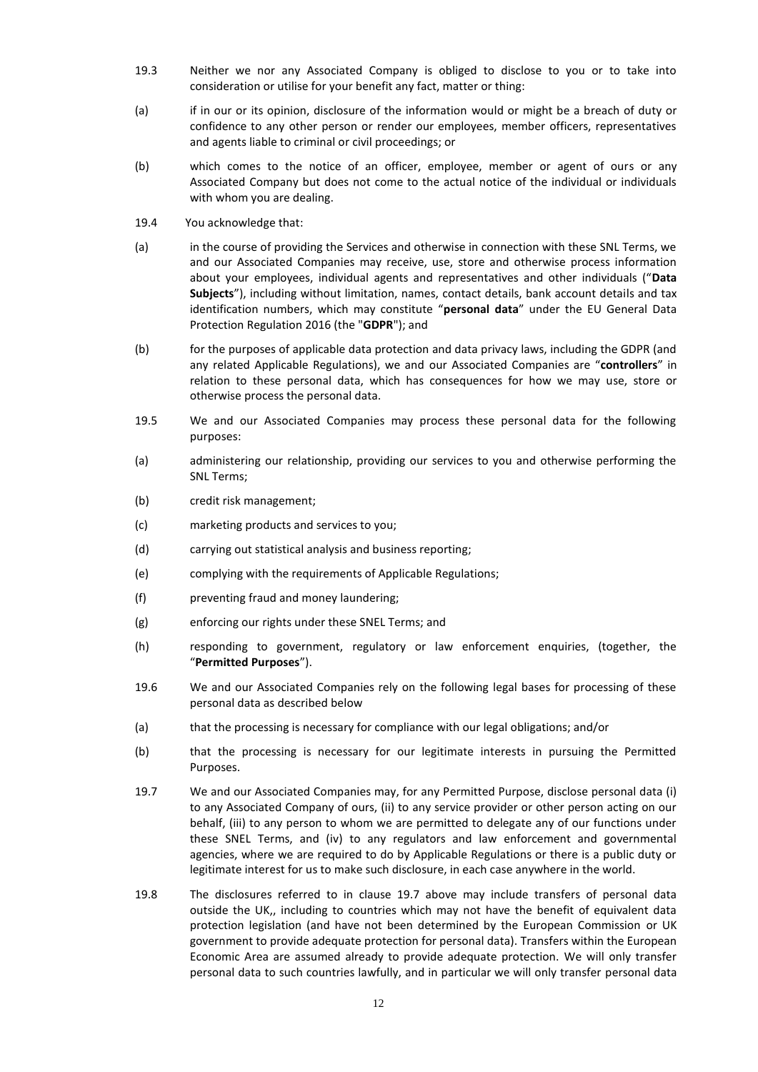19.3 Neither we nor any Associated Company is obliged to disclose to you or to take into consideration or utilise for your benefit any fact, matter or thing:

(a) if in our or its opinion, disclosure of the information would or might be a breach of duty or confidence to any other person or render our employees, member officers, representatives and agents liable to criminal or civil proceedings; or

(b) which comes to the notice of an officer, employee, member or agent of ours or any Associated Company but does not come to the actual notice of the individual or individuals with whom you are dealing.

19.4 You acknowledge that:

(a) in the course of providing the Services and otherwise in connection with these SNL Terms, we and our Associated Companies may receive, use, store and otherwise process information about your employees, individual agents and representatives and other individuals ("**Data Subjects**"), including without limitation, names, contact details, bank account details and tax identification numbers, which may constitute "**personal data**" under the EU General Data Protection Regulation 2016 (the "**GDPR**"); and

(b) for the purposes of applicable data protection and data privacy laws, including the GDPR (and any related Applicable Regulations), we and our Associated Companies are "**controllers**" in relation to these personal data, which has consequences for how we may use, store or otherwise process the personal data.

19.5 We and our Associated Companies may process these personal data for the following purposes:

(a) administering our relationship, providing our services to you and otherwise performing the SNL Terms;

(b) credit risk management;

(c) marketing products and services to you;

(d) carrying out statistical analysis and business reporting;

(e) complying with the requirements of Applicable Regulations;

(f) preventing fraud and money laundering;

(g) enforcing our rights under these SNEL Terms; and

(h) responding to government, regulatory or law enforcement enquiries, (together, the "**Permitted Purposes**").

19.6 We and our Associated Companies rely on the following legal bases for processing of these personal data as described below

(a) that the processing is necessary for compliance with our legal obligations; and/or

(b) that the processing is necessary for our legitimate interests in pursuing the Permitted Purposes.

19.7 We and our Associated Companies may, for any Permitted Purpose, disclose personal data (i) to any Associated Company of ours, (ii) to any service provider or other person acting on our behalf, (iii) to any person to whom we are permitted to delegate any of our functions under these SNEL Terms, and (iv) to any regulators and law enforcement and governmental agencies, where we are required to do by Applicable Regulations or there is a public duty or legitimate interest for us to make such disclosure, in each case anywhere in the world.

19.8 The disclosures referred to in clause 19.7 above may include transfers of personal data outside the UK,, including to countries which may not have the benefit of equivalent data protection legislation (and have not been determined by the European Commission or UK government to provide adequate protection for personal data). Transfers within the European Economic Area are assumed already to provide adequate protection. We will only transfer personal data to such countries lawfully, and in particular we will only transfer personal data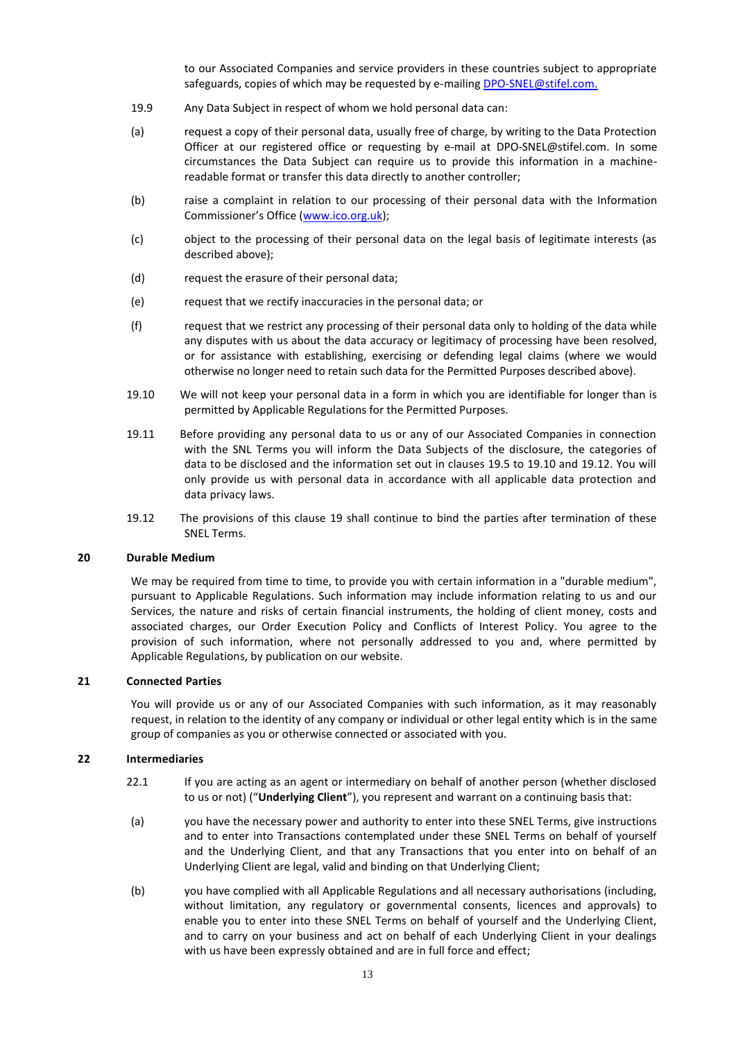to our Associated Companies and service providers in these countries subject to appropriate safeguards, copies of which may be requested by e-mailing DPO-SNEL@stifel.com.

19.9 Any Data Subject in respect of whom we hold personal data can:

(a) request a copy of their personal data, usually free of charge, by writing to the Data Protection Officer at our registered office or requesting by e-mail at DPO-SNEL@stifel.com. In some circumstances the Data Subject can require us to provide this information in a machine-readable format or transfer this data directly to another controller;

(b) raise a complaint in relation to our processing of their personal data with the Information Commissioner's Office (www.ico.org.uk);

(c) object to the processing of their personal data on the legal basis of legitimate interests (as described above);

(d) request the erasure of their personal data;

(e) request that we rectify inaccuracies in the personal data; or

(f) request that we restrict any processing of their personal data only to holding of the data while any disputes with us about the data accuracy or legitimacy of processing have been resolved, or for assistance with establishing, exercising or defending legal claims (where we would otherwise no longer need to retain such data for the Permitted Purposes described above).

19.10 We will not keep your personal data in a form in which you are identifiable for longer than is permitted by Applicable Regulations for the Permitted Purposes.

19.11 Before providing any personal data to us or any of our Associated Companies in connection with the SNL Terms you will inform the Data Subjects of the disclosure, the categories of data to be disclosed and the information set out in clauses 19.5 to 19.10 and 19.12. You will only provide us with personal data in accordance with all applicable data protection and data privacy laws.

19.12 The provisions of this clause 19 shall continue to bind the parties after termination of these SNEL Terms.

## 20 Durable Medium

We may be required from time to time, to provide you with certain information in a "durable medium", pursuant to Applicable Regulations. Such information may include information relating to us and our Services, the nature and risks of certain financial instruments, the holding of client money, costs and associated charges, our Order Execution Policy and Conflicts of Interest Policy. You agree to the provision of such information, where not personally addressed to you and, where permitted by Applicable Regulations, by publication on our website.

## 21 Connected Parties

You will provide us or any of our Associated Companies with such information, as it may reasonably request, in relation to the identity of any company or individual or other legal entity which is in the same group of companies as you or otherwise connected or associated with you.

## 22 Intermediaries

22.1 If you are acting as an agent or intermediary on behalf of another person (whether disclosed to us or not) ("**Underlying Client**"), you represent and warrant on a continuing basis that:

(a) you have the necessary power and authority to enter into these SNEL Terms, give instructions and to enter into Transactions contemplated under these SNEL Terms on behalf of yourself and the Underlying Client, and that any Transactions that you enter into on behalf of an Underlying Client are legal, valid and binding on that Underlying Client;

(b) you have complied with all Applicable Regulations and all necessary authorisations (including, without limitation, any regulatory or governmental consents, licences and approvals) to enable you to enter into these SNEL Terms on behalf of yourself and the Underlying Client, and to carry on your business and act on behalf of each Underlying Client in your dealings with us have been expressly obtained and are in full force and effect;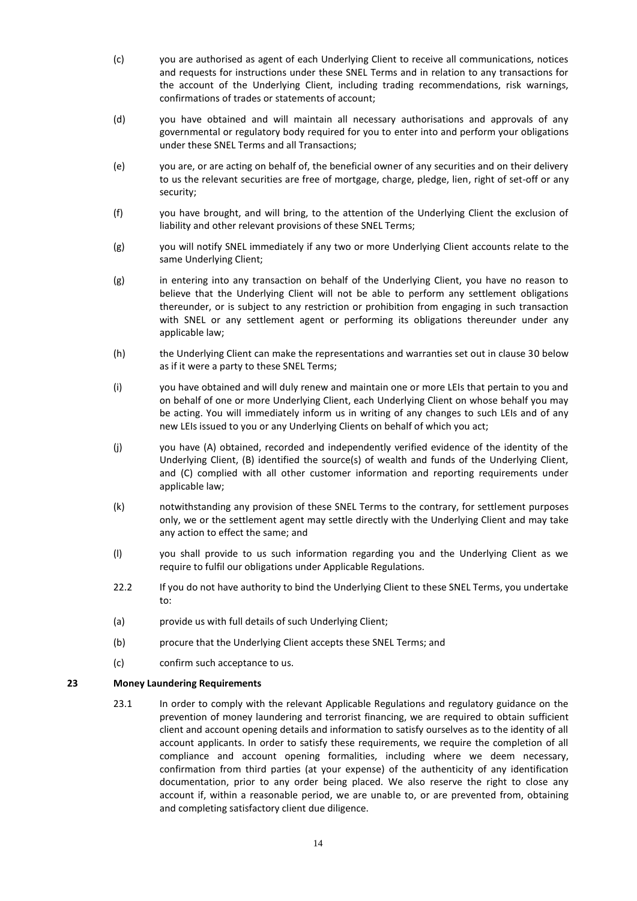(c) you are authorised as agent of each Underlying Client to receive all communications, notices and requests for instructions under these SNEL Terms and in relation to any transactions for the account of the Underlying Client, including trading recommendations, risk warnings, confirmations of trades or statements of account;

(d) you have obtained and will maintain all necessary authorisations and approvals of any governmental or regulatory body required for you to enter into and perform your obligations under these SNEL Terms and all Transactions;

(e) you are, or are acting on behalf of, the beneficial owner of any securities and on their delivery to us the relevant securities are free of mortgage, charge, pledge, lien, right of set-off or any security;

(f) you have brought, and will bring, to the attention of the Underlying Client the exclusion of liability and other relevant provisions of these SNEL Terms;

(g) you will notify SNEL immediately if any two or more Underlying Client accounts relate to the same Underlying Client;

(g) in entering into any transaction on behalf of the Underlying Client, you have no reason to believe that the Underlying Client will not be able to perform any settlement obligations thereunder, or is subject to any restriction or prohibition from engaging in such transaction with SNEL or any settlement agent or performing its obligations thereunder under any applicable law;

(h) the Underlying Client can make the representations and warranties set out in clause 30 below as if it were a party to these SNEL Terms;

(i) you have obtained and will duly renew and maintain one or more LEIs that pertain to you and on behalf of one or more Underlying Client, each Underlying Client on whose behalf you may be acting. You will immediately inform us in writing of any changes to such LEIs and of any new LEIs issued to you or any Underlying Clients on behalf of which you act;

(j) you have (A) obtained, recorded and independently verified evidence of the identity of the Underlying Client, (B) identified the source(s) of wealth and funds of the Underlying Client, and (C) complied with all other customer information and reporting requirements under applicable law;

(k) notwithstanding any provision of these SNEL Terms to the contrary, for settlement purposes only, we or the settlement agent may settle directly with the Underlying Client and may take any action to effect the same; and

(l) you shall provide to us such information regarding you and the Underlying Client as we require to fulfil our obligations under Applicable Regulations.

22.2 If you do not have authority to bind the Underlying Client to these SNEL Terms, you undertake to:

(a) provide us with full details of such Underlying Client;

(b) procure that the Underlying Client accepts these SNEL Terms; and

(c) confirm such acceptance to us.

## 23 Money Laundering Requirements

23.1 In order to comply with the relevant Applicable Regulations and regulatory guidance on the prevention of money laundering and terrorist financing, we are required to obtain sufficient client and account opening details and information to satisfy ourselves as to the identity of all account applicants. In order to satisfy these requirements, we require the completion of all compliance and account opening formalities, including where we deem necessary, confirmation from third parties (at your expense) of the authenticity of any identification documentation, prior to any order being placed. We also reserve the right to close any account if, within a reasonable period, we are unable to, or are prevented from, obtaining and completing satisfactory client due diligence.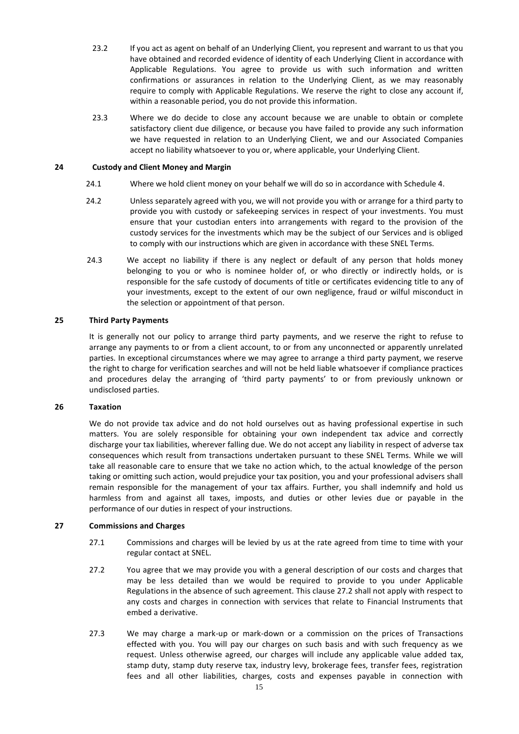23.2 If you act as agent on behalf of an Underlying Client, you represent and warrant to us that you have obtained and recorded evidence of identity of each Underlying Client in accordance with Applicable Regulations. You agree to provide us with such information and written confirmations or assurances in relation to the Underlying Client, as we may reasonably require to comply with Applicable Regulations. We reserve the right to close any account if, within a reasonable period, you do not provide this information.

23.3 Where we do decide to close any account because we are unable to obtain or complete satisfactory client due diligence, or because you have failed to provide any such information we have requested in relation to an Underlying Client, we and our Associated Companies accept no liability whatsoever to you or, where applicable, your Underlying Client.

## 24 Custody and Client Money and Margin

24.1 Where we hold client money on your behalf we will do so in accordance with Schedule 4.

24.2 Unless separately agreed with you, we will not provide you with or arrange for a third party to provide you with custody or safekeeping services in respect of your investments. You must ensure that your custodian enters into arrangements with regard to the provision of the custody services for the investments which may be the subject of our Services and is obliged to comply with our instructions which are given in accordance with these SNEL Terms.

24.3 We accept no liability if there is any neglect or default of any person that holds money belonging to you or who is nominee holder of, or who directly or indirectly holds, or is responsible for the safe custody of documents of title or certificates evidencing title to any of your investments, except to the extent of our own negligence, fraud or wilful misconduct in the selection or appointment of that person.

## 25 Third Party Payments

It is generally not our policy to arrange third party payments, and we reserve the right to refuse to arrange any payments to or from a client account, to or from any unconnected or apparently unrelated parties. In exceptional circumstances where we may agree to arrange a third party payment, we reserve the right to charge for verification searches and will not be held liable whatsoever if compliance practices and procedures delay the arranging of 'third party payments' to or from previously unknown or undisclosed parties.

## 26 Taxation

We do not provide tax advice and do not hold ourselves out as having professional expertise in such matters. You are solely responsible for obtaining your own independent tax advice and correctly discharge your tax liabilities, wherever falling due. We do not accept any liability in respect of adverse tax consequences which result from transactions undertaken pursuant to these SNEL Terms. While we will take all reasonable care to ensure that we take no action which, to the actual knowledge of the person taking or omitting such action, would prejudice your tax position, you and your professional advisers shall remain responsible for the management of your tax affairs. Further, you shall indemnify and hold us harmless from and against all taxes, imposts, and duties or other levies due or payable in the performance of our duties in respect of your instructions.

## 27 Commissions and Charges

27.1 Commissions and charges will be levied by us at the rate agreed from time to time with your regular contact at SNEL.

27.2 You agree that we may provide you with a general description of our costs and charges that may be less detailed than we would be required to provide to you under Applicable Regulations in the absence of such agreement. This clause 27.2 shall not apply with respect to any costs and charges in connection with services that relate to Financial Instruments that embed a derivative.

27.3 We may charge a mark-up or mark-down or a commission on the prices of Transactions effected with you. You will pay our charges on such basis and with such frequency as we request. Unless otherwise agreed, our charges will include any applicable value added tax, stamp duty, stamp duty reserve tax, industry levy, brokerage fees, transfer fees, registration fees and all other liabilities, charges, costs and expenses payable in connection with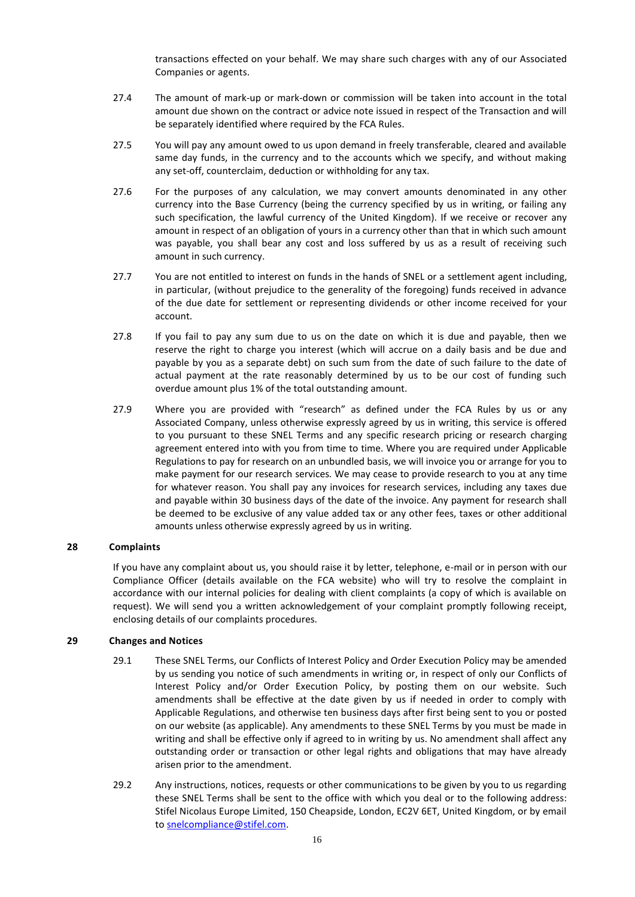transactions effected on your behalf. We may share such charges with any of our Associated Companies or agents.

27.4 The amount of mark-up or mark-down or commission will be taken into account in the total amount due shown on the contract or advice note issued in respect of the Transaction and will be separately identified where required by the FCA Rules.

27.5 You will pay any amount owed to us upon demand in freely transferable, cleared and available same day funds, in the currency and to the accounts which we specify, and without making any set-off, counterclaim, deduction or withholding for any tax.

27.6 For the purposes of any calculation, we may convert amounts denominated in any other currency into the Base Currency (being the currency specified by us in writing, or failing any such specification, the lawful currency of the United Kingdom). If we receive or recover any amount in respect of an obligation of yours in a currency other than that in which such amount was payable, you shall bear any cost and loss suffered by us as a result of receiving such amount in such currency.

27.7 You are not entitled to interest on funds in the hands of SNEL or a settlement agent including, in particular, (without prejudice to the generality of the foregoing) funds received in advance of the due date for settlement or representing dividends or other income received for your account.

27.8 If you fail to pay any sum due to us on the date on which it is due and payable, then we reserve the right to charge you interest (which will accrue on a daily basis and be due and payable by you as a separate debt) on such sum from the date of such failure to the date of actual payment at the rate reasonably determined by us to be our cost of funding such overdue amount plus 1% of the total outstanding amount.

27.9 Where you are provided with "research" as defined under the FCA Rules by us or any Associated Company, unless otherwise expressly agreed by us in writing, this service is offered to you pursuant to these SNEL Terms and any specific research pricing or research charging agreement entered into with you from time to time. Where you are required under Applicable Regulations to pay for research on an unbundled basis, we will invoice you or arrange for you to make payment for our research services. We may cease to provide research to you at any time for whatever reason. You shall pay any invoices for research services, including any taxes due and payable within 30 business days of the date of the invoice. Any payment for research shall be deemed to be exclusive of any value added tax or any other fees, taxes or other additional amounts unless otherwise expressly agreed by us in writing.

## 28 Complaints

If you have any complaint about us, you should raise it by letter, telephone, e-mail or in person with our Compliance Officer (details available on the FCA website) who will try to resolve the complaint in accordance with our internal policies for dealing with client complaints (a copy of which is available on request). We will send you a written acknowledgement of your complaint promptly following receipt, enclosing details of our complaints procedures.

## 29 Changes and Notices

29.1 These SNEL Terms, our Conflicts of Interest Policy and Order Execution Policy may be amended by us sending you notice of such amendments in writing or, in respect of only our Conflicts of Interest Policy and/or Order Execution Policy, by posting them on our website. Such amendments shall be effective at the date given by us if needed in order to comply with Applicable Regulations, and otherwise ten business days after first being sent to you or posted on our website (as applicable). Any amendments to these SNEL Terms by you must be made in writing and shall be effective only if agreed to in writing by us. No amendment shall affect any outstanding order or transaction or other legal rights and obligations that may have already arisen prior to the amendment.

29.2 Any instructions, notices, requests or other communications to be given by you to us regarding these SNEL Terms shall be sent to the office with which you deal or to the following address: Stifel Nicolaus Europe Limited, 150 Cheapside, London, EC2V 6ET, United Kingdom, or by email to snelcompliance@stifel.com.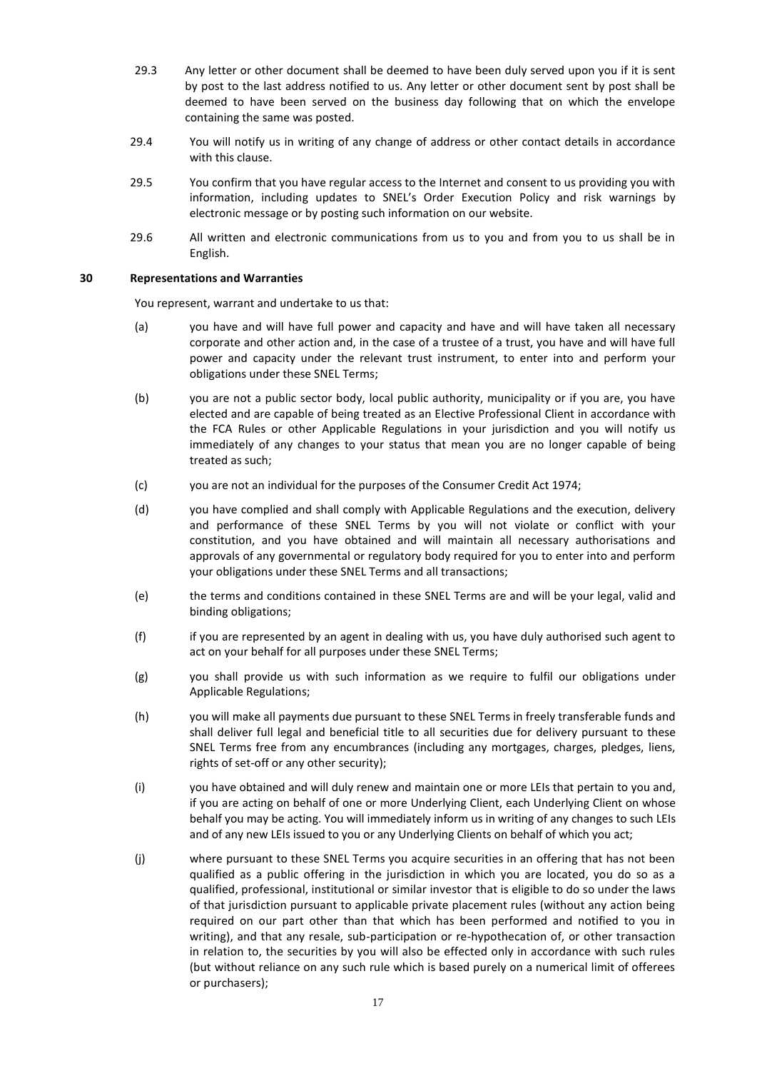29.3 Any letter or other document shall be deemed to have been duly served upon you if it is sent by post to the last address notified to us. Any letter or other document sent by post shall be deemed to have been served on the business day following that on which the envelope containing the same was posted.

29.4 You will notify us in writing of any change of address or other contact details in accordance with this clause.

29.5 You confirm that you have regular access to the Internet and consent to us providing you with information, including updates to SNEL's Order Execution Policy and risk warnings by electronic message or by posting such information on our website.

29.6 All written and electronic communications from us to you and from you to us shall be in English.

## 30 Representations and Warranties

You represent, warrant and undertake to us that:

(a) you have and will have full power and capacity and have and will have taken all necessary corporate and other action and, in the case of a trustee of a trust, you have and will have full power and capacity under the relevant trust instrument, to enter into and perform your obligations under these SNEL Terms;

(b) you are not a public sector body, local public authority, municipality or if you are, you have elected and are capable of being treated as an Elective Professional Client in accordance with the FCA Rules or other Applicable Regulations in your jurisdiction and you will notify us immediately of any changes to your status that mean you are no longer capable of being treated as such;

(c) you are not an individual for the purposes of the Consumer Credit Act 1974;

(d) you have complied and shall comply with Applicable Regulations and the execution, delivery and performance of these SNEL Terms by you will not violate or conflict with your constitution, and you have obtained and will maintain all necessary authorisations and approvals of any governmental or regulatory body required for you to enter into and perform your obligations under these SNEL Terms and all transactions;

(e) the terms and conditions contained in these SNEL Terms are and will be your legal, valid and binding obligations;

(f) if you are represented by an agent in dealing with us, you have duly authorised such agent to act on your behalf for all purposes under these SNEL Terms;

(g) you shall provide us with such information as we require to fulfil our obligations under Applicable Regulations;

(h) you will make all payments due pursuant to these SNEL Terms in freely transferable funds and shall deliver full legal and beneficial title to all securities due for delivery pursuant to these SNEL Terms free from any encumbrances (including any mortgages, charges, pledges, liens, rights of set-off or any other security);

(i) you have obtained and will duly renew and maintain one or more LEIs that pertain to you and, if you are acting on behalf of one or more Underlying Client, each Underlying Client on whose behalf you may be acting. You will immediately inform us in writing of any changes to such LEIs and of any new LEIs issued to you or any Underlying Clients on behalf of which you act;

(j) where pursuant to these SNEL Terms you acquire securities in an offering that has not been qualified as a public offering in the jurisdiction in which you are located, you do so as a qualified, professional, institutional or similar investor that is eligible to do so under the laws of that jurisdiction pursuant to applicable private placement rules (without any action being required on our part other than that which has been performed and notified to you in writing), and that any resale, sub-participation or re-hypothecation of, or other transaction in relation to, the securities by you will also be effected only in accordance with such rules (but without reliance on any such rule which is based purely on a numerical limit of offerees or purchasers);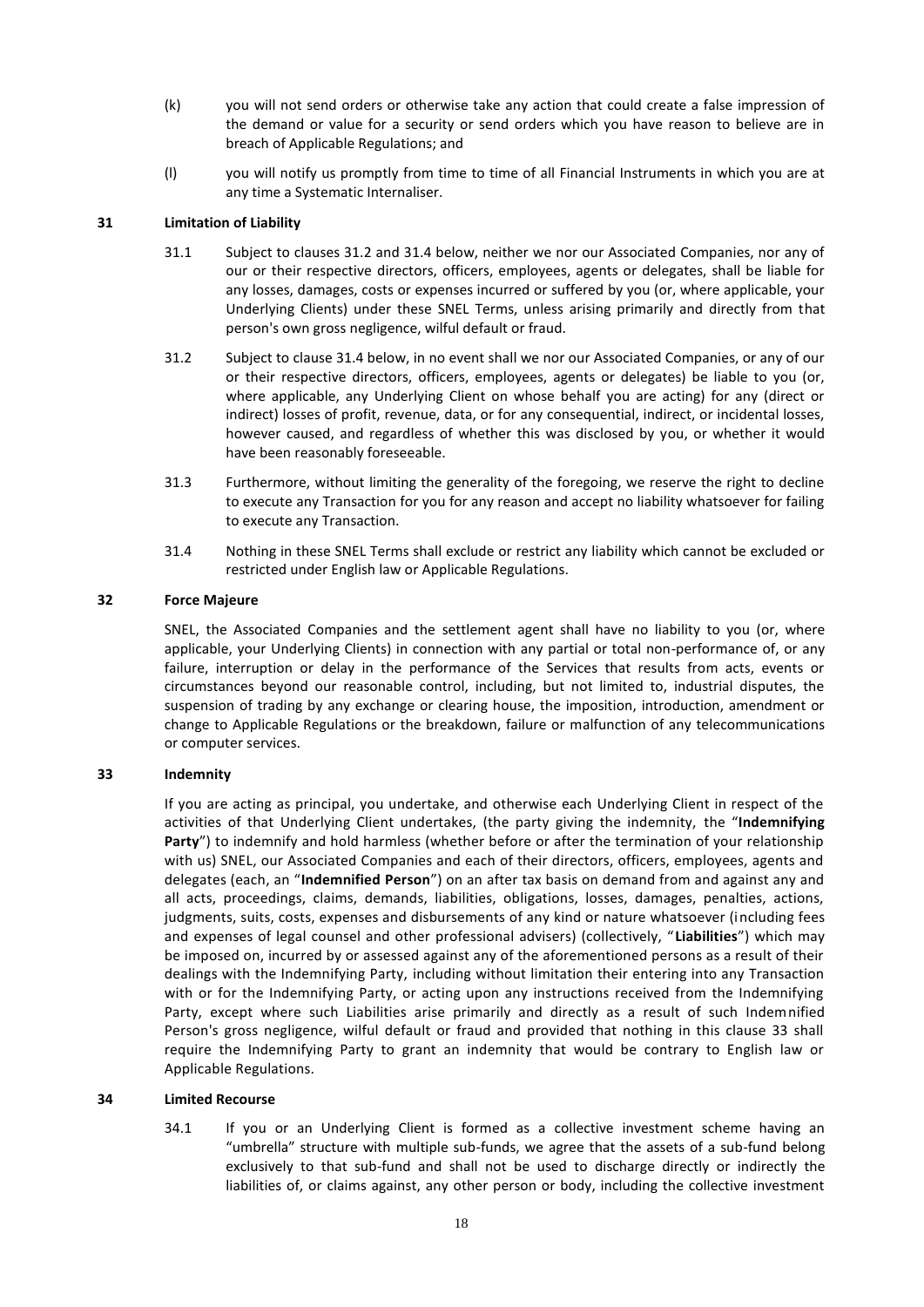(k) you will not send orders or otherwise take any action that could create a false impression of the demand or value for a security or send orders which you have reason to believe are in breach of Applicable Regulations; and

(l) you will notify us promptly from time to time of all Financial Instruments in which you are at any time a Systematic Internaliser.

## 31 Limitation of Liability

31.1 Subject to clauses 31.2 and 31.4 below, neither we nor our Associated Companies, nor any of our or their respective directors, officers, employees, agents or delegates, shall be liable for any losses, damages, costs or expenses incurred or suffered by you (or, where applicable, your Underlying Clients) under these SNEL Terms, unless arising primarily and directly from that person's own gross negligence, wilful default or fraud.

31.2 Subject to clause 31.4 below, in no event shall we nor our Associated Companies, or any of our or their respective directors, officers, employees, agents or delegates) be liable to you (or, where applicable, any Underlying Client on whose behalf you are acting) for any (direct or indirect) losses of profit, revenue, data, or for any consequential, indirect, or incidental losses, however caused, and regardless of whether this was disclosed by you, or whether it would have been reasonably foreseeable.

31.3 Furthermore, without limiting the generality of the foregoing, we reserve the right to decline to execute any Transaction for you for any reason and accept no liability whatsoever for failing to execute any Transaction.

31.4 Nothing in these SNEL Terms shall exclude or restrict any liability which cannot be excluded or restricted under English law or Applicable Regulations.

## 32 Force Majeure

SNEL, the Associated Companies and the settlement agent shall have no liability to you (or, where applicable, your Underlying Clients) in connection with any partial or total non-performance of, or any failure, interruption or delay in the performance of the Services that results from acts, events or circumstances beyond our reasonable control, including, but not limited to, industrial disputes, the suspension of trading by any exchange or clearing house, the imposition, introduction, amendment or change to Applicable Regulations or the breakdown, failure or malfunction of any telecommunications or computer services.

## 33 Indemnity

If you are acting as principal, you undertake, and otherwise each Underlying Client in respect of the activities of that Underlying Client undertakes, (the party giving the indemnity, the "**Indemnifying Party**") to indemnify and hold harmless (whether before or after the termination of your relationship with us) SNEL, our Associated Companies and each of their directors, officers, employees, agents and delegates (each, an "**Indemnified Person**") on an after tax basis on demand from and against any and all acts, proceedings, claims, demands, liabilities, obligations, losses, damages, penalties, actions, judgments, suits, costs, expenses and disbursements of any kind or nature whatsoever (including fees and expenses of legal counsel and other professional advisers) (collectively, "**Liabilities**") which may be imposed on, incurred by or assessed against any of the aforementioned persons as a result of their dealings with the Indemnifying Party, including without limitation their entering into any Transaction with or for the Indemnifying Party, or acting upon any instructions received from the Indemnifying Party, except where such Liabilities arise primarily and directly as a result of such Indemnified Person's gross negligence, wilful default or fraud and provided that nothing in this clause 33 shall require the Indemnifying Party to grant an indemnity that would be contrary to English law or Applicable Regulations.

## 34 Limited Recourse

34.1 If you or an Underlying Client is formed as a collective investment scheme having an "umbrella" structure with multiple sub-funds, we agree that the assets of a sub-fund belong exclusively to that sub-fund and shall not be used to discharge directly or indirectly the liabilities of, or claims against, any other person or body, including the collective investment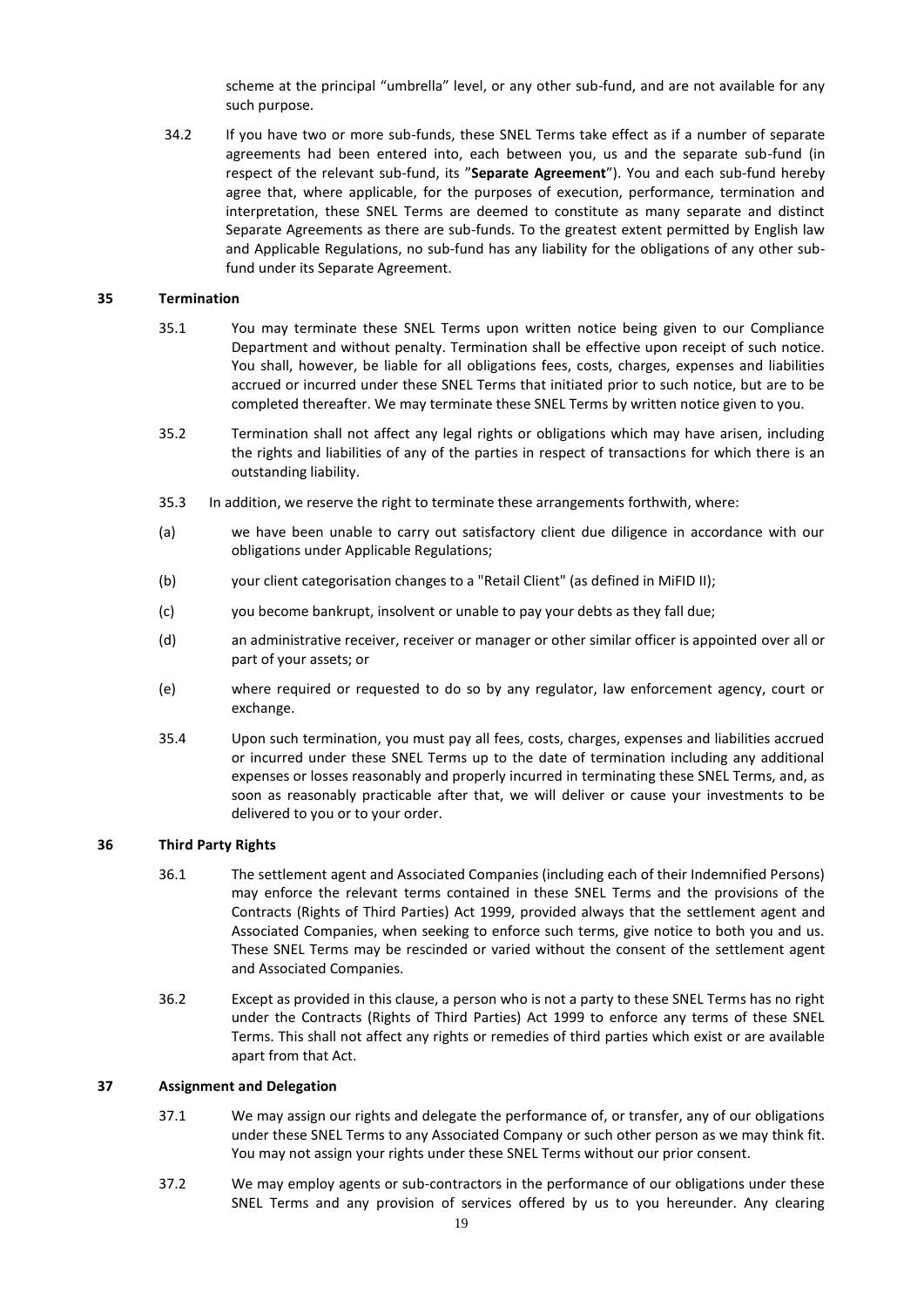scheme at the principal "umbrella" level, or any other sub-fund, and are not available for any such purpose.

34.2 If you have two or more sub-funds, these SNEL Terms take effect as if a number of separate agreements had been entered into, each between you, us and the separate sub-fund (in respect of the relevant sub-fund, its "**Separate Agreement**"). You and each sub-fund hereby agree that, where applicable, for the purposes of execution, performance, termination and interpretation, these SNEL Terms are deemed to constitute as many separate and distinct Separate Agreements as there are sub-funds. To the greatest extent permitted by English law and Applicable Regulations, no sub-fund has any liability for the obligations of any other sub-fund under its Separate Agreement.

## 35 Termination

35.1 You may terminate these SNEL Terms upon written notice being given to our Compliance Department and without penalty. Termination shall be effective upon receipt of such notice. You shall, however, be liable for all obligations fees, costs, charges, expenses and liabilities accrued or incurred under these SNEL Terms that initiated prior to such notice, but are to be completed thereafter. We may terminate these SNEL Terms by written notice given to you.

35.2 Termination shall not affect any legal rights or obligations which may have arisen, including the rights and liabilities of any of the parties in respect of transactions for which there is an outstanding liability.

35.3 In addition, we reserve the right to terminate these arrangements forthwith, where:

(a) we have been unable to carry out satisfactory client due diligence in accordance with our obligations under Applicable Regulations;

(b) your client categorisation changes to a "Retail Client" (as defined in MiFID II);

(c) you become bankrupt, insolvent or unable to pay your debts as they fall due;

(d) an administrative receiver, receiver or manager or other similar officer is appointed over all or part of your assets; or

(e) where required or requested to do so by any regulator, law enforcement agency, court or exchange.

35.4 Upon such termination, you must pay all fees, costs, charges, expenses and liabilities accrued or incurred under these SNEL Terms up to the date of termination including any additional expenses or losses reasonably and properly incurred in terminating these SNEL Terms, and, as soon as reasonably practicable after that, we will deliver or cause your investments to be delivered to you or to your order.

## 36 Third Party Rights

36.1 The settlement agent and Associated Companies (including each of their Indemnified Persons) may enforce the relevant terms contained in these SNEL Terms and the provisions of the Contracts (Rights of Third Parties) Act 1999, provided always that the settlement agent and Associated Companies, when seeking to enforce such terms, give notice to both you and us. These SNEL Terms may be rescinded or varied without the consent of the settlement agent and Associated Companies.

36.2 Except as provided in this clause, a person who is not a party to these SNEL Terms has no right under the Contracts (Rights of Third Parties) Act 1999 to enforce any terms of these SNEL Terms. This shall not affect any rights or remedies of third parties which exist or are available apart from that Act.

## 37 Assignment and Delegation

37.1 We may assign our rights and delegate the performance of, or transfer, any of our obligations under these SNEL Terms to any Associated Company or such other person as we may think fit. You may not assign your rights under these SNEL Terms without our prior consent.

37.2 We may employ agents or sub-contractors in the performance of our obligations under these SNEL Terms and any provision of services offered by us to you hereunder. Any clearing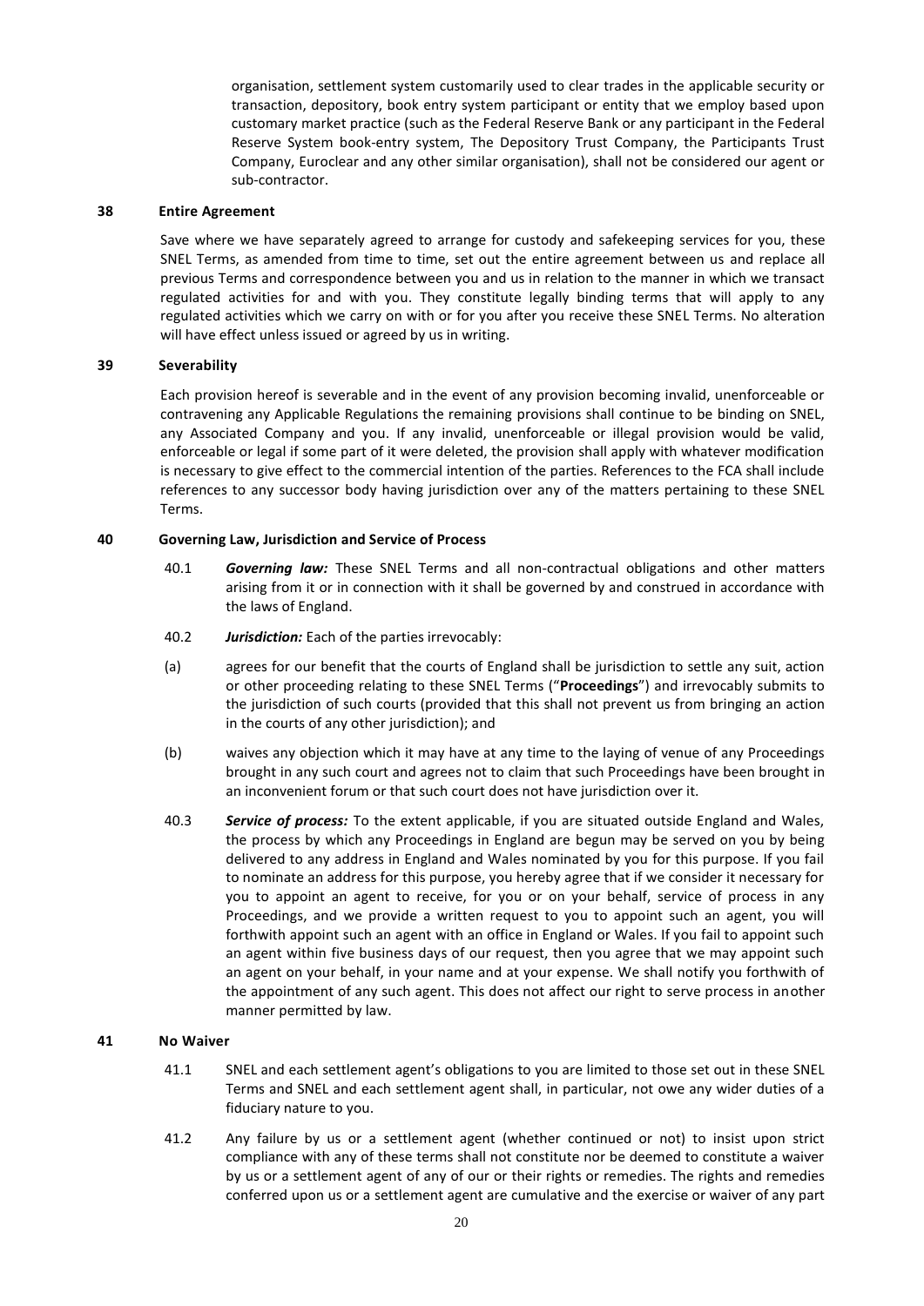organisation, settlement system customarily used to clear trades in the applicable security or transaction, depository, book entry system participant or entity that we employ based upon customary market practice (such as the Federal Reserve Bank or any participant in the Federal Reserve System book-entry system, The Depository Trust Company, the Participants Trust Company, Euroclear and any other similar organisation), shall not be considered our agent or sub-contractor.

## 38 Entire Agreement

Save where we have separately agreed to arrange for custody and safekeeping services for you, these SNEL Terms, as amended from time to time, set out the entire agreement between us and replace all previous Terms and correspondence between you and us in relation to the manner in which we transact regulated activities for and with you. They constitute legally binding terms that will apply to any regulated activities which we carry on with or for you after you receive these SNEL Terms. No alteration will have effect unless issued or agreed by us in writing.

## 39 Severability

Each provision hereof is severable and in the event of any provision becoming invalid, unenforceable or contravening any Applicable Regulations the remaining provisions shall continue to be binding on SNEL, any Associated Company and you. If any invalid, unenforceable or illegal provision would be valid, enforceable or legal if some part of it were deleted, the provision shall apply with whatever modification is necessary to give effect to the commercial intention of the parties. References to the FCA shall include references to any successor body having jurisdiction over any of the matters pertaining to these SNEL Terms.

## 40 Governing Law, Jurisdiction and Service of Process

40.1 ***Governing law:*** These SNEL Terms and all non-contractual obligations and other matters arising from it or in connection with it shall be governed by and construed in accordance with the laws of England.

40.2 ***Jurisdiction:*** Each of the parties irrevocably:

(a) agrees for our benefit that the courts of England shall be jurisdiction to settle any suit, action or other proceeding relating to these SNEL Terms ("**Proceedings**") and irrevocably submits to the jurisdiction of such courts (provided that this shall not prevent us from bringing an action in the courts of any other jurisdiction); and

(b) waives any objection which it may have at any time to the laying of venue of any Proceedings brought in any such court and agrees not to claim that such Proceedings have been brought in an inconvenient forum or that such court does not have jurisdiction over it.

40.3 ***Service of process:*** To the extent applicable, if you are situated outside England and Wales, the process by which any Proceedings in England are begun may be served on you by being delivered to any address in England and Wales nominated by you for this purpose. If you fail to nominate an address for this purpose, you hereby agree that if we consider it necessary for you to appoint an agent to receive, for you or on your behalf, service of process in any Proceedings, and we provide a written request to you to appoint such an agent, you will forthwith appoint such an agent with an office in England or Wales. If you fail to appoint such an agent within five business days of our request, then you agree that we may appoint such an agent on your behalf, in your name and at your expense. We shall notify you forthwith of the appointment of any such agent. This does not affect our right to serve process in another manner permitted by law.

## 41 No Waiver

41.1 SNEL and each settlement agent's obligations to you are limited to those set out in these SNEL Terms and SNEL and each settlement agent shall, in particular, not owe any wider duties of a fiduciary nature to you.

41.2 Any failure by us or a settlement agent (whether continued or not) to insist upon strict compliance with any of these terms shall not constitute nor be deemed to constitute a waiver by us or a settlement agent of any of our or their rights or remedies. The rights and remedies conferred upon us or a settlement agent are cumulative and the exercise or waiver of any part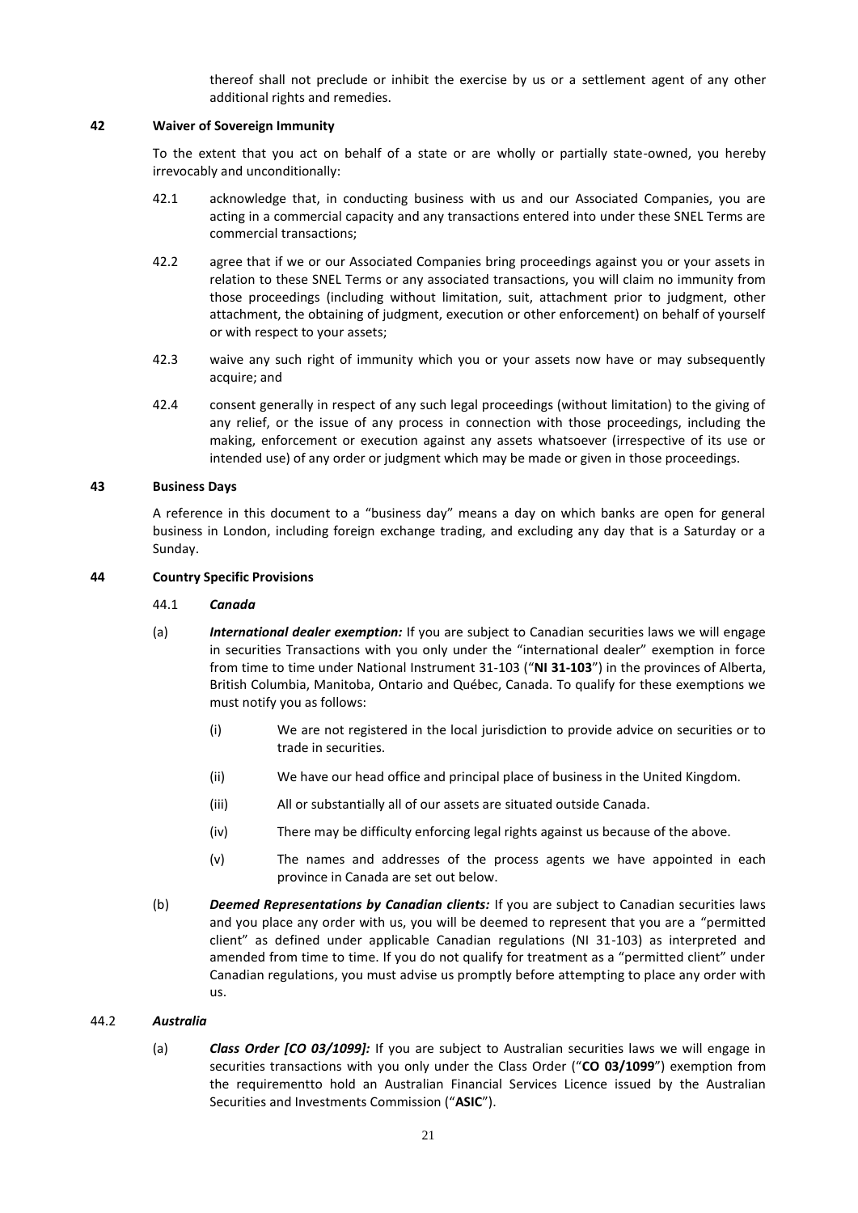thereof shall not preclude or inhibit the exercise by us or a settlement agent of any other additional rights and remedies.

## 42 Waiver of Sovereign Immunity

To the extent that you act on behalf of a state or are wholly or partially state-owned, you hereby irrevocably and unconditionally:

42.1 acknowledge that, in conducting business with us and our Associated Companies, you are acting in a commercial capacity and any transactions entered into under these SNEL Terms are commercial transactions;

42.2 agree that if we or our Associated Companies bring proceedings against you or your assets in relation to these SNEL Terms or any associated transactions, you will claim no immunity from those proceedings (including without limitation, suit, attachment prior to judgment, other attachment, the obtaining of judgment, execution or other enforcement) on behalf of yourself or with respect to your assets;

42.3 waive any such right of immunity which you or your assets now have or may subsequently acquire; and

42.4 consent generally in respect of any such legal proceedings (without limitation) to the giving of any relief, or the issue of any process in connection with those proceedings, including the making, enforcement or execution against any assets whatsoever (irrespective of its use or intended use) of any order or judgment which may be made or given in those proceedings.

## 43 Business Days

A reference in this document to a "business day" means a day on which banks are open for general business in London, including foreign exchange trading, and excluding any day that is a Saturday or a Sunday.

## 44 Country Specific Provisions

44.1 ***Canada***

(a) ***International dealer exemption:*** If you are subject to Canadian securities laws we will engage in securities Transactions with you only under the "international dealer" exemption in force from time to time under National Instrument 31-103 ("**NI 31-103**") in the provinces of Alberta, British Columbia, Manitoba, Ontario and Québec, Canada. To qualify for these exemptions we must notify you as follows:

(i) We are not registered in the local jurisdiction to provide advice on securities or to trade in securities.

(ii) We have our head office and principal place of business in the United Kingdom.

(iii) All or substantially all of our assets are situated outside Canada.

(iv) There may be difficulty enforcing legal rights against us because of the above.

(v) The names and addresses of the process agents we have appointed in each province in Canada are set out below.

(b) ***Deemed Representations by Canadian clients:*** If you are subject to Canadian securities laws and you place any order with us, you will be deemed to represent that you are a "permitted client" as defined under applicable Canadian regulations (NI 31-103) as interpreted and amended from time to time. If you do not qualify for treatment as a "permitted client" under Canadian regulations, you must advise us promptly before attempting to place any order with us.

44.2 ***Australia***

(a) ***Class Order [CO 03/1099]:*** If you are subject to Australian securities laws we will engage in securities transactions with you only under the Class Order ("**CO 03/1099**") exemption from the requirementto hold an Australian Financial Services Licence issued by the Australian Securities and Investments Commission ("**ASIC**").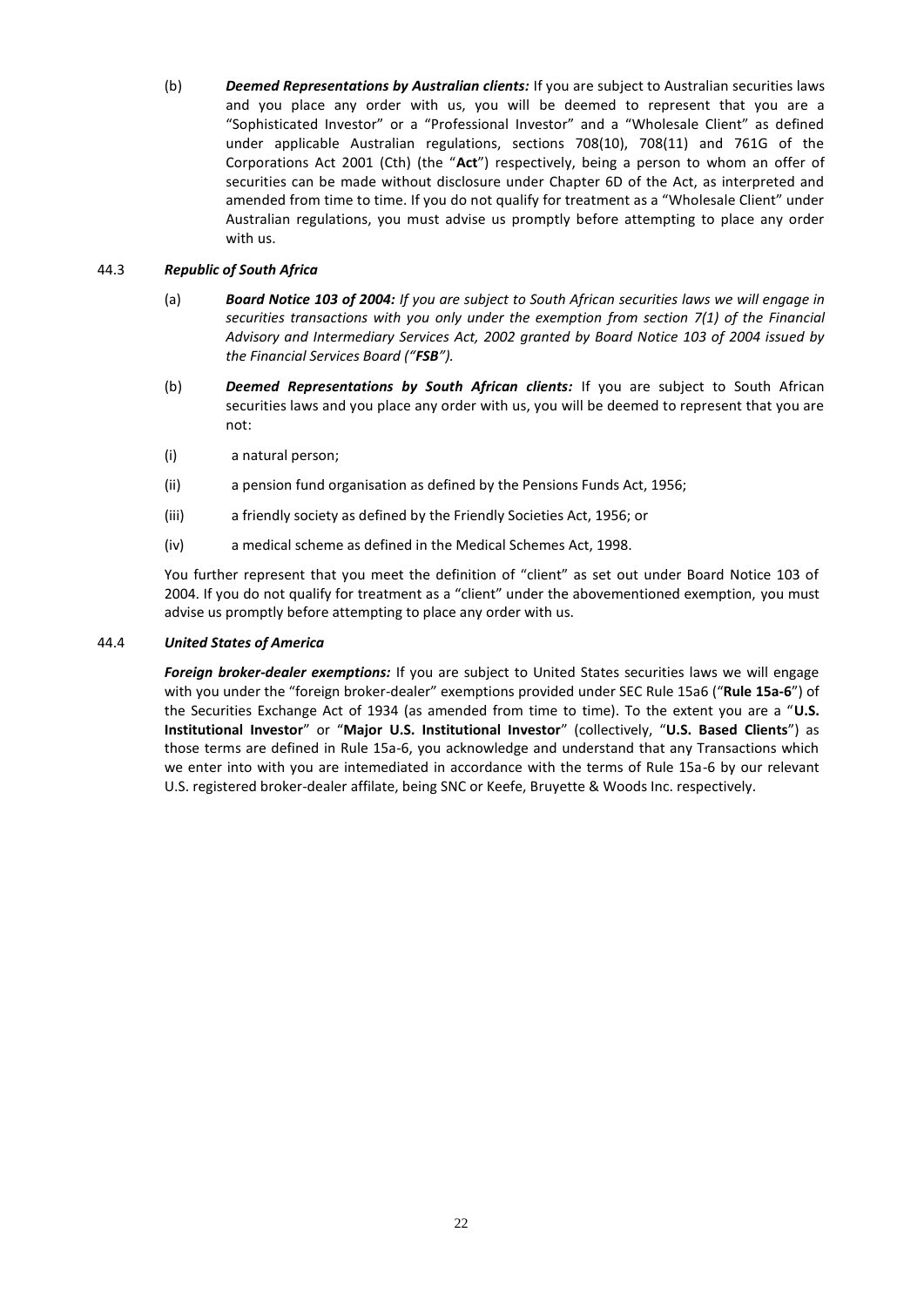(b) ***Deemed Representations by Australian clients:*** If you are subject to Australian securities laws and you place any order with us, you will be deemed to represent that you are a "Sophisticated Investor" or a "Professional Investor" and a "Wholesale Client" as defined under applicable Australian regulations, sections 708(10), 708(11) and 761G of the Corporations Act 2001 (Cth) (the "**Act**") respectively, being a person to whom an offer of securities can be made without disclosure under Chapter 6D of the Act, as interpreted and amended from time to time. If you do not qualify for treatment as a "Wholesale Client" under Australian regulations, you must advise us promptly before attempting to place any order with us.

44.3 ***Republic of South Africa***

(a) ***Board Notice 103 of 2004:*** *If you are subject to South African securities laws we will engage in securities transactions with you only under the exemption from section 7(1) of the Financial Advisory and Intermediary Services Act, 2002 granted by Board Notice 103 of 2004 issued by the Financial Services Board ("**FSB**").*

(b) ***Deemed Representations by South African clients:*** If you are subject to South African securities laws and you place any order with us, you will be deemed to represent that you are not:

(i) a natural person;

(ii) a pension fund organisation as defined by the Pensions Funds Act, 1956;

(iii) a friendly society as defined by the Friendly Societies Act, 1956; or

(iv) a medical scheme as defined in the Medical Schemes Act, 1998.

You further represent that you meet the definition of "client" as set out under Board Notice 103 of 2004. If you do not qualify for treatment as a "client" under the abovementioned exemption, you must advise us promptly before attempting to place any order with us.

44.4 ***United States of America***

***Foreign broker-dealer exemptions:*** If you are subject to United States securities laws we will engage with you under the "foreign broker-dealer" exemptions provided under SEC Rule 15a6 ("**Rule 15a-6**") of the Securities Exchange Act of 1934 (as amended from time to time). To the extent you are a "**U.S. Institutional Investor**" or "**Major U.S. Institutional Investor**" (collectively, "**U.S. Based Clients**") as those terms are defined in Rule 15a-6, you acknowledge and understand that any Transactions which we enter into with you are intemediated in accordance with the terms of Rule 15a-6 by our relevant U.S. registered broker-dealer affilate, being SNC or Keefe, Bruyette & Woods Inc. respectively.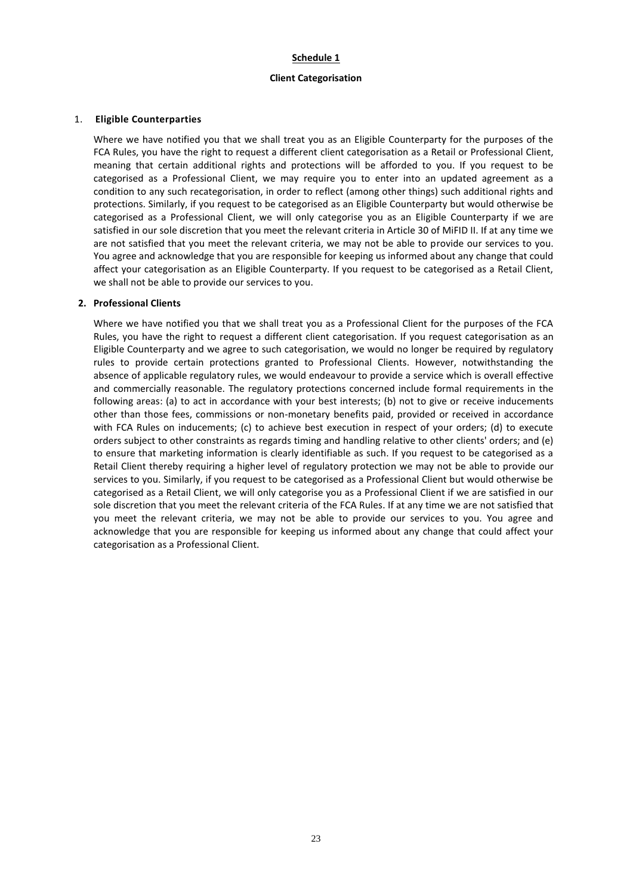## Schedule 1

### Client Categorisation

1. **Eligible Counterparties**

   Where we have notified you that we shall treat you as an Eligible Counterparty for the purposes of the FCA Rules, you have the right to request a different client categorisation as a Retail or Professional Client, meaning that certain additional rights and protections will be afforded to you. If you request to be categorised as a Professional Client, we may require you to enter into an updated agreement as a condition to any such recategorisation, in order to reflect (among other things) such additional rights and protections. Similarly, if you request to be categorised as an Eligible Counterparty but would otherwise be categorised as a Professional Client, we will only categorise you as an Eligible Counterparty if we are satisfied in our sole discretion that you meet the relevant criteria in Article 30 of MiFID II. If at any time we are not satisfied that you meet the relevant criteria, we may not be able to provide our services to you. You agree and acknowledge that you are responsible for keeping us informed about any change that could affect your categorisation as an Eligible Counterparty. If you request to be categorised as a Retail Client, we shall not be able to provide our services to you.

2. **Professional Clients**

   Where we have notified you that we shall treat you as a Professional Client for the purposes of the FCA Rules, you have the right to request a different client categorisation. If you request categorisation as an Eligible Counterparty and we agree to such categorisation, we would no longer be required by regulatory rules to provide certain protections granted to Professional Clients. However, notwithstanding the absence of applicable regulatory rules, we would endeavour to provide a service which is overall effective and commercially reasonable. The regulatory protections concerned include formal requirements in the following areas: (a) to act in accordance with your best interests; (b) not to give or receive inducements other than those fees, commissions or non-monetary benefits paid, provided or received in accordance with FCA Rules on inducements; (c) to achieve best execution in respect of your orders; (d) to execute orders subject to other constraints as regards timing and handling relative to other clients' orders; and (e) to ensure that marketing information is clearly identifiable as such. If you request to be categorised as a Retail Client thereby requiring a higher level of regulatory protection we may not be able to provide our services to you. Similarly, if you request to be categorised as a Professional Client but would otherwise be categorised as a Retail Client, we will only categorise you as a Professional Client if we are satisfied in our sole discretion that you meet the relevant criteria of the FCA Rules. If at any time we are not satisfied that you meet the relevant criteria, we may not be able to provide our services to you. You agree and acknowledge that you are responsible for keeping us informed about any change that could affect your categorisation as a Professional Client.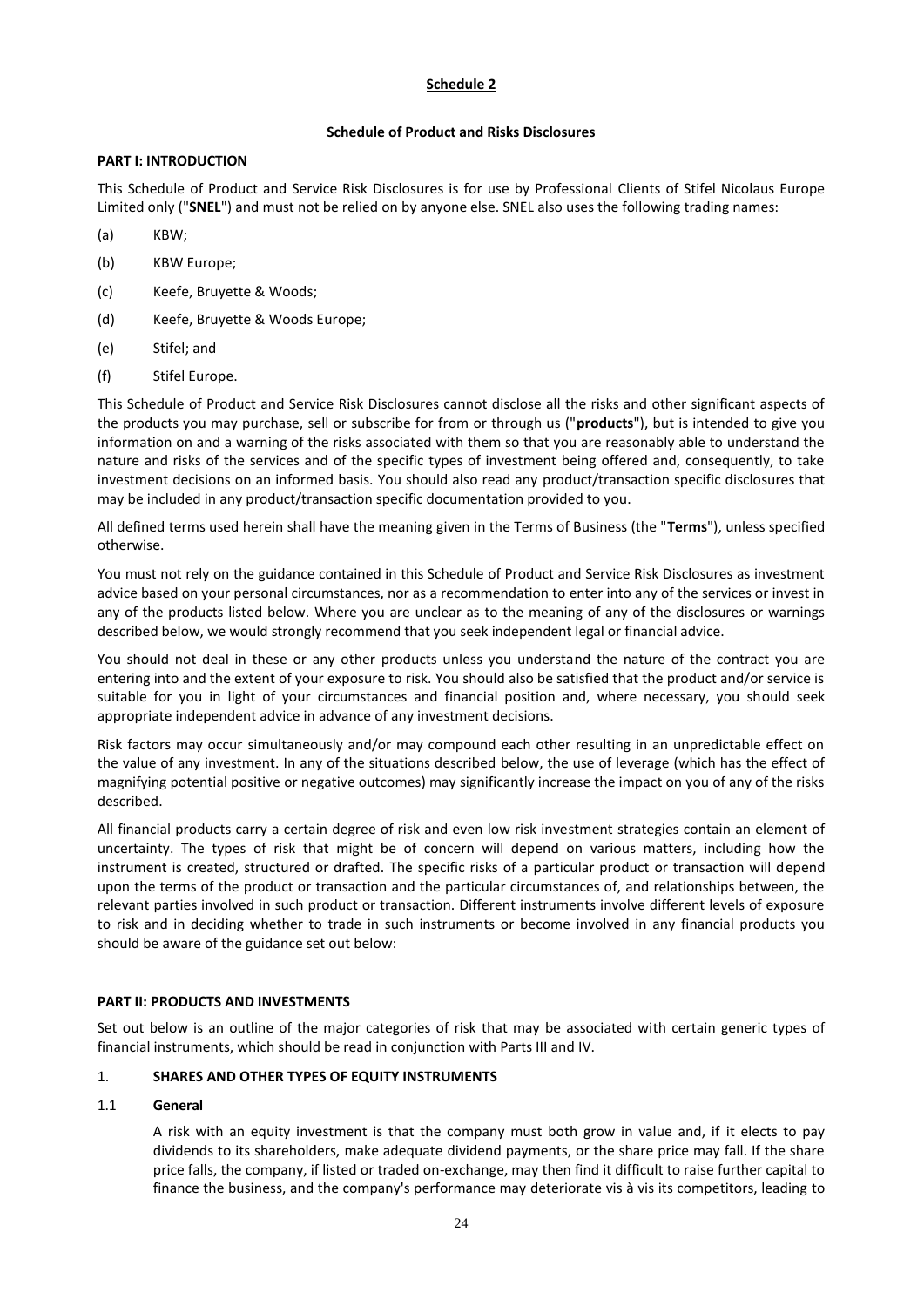# Schedule 2

## Schedule of Product and Risks Disclosures

### PART I: INTRODUCTION

This Schedule of Product and Service Risk Disclosures is for use by Professional Clients of Stifel Nicolaus Europe Limited only ("**SNEL**") and must not be relied on by anyone else. SNEL also uses the following trading names:

(a) KBW;

(b) KBW Europe;

(c) Keefe, Bruyette & Woods;

(d) Keefe, Bruyette & Woods Europe;

(e) Stifel; and

(f) Stifel Europe.

This Schedule of Product and Service Risk Disclosures cannot disclose all the risks and other significant aspects of the products you may purchase, sell or subscribe for from or through us ("**products**"), but is intended to give you information on and a warning of the risks associated with them so that you are reasonably able to understand the nature and risks of the services and of the specific types of investment being offered and, consequently, to take investment decisions on an informed basis. You should also read any product/transaction specific disclosures that may be included in any product/transaction specific documentation provided to you.

All defined terms used herein shall have the meaning given in the Terms of Business (the "**Terms**"), unless specified otherwise.

You must not rely on the guidance contained in this Schedule of Product and Service Risk Disclosures as investment advice based on your personal circumstances, nor as a recommendation to enter into any of the services or invest in any of the products listed below. Where you are unclear as to the meaning of any of the disclosures or warnings described below, we would strongly recommend that you seek independent legal or financial advice.

You should not deal in these or any other products unless you understand the nature of the contract you are entering into and the extent of your exposure to risk. You should also be satisfied that the product and/or service is suitable for you in light of your circumstances and financial position and, where necessary, you should seek appropriate independent advice in advance of any investment decisions.

Risk factors may occur simultaneously and/or may compound each other resulting in an unpredictable effect on the value of any investment. In any of the situations described below, the use of leverage (which has the effect of magnifying potential positive or negative outcomes) may significantly increase the impact on you of any of the risks described.

All financial products carry a certain degree of risk and even low risk investment strategies contain an element of uncertainty. The types of risk that might be of concern will depend on various matters, including how the instrument is created, structured or drafted. The specific risks of a particular product or transaction will depend upon the terms of the product or transaction and the particular circumstances of, and relationships between, the relevant parties involved in such product or transaction. Different instruments involve different levels of exposure to risk and in deciding whether to trade in such instruments or become involved in any financial products you should be aware of the guidance set out below:

### PART II: PRODUCTS AND INVESTMENTS

Set out below is an outline of the major categories of risk that may be associated with certain generic types of financial instruments, which should be read in conjunction with Parts III and IV.

1. **SHARES AND OTHER TYPES OF EQUITY INSTRUMENTS**

1.1 **General**

A risk with an equity investment is that the company must both grow in value and, if it elects to pay dividends to its shareholders, make adequate dividend payments, or the share price may fall. If the share price falls, the company, if listed or traded on-exchange, may then find it difficult to raise further capital to finance the business, and the company's performance may deteriorate vis à vis its competitors, leading to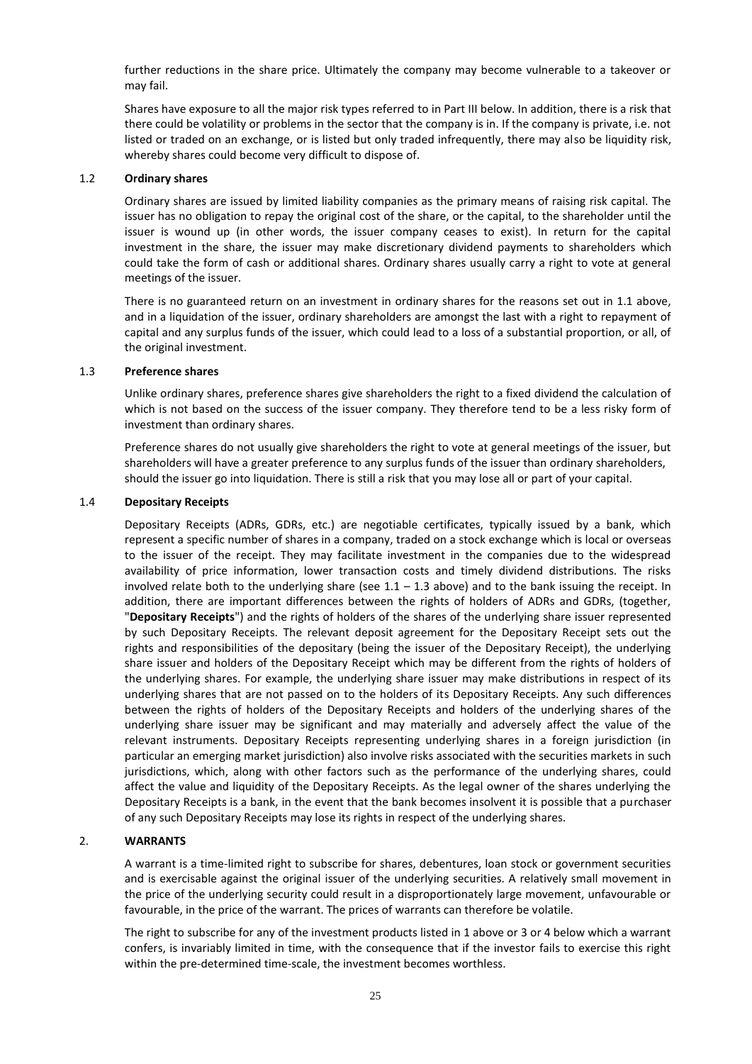further reductions in the share price. Ultimately the company may become vulnerable to a takeover or may fail.

Shares have exposure to all the major risk types referred to in Part III below. In addition, there is a risk that there could be volatility or problems in the sector that the company is in. If the company is private, i.e. not listed or traded on an exchange, or is listed but only traded infrequently, there may also be liquidity risk, whereby shares could become very difficult to dispose of.

### 1.2 Ordinary shares

Ordinary shares are issued by limited liability companies as the primary means of raising risk capital. The issuer has no obligation to repay the original cost of the share, or the capital, to the shareholder until the issuer is wound up (in other words, the issuer company ceases to exist). In return for the capital investment in the share, the issuer may make discretionary dividend payments to shareholders which could take the form of cash or additional shares. Ordinary shares usually carry a right to vote at general meetings of the issuer.

There is no guaranteed return on an investment in ordinary shares for the reasons set out in 1.1 above, and in a liquidation of the issuer, ordinary shareholders are amongst the last with a right to repayment of capital and any surplus funds of the issuer, which could lead to a loss of a substantial proportion, or all, of the original investment.

### 1.3 Preference shares

Unlike ordinary shares, preference shares give shareholders the right to a fixed dividend the calculation of which is not based on the success of the issuer company. They therefore tend to be a less risky form of investment than ordinary shares.

Preference shares do not usually give shareholders the right to vote at general meetings of the issuer, but shareholders will have a greater preference to any surplus funds of the issuer than ordinary shareholders, should the issuer go into liquidation. There is still a risk that you may lose all or part of your capital.

### 1.4 Depositary Receipts

Depositary Receipts (ADRs, GDRs, etc.) are negotiable certificates, typically issued by a bank, which represent a specific number of shares in a company, traded on a stock exchange which is local or overseas to the issuer of the receipt. They may facilitate investment in the companies due to the widespread availability of price information, lower transaction costs and timely dividend distributions. The risks involved relate both to the underlying share (see 1.1 – 1.3 above) and to the bank issuing the receipt. In addition, there are important differences between the rights of holders of ADRs and GDRs, (together, "**Depositary Receipts**") and the rights of holders of the shares of the underlying share issuer represented by such Depositary Receipts. The relevant deposit agreement for the Depositary Receipt sets out the rights and responsibilities of the depositary (being the issuer of the Depositary Receipt), the underlying share issuer and holders of the Depositary Receipt which may be different from the rights of holders of the underlying shares. For example, the underlying share issuer may make distributions in respect of its underlying shares that are not passed on to the holders of its Depositary Receipts. Any such differences between the rights of holders of the Depositary Receipts and holders of the underlying shares of the underlying share issuer may be significant and may materially and adversely affect the value of the relevant instruments. Depositary Receipts representing underlying shares in a foreign jurisdiction (in particular an emerging market jurisdiction) also involve risks associated with the securities markets in such jurisdictions, which, along with other factors such as the performance of the underlying shares, could affect the value and liquidity of the Depositary Receipts. As the legal owner of the shares underlying the Depositary Receipts is a bank, in the event that the bank becomes insolvent it is possible that a purchaser of any such Depositary Receipts may lose its rights in respect of the underlying shares.

## 2. WARRANTS

A warrant is a time-limited right to subscribe for shares, debentures, loan stock or government securities and is exercisable against the original issuer of the underlying securities. A relatively small movement in the price of the underlying security could result in a disproportionately large movement, unfavourable or favourable, in the price of the warrant. The prices of warrants can therefore be volatile.

The right to subscribe for any of the investment products listed in 1 above or 3 or 4 below which a warrant confers, is invariably limited in time, with the consequence that if the investor fails to exercise this right within the pre-determined time-scale, the investment becomes worthless.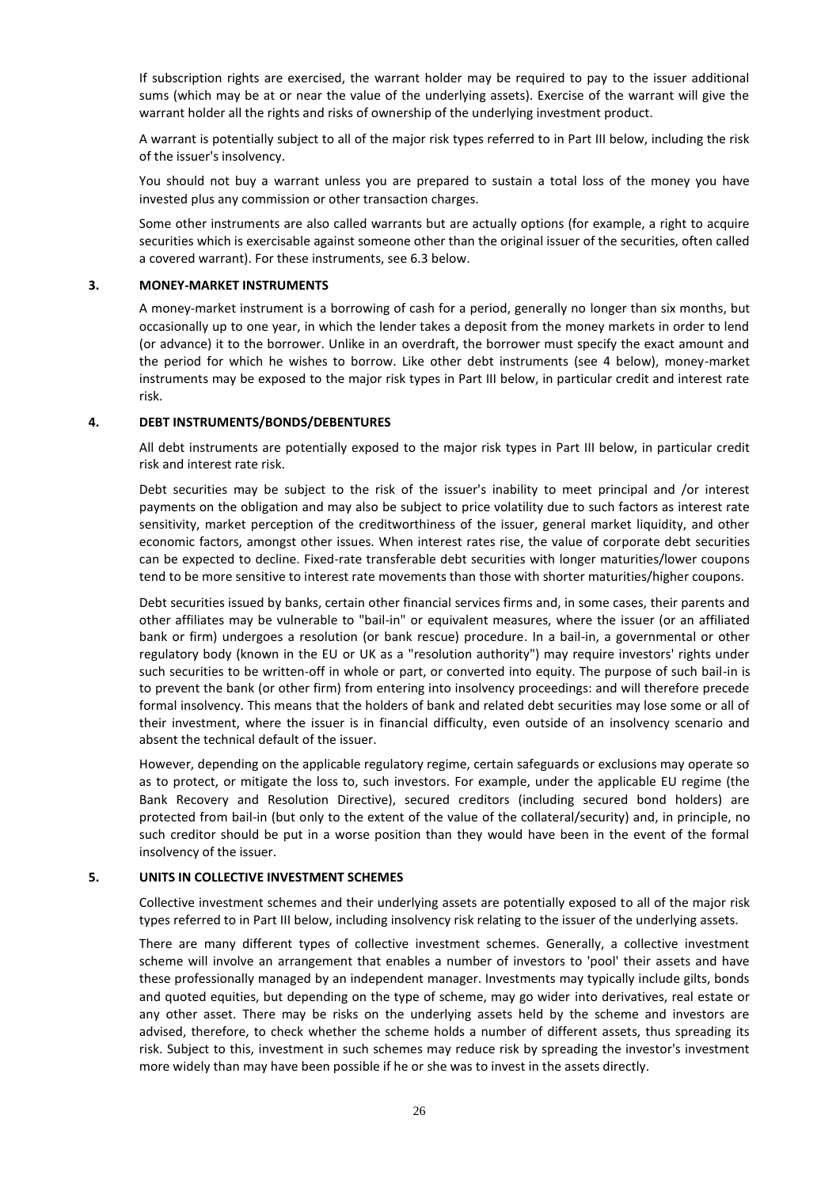If subscription rights are exercised, the warrant holder may be required to pay to the issuer additional sums (which may be at or near the value of the underlying assets). Exercise of the warrant will give the warrant holder all the rights and risks of ownership of the underlying investment product.

A warrant is potentially subject to all of the major risk types referred to in Part III below, including the risk of the issuer's insolvency.

You should not buy a warrant unless you are prepared to sustain a total loss of the money you have invested plus any commission or other transaction charges.

Some other instruments are also called warrants but are actually options (for example, a right to acquire securities which is exercisable against someone other than the original issuer of the securities, often called a covered warrant). For these instruments, see 6.3 below.

## 3. MONEY-MARKET INSTRUMENTS

A money-market instrument is a borrowing of cash for a period, generally no longer than six months, but occasionally up to one year, in which the lender takes a deposit from the money markets in order to lend (or advance) it to the borrower. Unlike in an overdraft, the borrower must specify the exact amount and the period for which he wishes to borrow. Like other debt instruments (see 4 below), money-market instruments may be exposed to the major risk types in Part III below, in particular credit and interest rate risk.

## 4. DEBT INSTRUMENTS/BONDS/DEBENTURES

All debt instruments are potentially exposed to the major risk types in Part III below, in particular credit risk and interest rate risk.

Debt securities may be subject to the risk of the issuer's inability to meet principal and /or interest payments on the obligation and may also be subject to price volatility due to such factors as interest rate sensitivity, market perception of the creditworthiness of the issuer, general market liquidity, and other economic factors, amongst other issues. When interest rates rise, the value of corporate debt securities can be expected to decline. Fixed-rate transferable debt securities with longer maturities/lower coupons tend to be more sensitive to interest rate movements than those with shorter maturities/higher coupons.

Debt securities issued by banks, certain other financial services firms and, in some cases, their parents and other affiliates may be vulnerable to "bail-in" or equivalent measures, where the issuer (or an affiliated bank or firm) undergoes a resolution (or bank rescue) procedure. In a bail-in, a governmental or other regulatory body (known in the EU or UK as a "resolution authority") may require investors' rights under such securities to be written-off in whole or part, or converted into equity. The purpose of such bail-in is to prevent the bank (or other firm) from entering into insolvency proceedings: and will therefore precede formal insolvency. This means that the holders of bank and related debt securities may lose some or all of their investment, where the issuer is in financial difficulty, even outside of an insolvency scenario and absent the technical default of the issuer.

However, depending on the applicable regulatory regime, certain safeguards or exclusions may operate so as to protect, or mitigate the loss to, such investors. For example, under the applicable EU regime (the Bank Recovery and Resolution Directive), secured creditors (including secured bond holders) are protected from bail-in (but only to the extent of the value of the collateral/security) and, in principle, no such creditor should be put in a worse position than they would have been in the event of the formal insolvency of the issuer.

## 5. UNITS IN COLLECTIVE INVESTMENT SCHEMES

Collective investment schemes and their underlying assets are potentially exposed to all of the major risk types referred to in Part III below, including insolvency risk relating to the issuer of the underlying assets.

There are many different types of collective investment schemes. Generally, a collective investment scheme will involve an arrangement that enables a number of investors to 'pool' their assets and have these professionally managed by an independent manager. Investments may typically include gilts, bonds and quoted equities, but depending on the type of scheme, may go wider into derivatives, real estate or any other asset. There may be risks on the underlying assets held by the scheme and investors are advised, therefore, to check whether the scheme holds a number of different assets, thus spreading its risk. Subject to this, investment in such schemes may reduce risk by spreading the investor's investment more widely than may have been possible if he or she was to invest in the assets directly.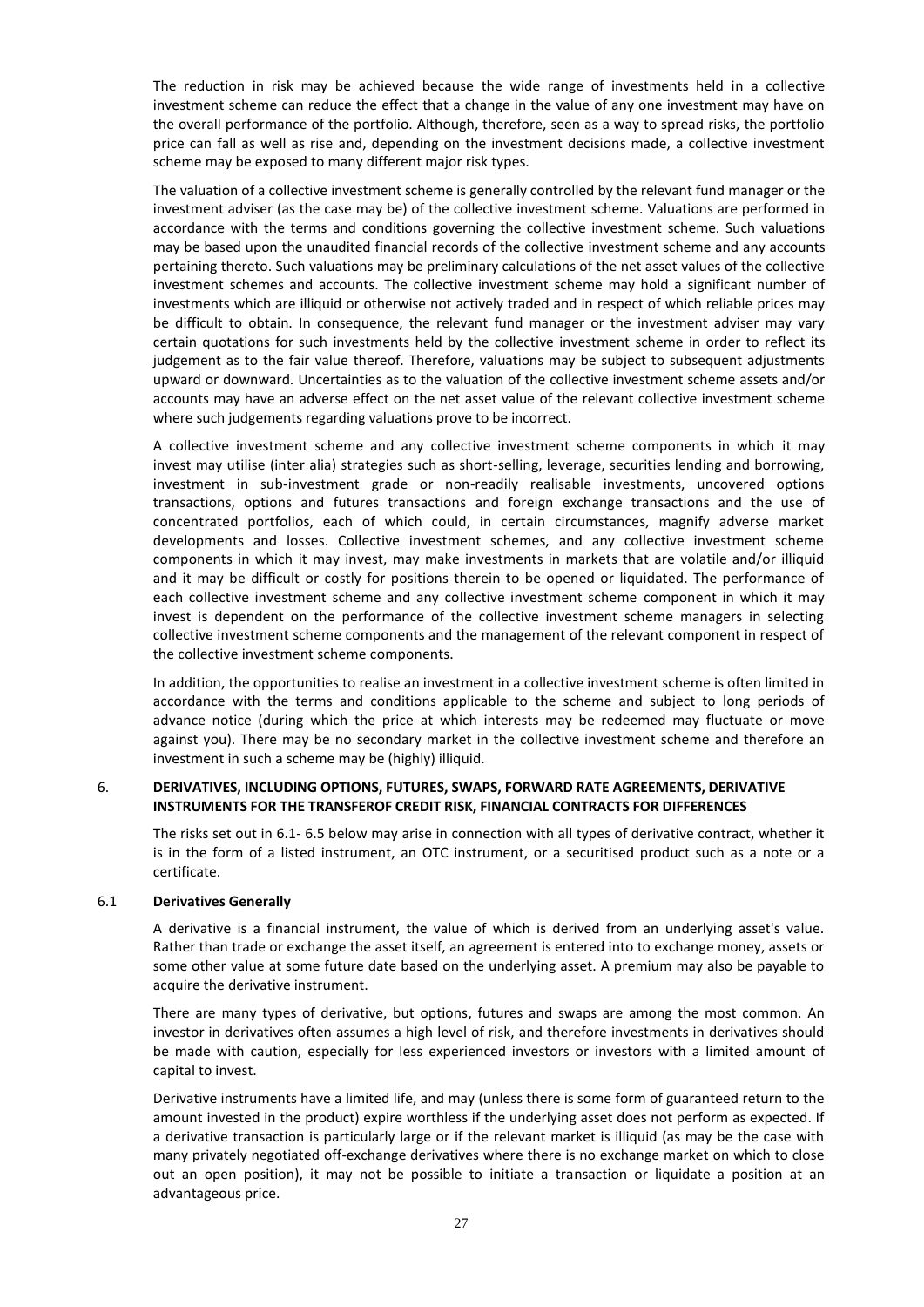The reduction in risk may be achieved because the wide range of investments held in a collective investment scheme can reduce the effect that a change in the value of any one investment may have on the overall performance of the portfolio. Although, therefore, seen as a way to spread risks, the portfolio price can fall as well as rise and, depending on the investment decisions made, a collective investment scheme may be exposed to many different major risk types.

The valuation of a collective investment scheme is generally controlled by the relevant fund manager or the investment adviser (as the case may be) of the collective investment scheme. Valuations are performed in accordance with the terms and conditions governing the collective investment scheme. Such valuations may be based upon the unaudited financial records of the collective investment scheme and any accounts pertaining thereto. Such valuations may be preliminary calculations of the net asset values of the collective investment schemes and accounts. The collective investment scheme may hold a significant number of investments which are illiquid or otherwise not actively traded and in respect of which reliable prices may be difficult to obtain. In consequence, the relevant fund manager or the investment adviser may vary certain quotations for such investments held by the collective investment scheme in order to reflect its judgement as to the fair value thereof. Therefore, valuations may be subject to subsequent adjustments upward or downward. Uncertainties as to the valuation of the collective investment scheme assets and/or accounts may have an adverse effect on the net asset value of the relevant collective investment scheme where such judgements regarding valuations prove to be incorrect.

A collective investment scheme and any collective investment scheme components in which it may invest may utilise (inter alia) strategies such as short-selling, leverage, securities lending and borrowing, investment in sub-investment grade or non-readily realisable investments, uncovered options transactions, options and futures transactions and foreign exchange transactions and the use of concentrated portfolios, each of which could, in certain circumstances, magnify adverse market developments and losses. Collective investment schemes, and any collective investment scheme components in which it may invest, may make investments in markets that are volatile and/or illiquid and it may be difficult or costly for positions therein to be opened or liquidated. The performance of each collective investment scheme and any collective investment scheme component in which it may invest is dependent on the performance of the collective investment scheme managers in selecting collective investment scheme components and the management of the relevant component in respect of the collective investment scheme components.

In addition, the opportunities to realise an investment in a collective investment scheme is often limited in accordance with the terms and conditions applicable to the scheme and subject to long periods of advance notice (during which the price at which interests may be redeemed may fluctuate or move against you). There may be no secondary market in the collective investment scheme and therefore an investment in such a scheme may be (highly) illiquid.

## 6. DERIVATIVES, INCLUDING OPTIONS, FUTURES, SWAPS, FORWARD RATE AGREEMENTS, DERIVATIVE INSTRUMENTS FOR THE TRANSFEROF CREDIT RISK, FINANCIAL CONTRACTS FOR DIFFERENCES

The risks set out in 6.1- 6.5 below may arise in connection with all types of derivative contract, whether it is in the form of a listed instrument, an OTC instrument, or a securitised product such as a note or a certificate.

### 6.1 Derivatives Generally

A derivative is a financial instrument, the value of which is derived from an underlying asset's value. Rather than trade or exchange the asset itself, an agreement is entered into to exchange money, assets or some other value at some future date based on the underlying asset. A premium may also be payable to acquire the derivative instrument.

There are many types of derivative, but options, futures and swaps are among the most common. An investor in derivatives often assumes a high level of risk, and therefore investments in derivatives should be made with caution, especially for less experienced investors or investors with a limited amount of capital to invest.

Derivative instruments have a limited life, and may (unless there is some form of guaranteed return to the amount invested in the product) expire worthless if the underlying asset does not perform as expected. If a derivative transaction is particularly large or if the relevant market is illiquid (as may be the case with many privately negotiated off-exchange derivatives where there is no exchange market on which to close out an open position), it may not be possible to initiate a transaction or liquidate a position at an advantageous price.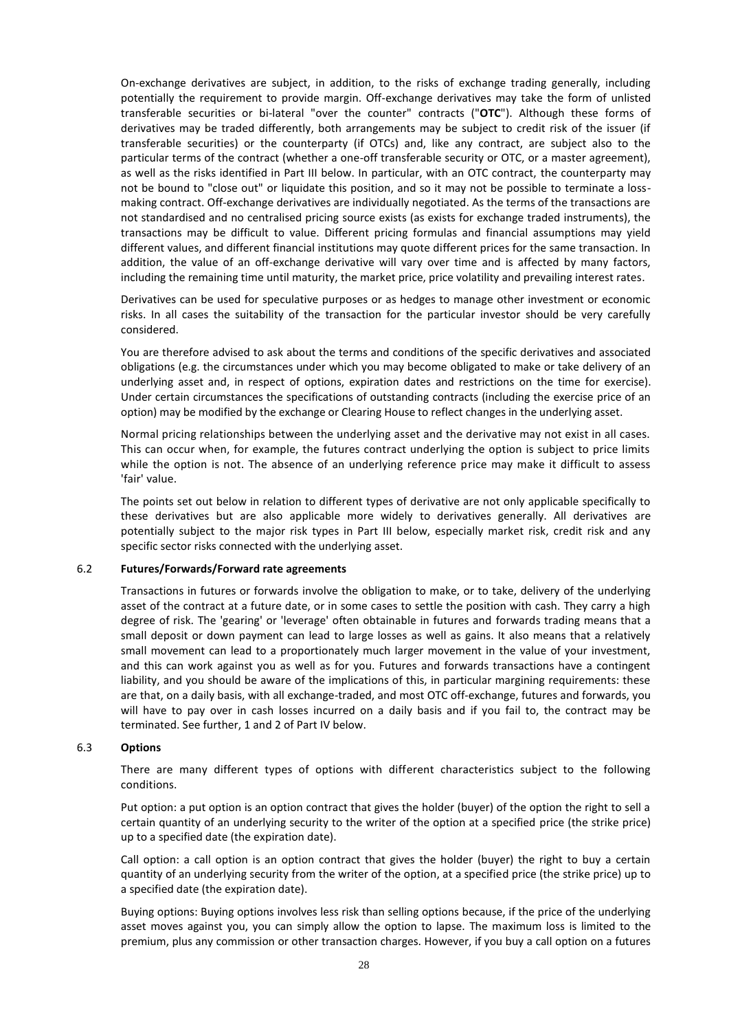On-exchange derivatives are subject, in addition, to the risks of exchange trading generally, including potentially the requirement to provide margin. Off-exchange derivatives may take the form of unlisted transferable securities or bi-lateral "over the counter" contracts ("**OTC**"). Although these forms of derivatives may be traded differently, both arrangements may be subject to credit risk of the issuer (if transferable securities) or the counterparty (if OTCs) and, like any contract, are subject also to the particular terms of the contract (whether a one-off transferable security or OTC, or a master agreement), as well as the risks identified in Part III below. In particular, with an OTC contract, the counterparty may not be bound to "close out" or liquidate this position, and so it may not be possible to terminate a loss-making contract. Off-exchange derivatives are individually negotiated. As the terms of the transactions are not standardised and no centralised pricing source exists (as exists for exchange traded instruments), the transactions may be difficult to value. Different pricing formulas and financial assumptions may yield different values, and different financial institutions may quote different prices for the same transaction. In addition, the value of an off-exchange derivative will vary over time and is affected by many factors, including the remaining time until maturity, the market price, price volatility and prevailing interest rates.

Derivatives can be used for speculative purposes or as hedges to manage other investment or economic risks. In all cases the suitability of the transaction for the particular investor should be very carefully considered.

You are therefore advised to ask about the terms and conditions of the specific derivatives and associated obligations (e.g. the circumstances under which you may become obligated to make or take delivery of an underlying asset and, in respect of options, expiration dates and restrictions on the time for exercise). Under certain circumstances the specifications of outstanding contracts (including the exercise price of an option) may be modified by the exchange or Clearing House to reflect changes in the underlying asset.

Normal pricing relationships between the underlying asset and the derivative may not exist in all cases. This can occur when, for example, the futures contract underlying the option is subject to price limits while the option is not. The absence of an underlying reference price may make it difficult to assess 'fair' value.

The points set out below in relation to different types of derivative are not only applicable specifically to these derivatives but are also applicable more widely to derivatives generally. All derivatives are potentially subject to the major risk types in Part III below, especially market risk, credit risk and any specific sector risks connected with the underlying asset.

### 6.2 Futures/Forwards/Forward rate agreements

Transactions in futures or forwards involve the obligation to make, or to take, delivery of the underlying asset of the contract at a future date, or in some cases to settle the position with cash. They carry a high degree of risk. The 'gearing' or 'leverage' often obtainable in futures and forwards trading means that a small deposit or down payment can lead to large losses as well as gains. It also means that a relatively small movement can lead to a proportionately much larger movement in the value of your investment, and this can work against you as well as for you. Futures and forwards transactions have a contingent liability, and you should be aware of the implications of this, in particular margining requirements: these are that, on a daily basis, with all exchange-traded, and most OTC off-exchange, futures and forwards, you will have to pay over in cash losses incurred on a daily basis and if you fail to, the contract may be terminated. See further, 1 and 2 of Part IV below.

### 6.3 Options

There are many different types of options with different characteristics subject to the following conditions.

Put option: a put option is an option contract that gives the holder (buyer) of the option the right to sell a certain quantity of an underlying security to the writer of the option at a specified price (the strike price) up to a specified date (the expiration date).

Call option: a call option is an option contract that gives the holder (buyer) the right to buy a certain quantity of an underlying security from the writer of the option, at a specified price (the strike price) up to a specified date (the expiration date).

Buying options: Buying options involves less risk than selling options because, if the price of the underlying asset moves against you, you can simply allow the option to lapse. The maximum loss is limited to the premium, plus any commission or other transaction charges. However, if you buy a call option on a futures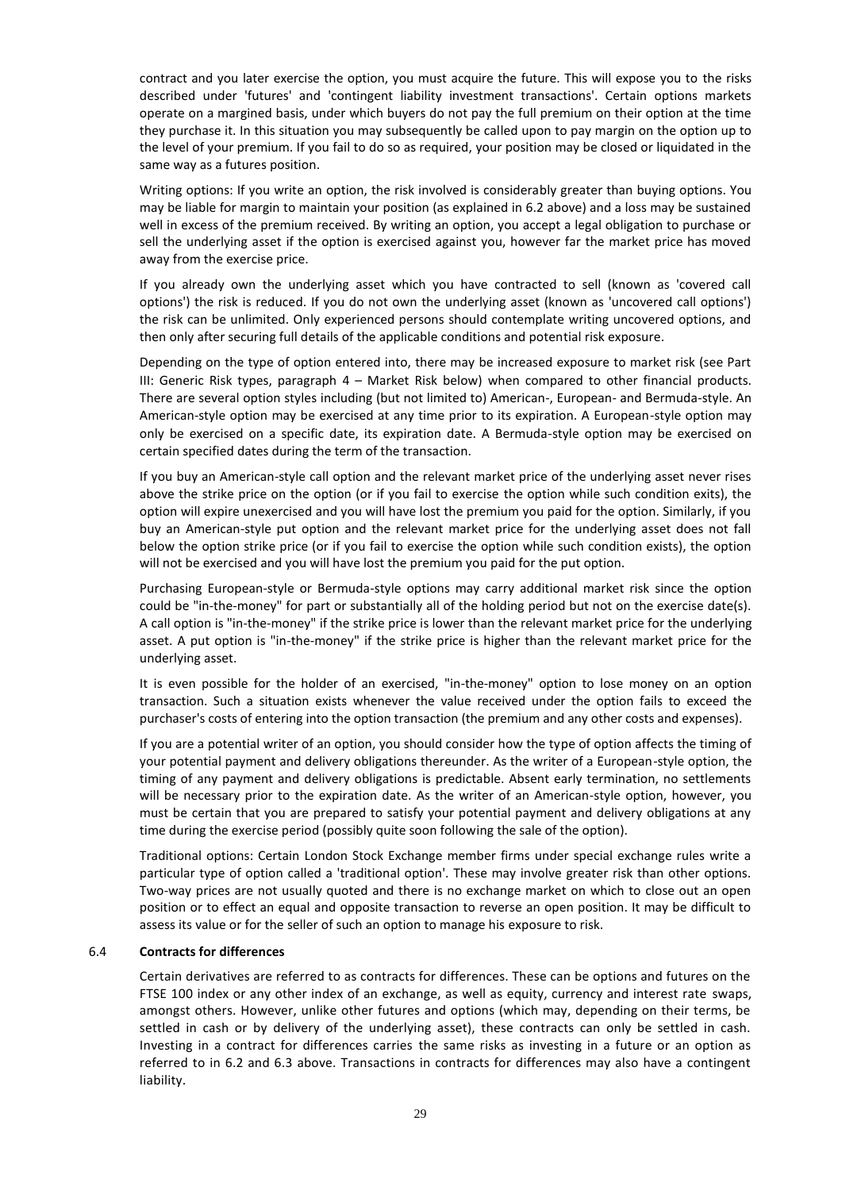contract and you later exercise the option, you must acquire the future. This will expose you to the risks described under 'futures' and 'contingent liability investment transactions'. Certain options markets operate on a margined basis, under which buyers do not pay the full premium on their option at the time they purchase it. In this situation you may subsequently be called upon to pay margin on the option up to the level of your premium. If you fail to do so as required, your position may be closed or liquidated in the same way as a futures position.

Writing options: If you write an option, the risk involved is considerably greater than buying options. You may be liable for margin to maintain your position (as explained in 6.2 above) and a loss may be sustained well in excess of the premium received. By writing an option, you accept a legal obligation to purchase or sell the underlying asset if the option is exercised against you, however far the market price has moved away from the exercise price.

If you already own the underlying asset which you have contracted to sell (known as 'covered call options') the risk is reduced. If you do not own the underlying asset (known as 'uncovered call options') the risk can be unlimited. Only experienced persons should contemplate writing uncovered options, and then only after securing full details of the applicable conditions and potential risk exposure.

Depending on the type of option entered into, there may be increased exposure to market risk (see Part III: Generic Risk types, paragraph 4 – Market Risk below) when compared to other financial products. There are several option styles including (but not limited to) American-, European- and Bermuda-style. An American-style option may be exercised at any time prior to its expiration. A European-style option may only be exercised on a specific date, its expiration date. A Bermuda-style option may be exercised on certain specified dates during the term of the transaction.

If you buy an American-style call option and the relevant market price of the underlying asset never rises above the strike price on the option (or if you fail to exercise the option while such condition exists), the option will expire unexercised and you will have lost the premium you paid for the option. Similarly, if you buy an American-style put option and the relevant market price for the underlying asset does not fall below the option strike price (or if you fail to exercise the option while such condition exists), the option will not be exercised and you will have lost the premium you paid for the put option.

Purchasing European-style or Bermuda-style options may carry additional market risk since the option could be "in-the-money" for part or substantially all of the holding period but not on the exercise date(s). A call option is "in-the-money" if the strike price is lower than the relevant market price for the underlying asset. A put option is "in-the-money" if the strike price is higher than the relevant market price for the underlying asset.

It is even possible for the holder of an exercised, "in-the-money" option to lose money on an option transaction. Such a situation exists whenever the value received under the option fails to exceed the purchaser's costs of entering into the option transaction (the premium and any other costs and expenses).

If you are a potential writer of an option, you should consider how the type of option affects the timing of your potential payment and delivery obligations thereunder. As the writer of a European-style option, the timing of any payment and delivery obligations is predictable. Absent early termination, no settlements will be necessary prior to the expiration date. As the writer of an American-style option, however, you must be certain that you are prepared to satisfy your potential payment and delivery obligations at any time during the exercise period (possibly quite soon following the sale of the option).

Traditional options: Certain London Stock Exchange member firms under special exchange rules write a particular type of option called a 'traditional option'. These may involve greater risk than other options. Two-way prices are not usually quoted and there is no exchange market on which to close out an open position or to effect an equal and opposite transaction to reverse an open position. It may be difficult to assess its value or for the seller of such an option to manage his exposure to risk.

### 6.4 **Contracts for differences**

Certain derivatives are referred to as contracts for differences. These can be options and futures on the FTSE 100 index or any other index of an exchange, as well as equity, currency and interest rate swaps, amongst others. However, unlike other futures and options (which may, depending on their terms, be settled in cash or by delivery of the underlying asset), these contracts can only be settled in cash. Investing in a contract for differences carries the same risks as investing in a future or an option as referred to in 6.2 and 6.3 above. Transactions in contracts for differences may also have a contingent liability.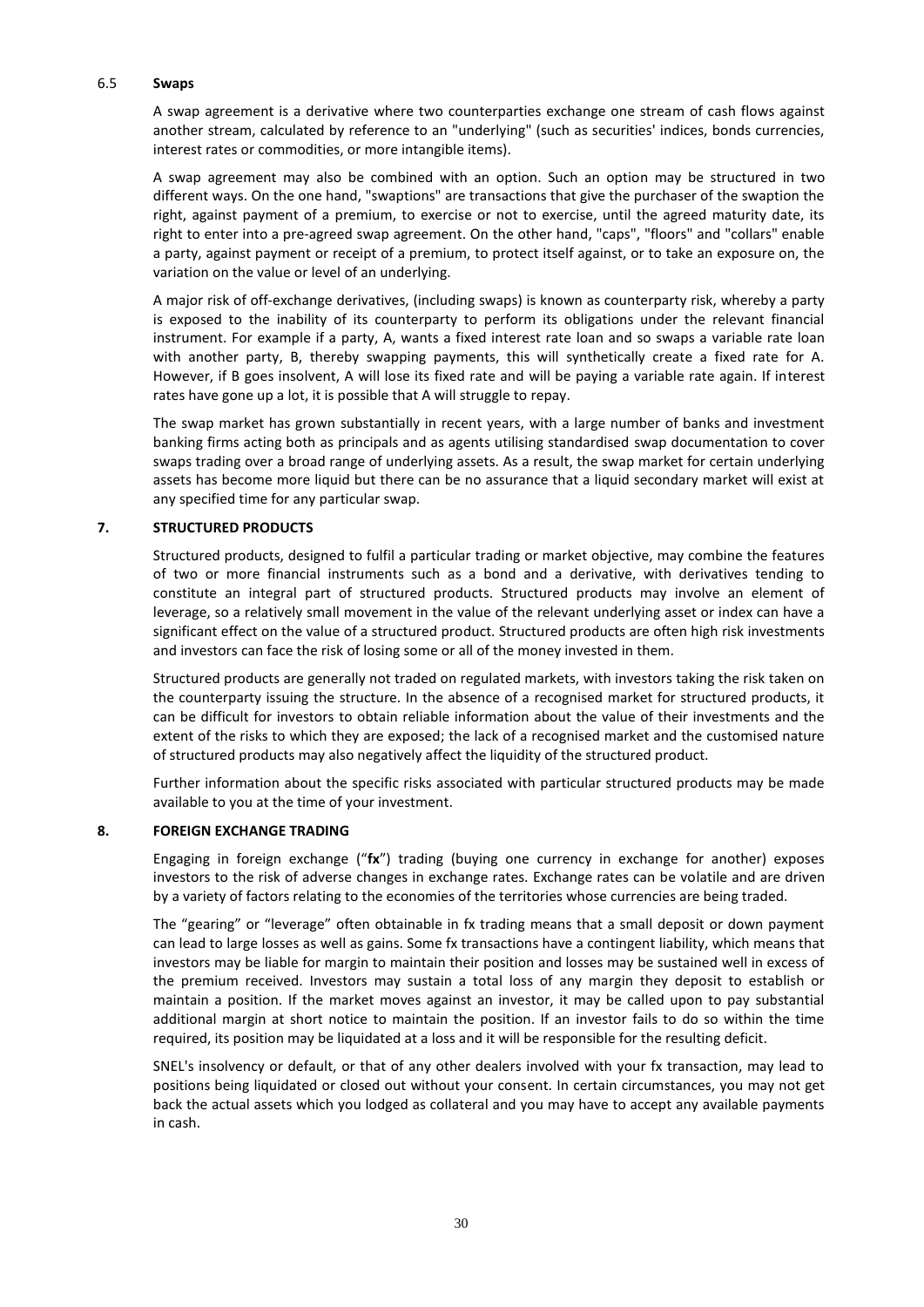### 6.5 **Swaps**

A swap agreement is a derivative where two counterparties exchange one stream of cash flows against another stream, calculated by reference to an "underlying" (such as securities' indices, bonds currencies, interest rates or commodities, or more intangible items).

A swap agreement may also be combined with an option. Such an option may be structured in two different ways. On the one hand, "swaptions" are transactions that give the purchaser of the swaption the right, against payment of a premium, to exercise or not to exercise, until the agreed maturity date, its right to enter into a pre-agreed swap agreement. On the other hand, "caps", "floors" and "collars" enable a party, against payment or receipt of a premium, to protect itself against, or to take an exposure on, the variation on the value or level of an underlying.

A major risk of off-exchange derivatives, (including swaps) is known as counterparty risk, whereby a party is exposed to the inability of its counterparty to perform its obligations under the relevant financial instrument. For example if a party, A, wants a fixed interest rate loan and so swaps a variable rate loan with another party, B, thereby swapping payments, this will synthetically create a fixed rate for A. However, if B goes insolvent, A will lose its fixed rate and will be paying a variable rate again. If interest rates have gone up a lot, it is possible that A will struggle to repay.

The swap market has grown substantially in recent years, with a large number of banks and investment banking firms acting both as principals and as agents utilising standardised swap documentation to cover swaps trading over a broad range of underlying assets. As a result, the swap market for certain underlying assets has become more liquid but there can be no assurance that a liquid secondary market will exist at any specified time for any particular swap.

## 7. STRUCTURED PRODUCTS

Structured products, designed to fulfil a particular trading or market objective, may combine the features of two or more financial instruments such as a bond and a derivative, with derivatives tending to constitute an integral part of structured products. Structured products may involve an element of leverage, so a relatively small movement in the value of the relevant underlying asset or index can have a significant effect on the value of a structured product. Structured products are often high risk investments and investors can face the risk of losing some or all of the money invested in them.

Structured products are generally not traded on regulated markets, with investors taking the risk taken on the counterparty issuing the structure. In the absence of a recognised market for structured products, it can be difficult for investors to obtain reliable information about the value of their investments and the extent of the risks to which they are exposed; the lack of a recognised market and the customised nature of structured products may also negatively affect the liquidity of the structured product.

Further information about the specific risks associated with particular structured products may be made available to you at the time of your investment.

## 8. FOREIGN EXCHANGE TRADING

Engaging in foreign exchange ("**fx**") trading (buying one currency in exchange for another) exposes investors to the risk of adverse changes in exchange rates. Exchange rates can be volatile and are driven by a variety of factors relating to the economies of the territories whose currencies are being traded.

The "gearing" or "leverage" often obtainable in fx trading means that a small deposit or down payment can lead to large losses as well as gains. Some fx transactions have a contingent liability, which means that investors may be liable for margin to maintain their position and losses may be sustained well in excess of the premium received. Investors may sustain a total loss of any margin they deposit to establish or maintain a position. If the market moves against an investor, it may be called upon to pay substantial additional margin at short notice to maintain the position. If an investor fails to do so within the time required, its position may be liquidated at a loss and it will be responsible for the resulting deficit.

SNEL's insolvency or default, or that of any other dealers involved with your fx transaction, may lead to positions being liquidated or closed out without your consent. In certain circumstances, you may not get back the actual assets which you lodged as collateral and you may have to accept any available payments in cash.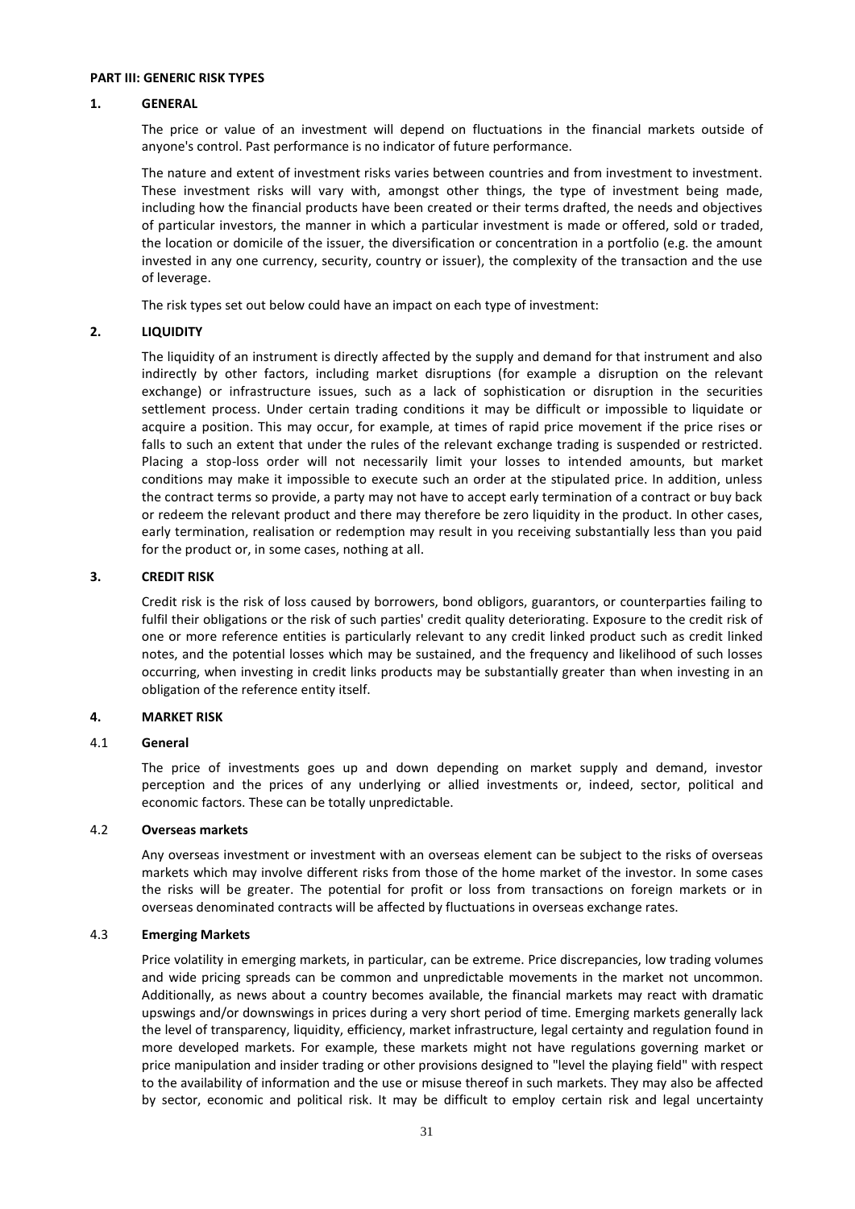## PART III: GENERIC RISK TYPES

### 1. GENERAL

The price or value of an investment will depend on fluctuations in the financial markets outside of anyone's control. Past performance is no indicator of future performance.

The nature and extent of investment risks varies between countries and from investment to investment. These investment risks will vary with, amongst other things, the type of investment being made, including how the financial products have been created or their terms drafted, the needs and objectives of particular investors, the manner in which a particular investment is made or offered, sold or traded, the location or domicile of the issuer, the diversification or concentration in a portfolio (e.g. the amount invested in any one currency, security, country or issuer), the complexity of the transaction and the use of leverage.

The risk types set out below could have an impact on each type of investment:

### 2. LIQUIDITY

The liquidity of an instrument is directly affected by the supply and demand for that instrument and also indirectly by other factors, including market disruptions (for example a disruption on the relevant exchange) or infrastructure issues, such as a lack of sophistication or disruption in the securities settlement process. Under certain trading conditions it may be difficult or impossible to liquidate or acquire a position. This may occur, for example, at times of rapid price movement if the price rises or falls to such an extent that under the rules of the relevant exchange trading is suspended or restricted. Placing a stop-loss order will not necessarily limit your losses to intended amounts, but market conditions may make it impossible to execute such an order at the stipulated price. In addition, unless the contract terms so provide, a party may not have to accept early termination of a contract or buy back or redeem the relevant product and there may therefore be zero liquidity in the product. In other cases, early termination, realisation or redemption may result in you receiving substantially less than you paid for the product or, in some cases, nothing at all.

### 3. CREDIT RISK

Credit risk is the risk of loss caused by borrowers, bond obligors, guarantors, or counterparties failing to fulfil their obligations or the risk of such parties' credit quality deteriorating. Exposure to the credit risk of one or more reference entities is particularly relevant to any credit linked product such as credit linked notes, and the potential losses which may be sustained, and the frequency and likelihood of such losses occurring, when investing in credit links products may be substantially greater than when investing in an obligation of the reference entity itself.

### 4. MARKET RISK

#### 4.1 General

The price of investments goes up and down depending on market supply and demand, investor perception and the prices of any underlying or allied investments or, indeed, sector, political and economic factors. These can be totally unpredictable.

#### 4.2 Overseas markets

Any overseas investment or investment with an overseas element can be subject to the risks of overseas markets which may involve different risks from those of the home market of the investor. In some cases the risks will be greater. The potential for profit or loss from transactions on foreign markets or in overseas denominated contracts will be affected by fluctuations in overseas exchange rates.

#### 4.3 Emerging Markets

Price volatility in emerging markets, in particular, can be extreme. Price discrepancies, low trading volumes and wide pricing spreads can be common and unpredictable movements in the market not uncommon. Additionally, as news about a country becomes available, the financial markets may react with dramatic upswings and/or downswings in prices during a very short period of time. Emerging markets generally lack the level of transparency, liquidity, efficiency, market infrastructure, legal certainty and regulation found in more developed markets. For example, these markets might not have regulations governing market or price manipulation and insider trading or other provisions designed to "level the playing field" with respect to the availability of information and the use or misuse thereof in such markets. They may also be affected by sector, economic and political risk. It may be difficult to employ certain risk and legal uncertainty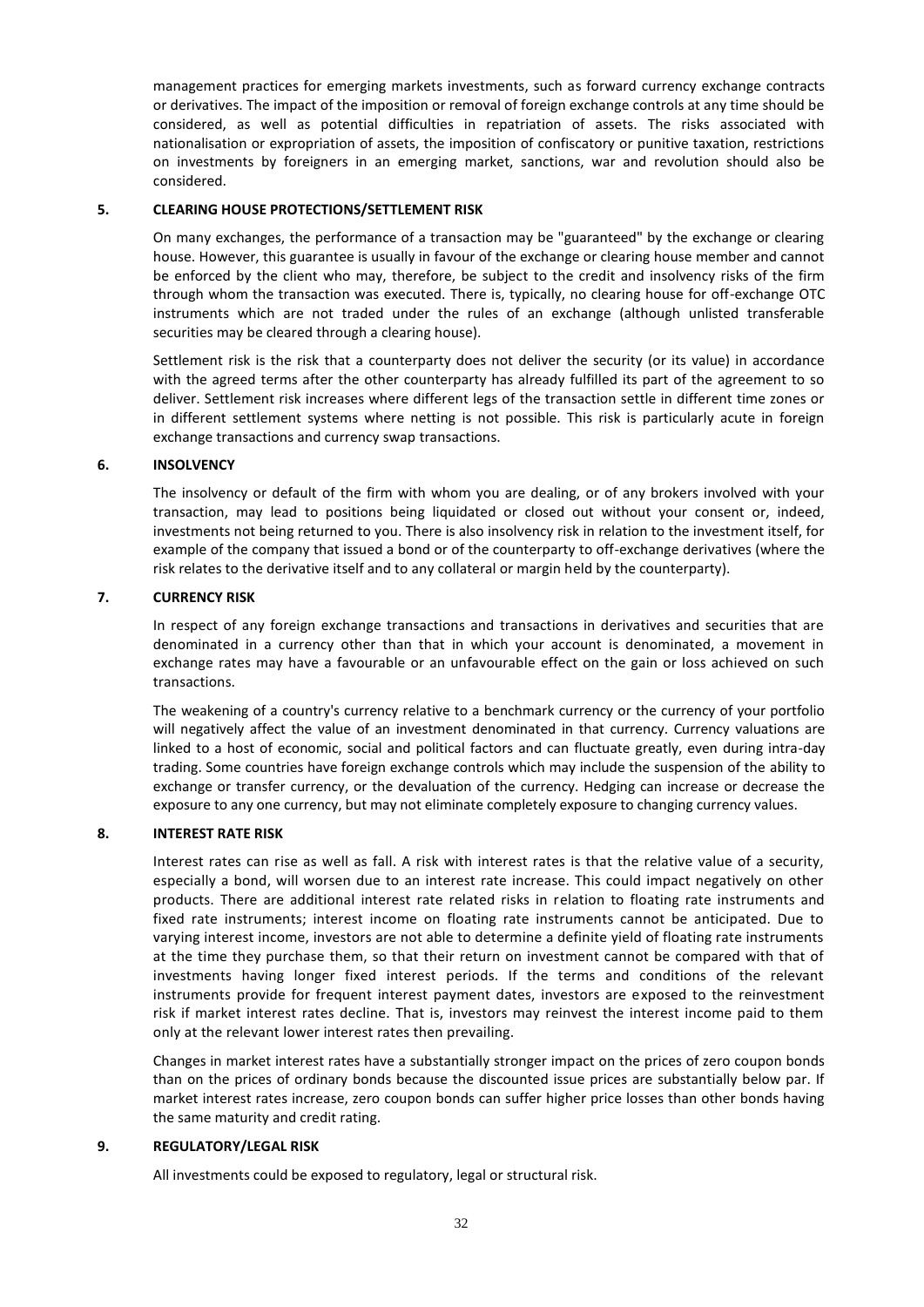management practices for emerging markets investments, such as forward currency exchange contracts or derivatives. The impact of the imposition or removal of foreign exchange controls at any time should be considered, as well as potential difficulties in repatriation of assets. The risks associated with nationalisation or expropriation of assets, the imposition of confiscatory or punitive taxation, restrictions on investments by foreigners in an emerging market, sanctions, war and revolution should also be considered.

## 5. CLEARING HOUSE PROTECTIONS/SETTLEMENT RISK

On many exchanges, the performance of a transaction may be "guaranteed" by the exchange or clearing house. However, this guarantee is usually in favour of the exchange or clearing house member and cannot be enforced by the client who may, therefore, be subject to the credit and insolvency risks of the firm through whom the transaction was executed. There is, typically, no clearing house for off-exchange OTC instruments which are not traded under the rules of an exchange (although unlisted transferable securities may be cleared through a clearing house).

Settlement risk is the risk that a counterparty does not deliver the security (or its value) in accordance with the agreed terms after the other counterparty has already fulfilled its part of the agreement to so deliver. Settlement risk increases where different legs of the transaction settle in different time zones or in different settlement systems where netting is not possible. This risk is particularly acute in foreign exchange transactions and currency swap transactions.

## 6. INSOLVENCY

The insolvency or default of the firm with whom you are dealing, or of any brokers involved with your transaction, may lead to positions being liquidated or closed out without your consent or, indeed, investments not being returned to you. There is also insolvency risk in relation to the investment itself, for example of the company that issued a bond or of the counterparty to off-exchange derivatives (where the risk relates to the derivative itself and to any collateral or margin held by the counterparty).

## 7. CURRENCY RISK

In respect of any foreign exchange transactions and transactions in derivatives and securities that are denominated in a currency other than that in which your account is denominated, a movement in exchange rates may have a favourable or an unfavourable effect on the gain or loss achieved on such transactions.

The weakening of a country's currency relative to a benchmark currency or the currency of your portfolio will negatively affect the value of an investment denominated in that currency. Currency valuations are linked to a host of economic, social and political factors and can fluctuate greatly, even during intra-day trading. Some countries have foreign exchange controls which may include the suspension of the ability to exchange or transfer currency, or the devaluation of the currency. Hedging can increase or decrease the exposure to any one currency, but may not eliminate completely exposure to changing currency values.

## 8. INTEREST RATE RISK

Interest rates can rise as well as fall. A risk with interest rates is that the relative value of a security, especially a bond, will worsen due to an interest rate increase. This could impact negatively on other products. There are additional interest rate related risks in relation to floating rate instruments and fixed rate instruments; interest income on floating rate instruments cannot be anticipated. Due to varying interest income, investors are not able to determine a definite yield of floating rate instruments at the time they purchase them, so that their return on investment cannot be compared with that of investments having longer fixed interest periods. If the terms and conditions of the relevant instruments provide for frequent interest payment dates, investors are exposed to the reinvestment risk if market interest rates decline. That is, investors may reinvest the interest income paid to them only at the relevant lower interest rates then prevailing.

Changes in market interest rates have a substantially stronger impact on the prices of zero coupon bonds than on the prices of ordinary bonds because the discounted issue prices are substantially below par. If market interest rates increase, zero coupon bonds can suffer higher price losses than other bonds having the same maturity and credit rating.

## 9. REGULATORY/LEGAL RISK

All investments could be exposed to regulatory, legal or structural risk.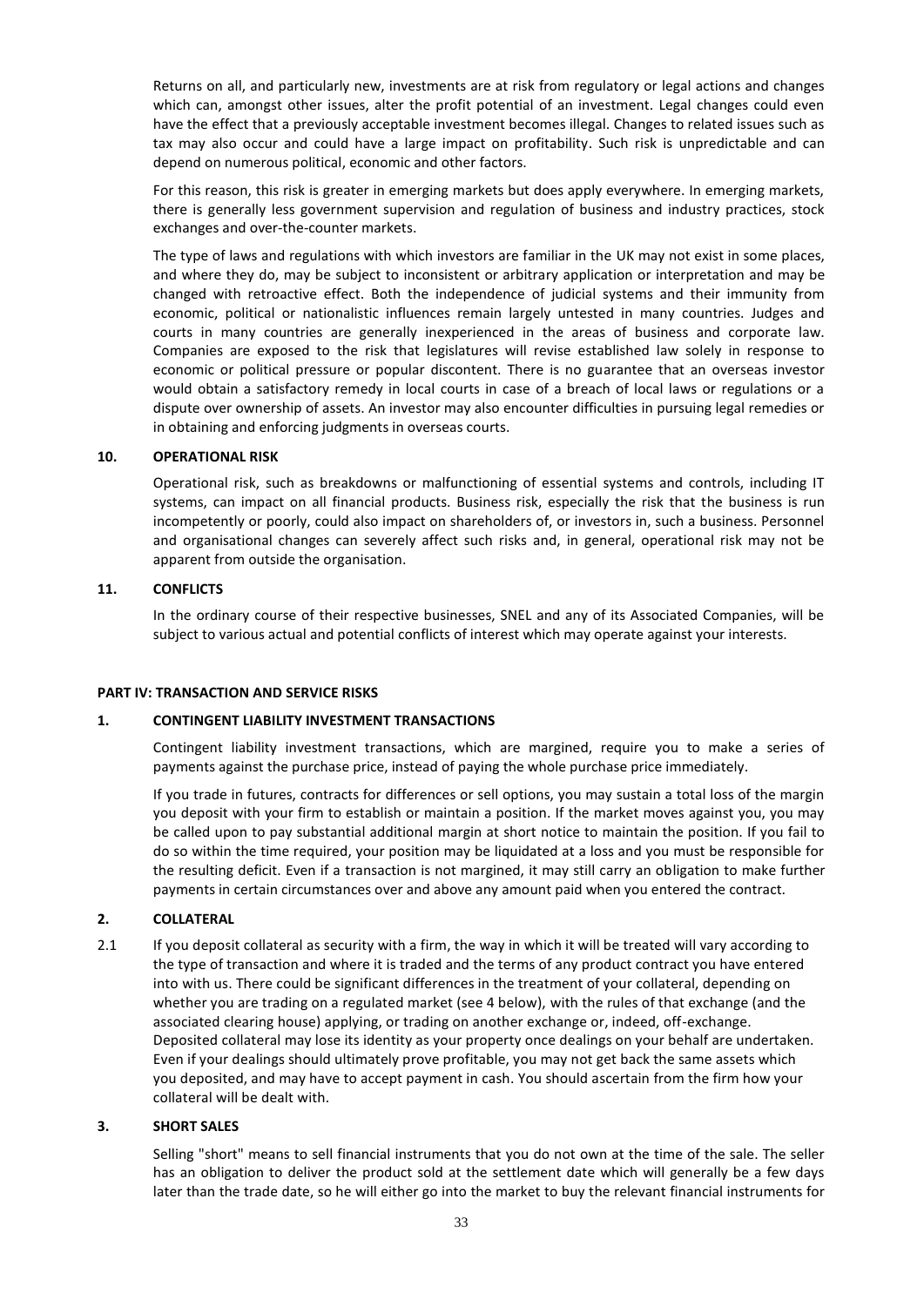Returns on all, and particularly new, investments are at risk from regulatory or legal actions and changes which can, amongst other issues, alter the profit potential of an investment. Legal changes could even have the effect that a previously acceptable investment becomes illegal. Changes to related issues such as tax may also occur and could have a large impact on profitability. Such risk is unpredictable and can depend on numerous political, economic and other factors.

For this reason, this risk is greater in emerging markets but does apply everywhere. In emerging markets, there is generally less government supervision and regulation of business and industry practices, stock exchanges and over-the-counter markets.

The type of laws and regulations with which investors are familiar in the UK may not exist in some places, and where they do, may be subject to inconsistent or arbitrary application or interpretation and may be changed with retroactive effect. Both the independence of judicial systems and their immunity from economic, political or nationalistic influences remain largely untested in many countries. Judges and courts in many countries are generally inexperienced in the areas of business and corporate law. Companies are exposed to the risk that legislatures will revise established law solely in response to economic or political pressure or popular discontent. There is no guarantee that an overseas investor would obtain a satisfactory remedy in local courts in case of a breach of local laws or regulations or a dispute over ownership of assets. An investor may also encounter difficulties in pursuing legal remedies or in obtaining and enforcing judgments in overseas courts.

## 10. OPERATIONAL RISK

Operational risk, such as breakdowns or malfunctioning of essential systems and controls, including IT systems, can impact on all financial products. Business risk, especially the risk that the business is run incompetently or poorly, could also impact on shareholders of, or investors in, such a business. Personnel and organisational changes can severely affect such risks and, in general, operational risk may not be apparent from outside the organisation.

## 11. CONFLICTS

In the ordinary course of their respective businesses, SNEL and any of its Associated Companies, will be subject to various actual and potential conflicts of interest which may operate against your interests.

# PART IV: TRANSACTION AND SERVICE RISKS

## 1. CONTINGENT LIABILITY INVESTMENT TRANSACTIONS

Contingent liability investment transactions, which are margined, require you to make a series of payments against the purchase price, instead of paying the whole purchase price immediately.

If you trade in futures, contracts for differences or sell options, you may sustain a total loss of the margin you deposit with your firm to establish or maintain a position. If the market moves against you, you may be called upon to pay substantial additional margin at short notice to maintain the position. If you fail to do so within the time required, your position may be liquidated at a loss and you must be responsible for the resulting deficit. Even if a transaction is not margined, it may still carry an obligation to make further payments in certain circumstances over and above any amount paid when you entered the contract.

## 2. COLLATERAL

2.1 If you deposit collateral as security with a firm, the way in which it will be treated will vary according to the type of transaction and where it is traded and the terms of any product contract you have entered into with us. There could be significant differences in the treatment of your collateral, depending on whether you are trading on a regulated market (see 4 below), with the rules of that exchange (and the associated clearing house) applying, or trading on another exchange or, indeed, off-exchange. Deposited collateral may lose its identity as your property once dealings on your behalf are undertaken. Even if your dealings should ultimately prove profitable, you may not get back the same assets which you deposited, and may have to accept payment in cash. You should ascertain from the firm how your collateral will be dealt with.

## 3. SHORT SALES

Selling "short" means to sell financial instruments that you do not own at the time of the sale. The seller has an obligation to deliver the product sold at the settlement date which will generally be a few days later than the trade date, so he will either go into the market to buy the relevant financial instruments for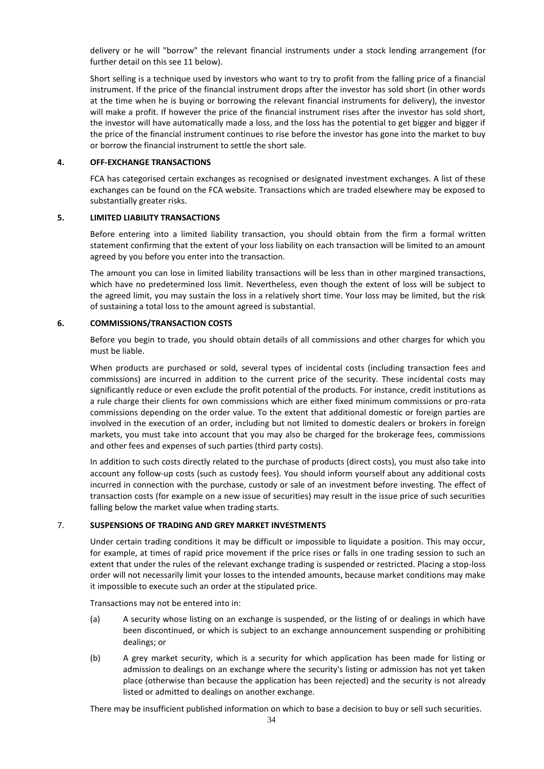delivery or he will "borrow" the relevant financial instruments under a stock lending arrangement (for further detail on this see 11 below).

Short selling is a technique used by investors who want to try to profit from the falling price of a financial instrument. If the price of the financial instrument drops after the investor has sold short (in other words at the time when he is buying or borrowing the relevant financial instruments for delivery), the investor will make a profit. If however the price of the financial instrument rises after the investor has sold short, the investor will have automatically made a loss, and the loss has the potential to get bigger and bigger if the price of the financial instrument continues to rise before the investor has gone into the market to buy or borrow the financial instrument to settle the short sale.

## 4. OFF-EXCHANGE TRANSACTIONS

FCA has categorised certain exchanges as recognised or designated investment exchanges. A list of these exchanges can be found on the FCA website. Transactions which are traded elsewhere may be exposed to substantially greater risks.

## 5. LIMITED LIABILITY TRANSACTIONS

Before entering into a limited liability transaction, you should obtain from the firm a formal written statement confirming that the extent of your loss liability on each transaction will be limited to an amount agreed by you before you enter into the transaction.

The amount you can lose in limited liability transactions will be less than in other margined transactions, which have no predetermined loss limit. Nevertheless, even though the extent of loss will be subject to the agreed limit, you may sustain the loss in a relatively short time. Your loss may be limited, but the risk of sustaining a total loss to the amount agreed is substantial.

## 6. COMMISSIONS/TRANSACTION COSTS

Before you begin to trade, you should obtain details of all commissions and other charges for which you must be liable.

When products are purchased or sold, several types of incidental costs (including transaction fees and commissions) are incurred in addition to the current price of the security. These incidental costs may significantly reduce or even exclude the profit potential of the products. For instance, credit institutions as a rule charge their clients for own commissions which are either fixed minimum commissions or pro-rata commissions depending on the order value. To the extent that additional domestic or foreign parties are involved in the execution of an order, including but not limited to domestic dealers or brokers in foreign markets, you must take into account that you may also be charged for the brokerage fees, commissions and other fees and expenses of such parties (third party costs).

In addition to such costs directly related to the purchase of products (direct costs), you must also take into account any follow-up costs (such as custody fees). You should inform yourself about any additional costs incurred in connection with the purchase, custody or sale of an investment before investing. The effect of transaction costs (for example on a new issue of securities) may result in the issue price of such securities falling below the market value when trading starts.

## 7. SUSPENSIONS OF TRADING AND GREY MARKET INVESTMENTS

Under certain trading conditions it may be difficult or impossible to liquidate a position. This may occur, for example, at times of rapid price movement if the price rises or falls in one trading session to such an extent that under the rules of the relevant exchange trading is suspended or restricted. Placing a stop-loss order will not necessarily limit your losses to the intended amounts, because market conditions may make it impossible to execute such an order at the stipulated price.

Transactions may not be entered into in:

(a) A security whose listing on an exchange is suspended, or the listing of or dealings in which have been discontinued, or which is subject to an exchange announcement suspending or prohibiting dealings; or

(b) A grey market security, which is a security for which application has been made for listing or admission to dealings on an exchange where the security's listing or admission has not yet taken place (otherwise than because the application has been rejected) and the security is not already listed or admitted to dealings on another exchange.

There may be insufficient published information on which to base a decision to buy or sell such securities.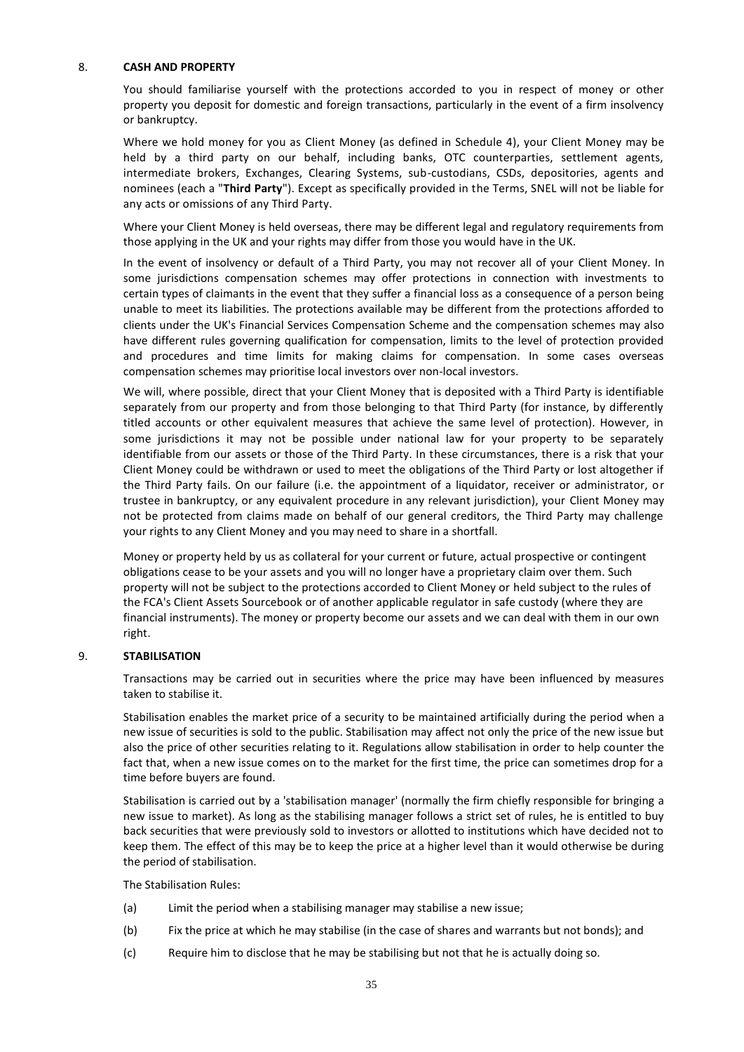## 8. CASH AND PROPERTY

You should familiarise yourself with the protections accorded to you in respect of money or other property you deposit for domestic and foreign transactions, particularly in the event of a firm insolvency or bankruptcy.

Where we hold money for you as Client Money (as defined in Schedule 4), your Client Money may be held by a third party on our behalf, including banks, OTC counterparties, settlement agents, intermediate brokers, Exchanges, Clearing Systems, sub-custodians, CSDs, depositories, agents and nominees (each a "**Third Party**"). Except as specifically provided in the Terms, SNEL will not be liable for any acts or omissions of any Third Party.

Where your Client Money is held overseas, there may be different legal and regulatory requirements from those applying in the UK and your rights may differ from those you would have in the UK.

In the event of insolvency or default of a Third Party, you may not recover all of your Client Money. In some jurisdictions compensation schemes may offer protections in connection with investments to certain types of claimants in the event that they suffer a financial loss as a consequence of a person being unable to meet its liabilities. The protections available may be different from the protections afforded to clients under the UK's Financial Services Compensation Scheme and the compensation schemes may also have different rules governing qualification for compensation, limits to the level of protection provided and procedures and time limits for making claims for compensation. In some cases overseas compensation schemes may prioritise local investors over non-local investors.

We will, where possible, direct that your Client Money that is deposited with a Third Party is identifiable separately from our property and from those belonging to that Third Party (for instance, by differently titled accounts or other equivalent measures that achieve the same level of protection). However, in some jurisdictions it may not be possible under national law for your property to be separately identifiable from our assets or those of the Third Party. In these circumstances, there is a risk that your Client Money could be withdrawn or used to meet the obligations of the Third Party or lost altogether if the Third Party fails. On our failure (i.e. the appointment of a liquidator, receiver or administrator, or trustee in bankruptcy, or any equivalent procedure in any relevant jurisdiction), your Client Money may not be protected from claims made on behalf of our general creditors, the Third Party may challenge your rights to any Client Money and you may need to share in a shortfall.

Money or property held by us as collateral for your current or future, actual prospective or contingent obligations cease to be your assets and you will no longer have a proprietary claim over them. Such property will not be subject to the protections accorded to Client Money or held subject to the rules of the FCA's Client Assets Sourcebook or of another applicable regulator in safe custody (where they are financial instruments). The money or property become our assets and we can deal with them in our own right.

## 9. STABILISATION

Transactions may be carried out in securities where the price may have been influenced by measures taken to stabilise it.

Stabilisation enables the market price of a security to be maintained artificially during the period when a new issue of securities is sold to the public. Stabilisation may affect not only the price of the new issue but also the price of other securities relating to it. Regulations allow stabilisation in order to help counter the fact that, when a new issue comes on to the market for the first time, the price can sometimes drop for a time before buyers are found.

Stabilisation is carried out by a 'stabilisation manager' (normally the firm chiefly responsible for bringing a new issue to market). As long as the stabilising manager follows a strict set of rules, he is entitled to buy back securities that were previously sold to investors or allotted to institutions which have decided not to keep them. The effect of this may be to keep the price at a higher level than it would otherwise be during the period of stabilisation.

The Stabilisation Rules:

(a) Limit the period when a stabilising manager may stabilise a new issue;

(b) Fix the price at which he may stabilise (in the case of shares and warrants but not bonds); and

(c) Require him to disclose that he may be stabilising but not that he is actually doing so.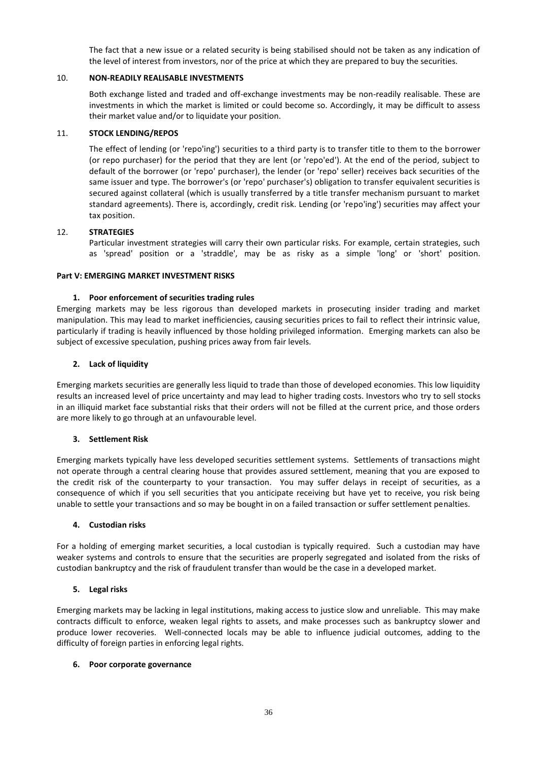The fact that a new issue or a related security is being stabilised should not be taken as any indication of the level of interest from investors, nor of the price at which they are prepared to buy the securities.

10. **NON-READILY REALISABLE INVESTMENTS**

Both exchange listed and traded and off-exchange investments may be non-readily realisable. These are investments in which the market is limited or could become so. Accordingly, it may be difficult to assess their market value and/or to liquidate your position.

11. **STOCK LENDING/REPOS**

The effect of lending (or 'repo'ing') securities to a third party is to transfer title to them to the borrower (or repo purchaser) for the period that they are lent (or 'repo'ed'). At the end of the period, subject to default of the borrower (or 'repo' purchaser), the lender (or 'repo' seller) receives back securities of the same issuer and type. The borrower's (or 'repo' purchaser's) obligation to transfer equivalent securities is secured against collateral (which is usually transferred by a title transfer mechanism pursuant to market standard agreements). There is, accordingly, credit risk. Lending (or 'repo'ing') securities may affect your tax position.

12. **STRATEGIES**

Particular investment strategies will carry their own particular risks. For example, certain strategies, such as 'spread' position or a 'straddle', may be as risky as a simple 'long' or 'short' position.

**Part V: EMERGING MARKET INVESTMENT RISKS**

**1. Poor enforcement of securities trading rules**

Emerging markets may be less rigorous than developed markets in prosecuting insider trading and market manipulation. This may lead to market inefficiencies, causing securities prices to fail to reflect their intrinsic value, particularly if trading is heavily influenced by those holding privileged information. Emerging markets can also be subject of excessive speculation, pushing prices away from fair levels.

**2. Lack of liquidity**

Emerging markets securities are generally less liquid to trade than those of developed economies. This low liquidity results an increased level of price uncertainty and may lead to higher trading costs. Investors who try to sell stocks in an illiquid market face substantial risks that their orders will not be filled at the current price, and those orders are more likely to go through at an unfavourable level.

**3. Settlement Risk**

Emerging markets typically have less developed securities settlement systems. Settlements of transactions might not operate through a central clearing house that provides assured settlement, meaning that you are exposed to the credit risk of the counterparty to your transaction. You may suffer delays in receipt of securities, as a consequence of which if you sell securities that you anticipate receiving but have yet to receive, you risk being unable to settle your transactions and so may be bought in on a failed transaction or suffer settlement penalties.

**4. Custodian risks**

For a holding of emerging market securities, a local custodian is typically required. Such a custodian may have weaker systems and controls to ensure that the securities are properly segregated and isolated from the risks of custodian bankruptcy and the risk of fraudulent transfer than would be the case in a developed market.

**5. Legal risks**

Emerging markets may be lacking in legal institutions, making access to justice slow and unreliable. This may make contracts difficult to enforce, weaken legal rights to assets, and make processes such as bankruptcy slower and produce lower recoveries. Well-connected locals may be able to influence judicial outcomes, adding to the difficulty of foreign parties in enforcing legal rights.

**6. Poor corporate governance**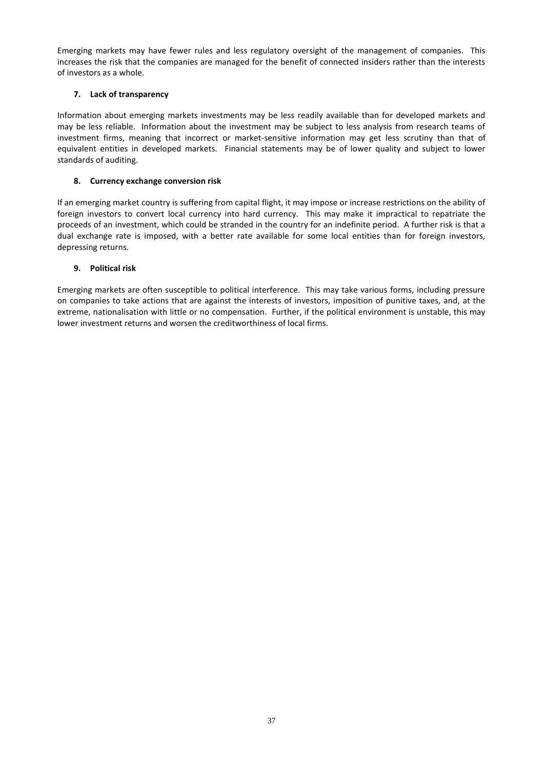Emerging markets may have fewer rules and less regulatory oversight of the management of companies. This increases the risk that the companies are managed for the benefit of connected insiders rather than the interests of investors as a whole.

**7. Lack of transparency**

Information about emerging markets investments may be less readily available than for developed markets and may be less reliable. Information about the investment may be subject to less analysis from research teams of investment firms, meaning that incorrect or market-sensitive information may get less scrutiny than that of equivalent entities in developed markets. Financial statements may be of lower quality and subject to lower standards of auditing.

**8. Currency exchange conversion risk**

If an emerging market country is suffering from capital flight, it may impose or increase restrictions on the ability of foreign investors to convert local currency into hard currency. This may make it impractical to repatriate the proceeds of an investment, which could be stranded in the country for an indefinite period. A further risk is that a dual exchange rate is imposed, with a better rate available for some local entities than for foreign investors, depressing returns.

**9. Political risk**

Emerging markets are often susceptible to political interference. This may take various forms, including pressure on companies to take actions that are against the interests of investors, imposition of punitive taxes, and, at the extreme, nationalisation with little or no compensation. Further, if the political environment is unstable, this may lower investment returns and worsen the creditworthiness of local firms.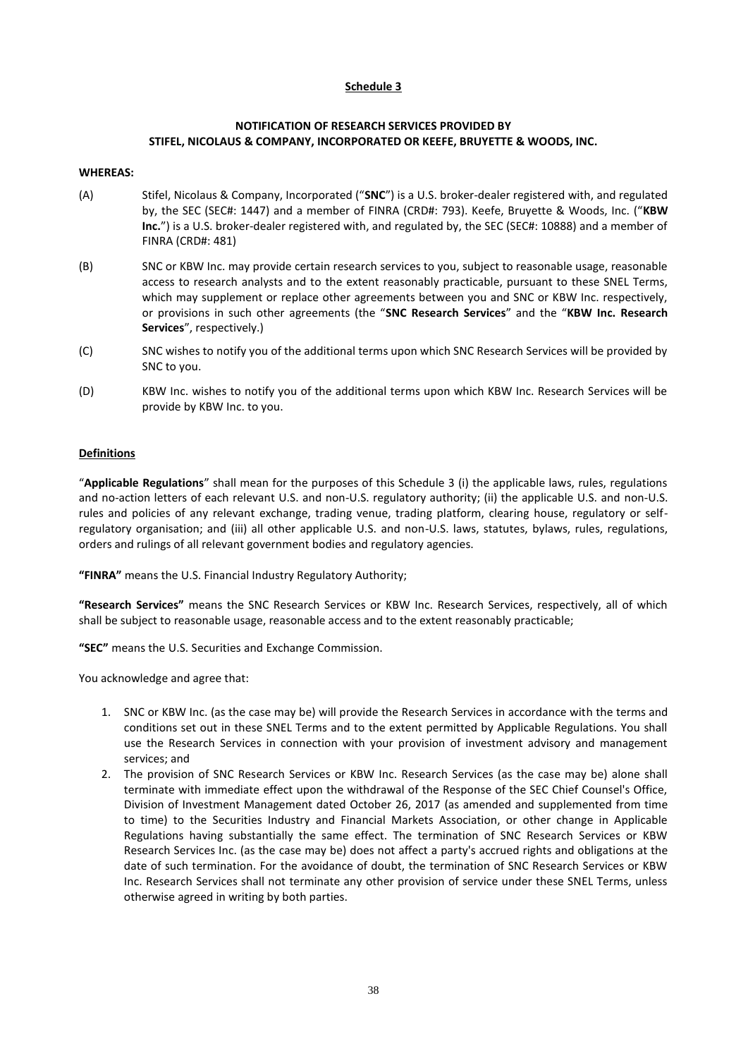**Schedule 3**

**NOTIFICATION OF RESEARCH SERVICES PROVIDED BY STIFEL, NICOLAUS & COMPANY, INCORPORATED OR KEEFE, BRUYETTE & WOODS, INC.**

**WHEREAS:**

(A) Stifel, Nicolaus & Company, Incorporated ("**SNC**") is a U.S. broker-dealer registered with, and regulated by, the SEC (SEC#: 1447) and a member of FINRA (CRD#: 793). Keefe, Bruyette & Woods, Inc. ("**KBW Inc.**") is a U.S. broker-dealer registered with, and regulated by, the SEC (SEC#: 10888) and a member of FINRA (CRD#: 481)

(B) SNC or KBW Inc. may provide certain research services to you, subject to reasonable usage, reasonable access to research analysts and to the extent reasonably practicable, pursuant to these SNEL Terms, which may supplement or replace other agreements between you and SNC or KBW Inc. respectively, or provisions in such other agreements (the "**SNC Research Services**" and the "**KBW Inc. Research Services**", respectively.)

(C) SNC wishes to notify you of the additional terms upon which SNC Research Services will be provided by SNC to you.

(D) KBW Inc. wishes to notify you of the additional terms upon which KBW Inc. Research Services will be provide by KBW Inc. to you.

**Definitions**

"**Applicable Regulations**" shall mean for the purposes of this Schedule 3 (i) the applicable laws, rules, regulations and no-action letters of each relevant U.S. and non-U.S. regulatory authority; (ii) the applicable U.S. and non-U.S. rules and policies of any relevant exchange, trading venue, trading platform, clearing house, regulatory or self-regulatory organisation; and (iii) all other applicable U.S. and non-U.S. laws, statutes, bylaws, rules, regulations, orders and rulings of all relevant government bodies and regulatory agencies.

**"FINRA"** means the U.S. Financial Industry Regulatory Authority;

**"Research Services"** means the SNC Research Services or KBW Inc. Research Services, respectively, all of which shall be subject to reasonable usage, reasonable access and to the extent reasonably practicable;

**"SEC"** means the U.S. Securities and Exchange Commission.

You acknowledge and agree that:

1. SNC or KBW Inc. (as the case may be) will provide the Research Services in accordance with the terms and conditions set out in these SNEL Terms and to the extent permitted by Applicable Regulations. You shall use the Research Services in connection with your provision of investment advisory and management services; and
2. The provision of SNC Research Services or KBW Inc. Research Services (as the case may be) alone shall terminate with immediate effect upon the withdrawal of the Response of the SEC Chief Counsel's Office, Division of Investment Management dated October 26, 2017 (as amended and supplemented from time to time) to the Securities Industry and Financial Markets Association, or other change in Applicable Regulations having substantially the same effect. The termination of SNC Research Services or KBW Research Services Inc. (as the case may be) does not affect a party's accrued rights and obligations at the date of such termination. For the avoidance of doubt, the termination of SNC Research Services or KBW Inc. Research Services shall not terminate any other provision of service under these SNEL Terms, unless otherwise agreed in writing by both parties.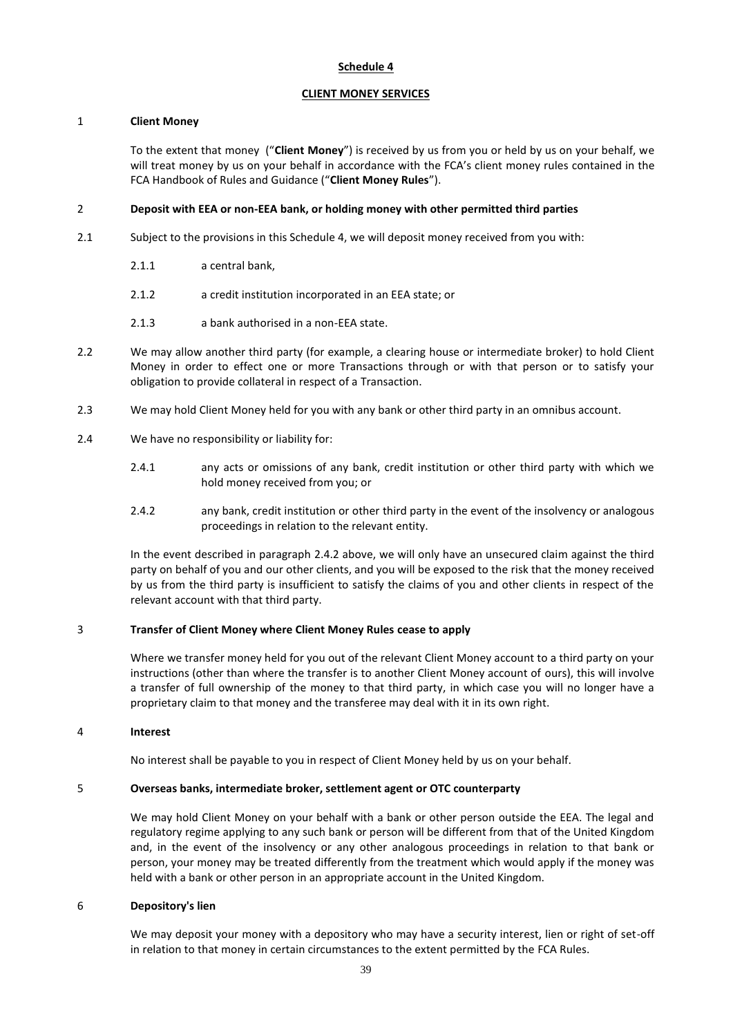## Schedule 4

## CLIENT MONEY SERVICES

### 1 Client Money

To the extent that money ("**Client Money**") is received by us from you or held by us on your behalf, we will treat money by us on your behalf in accordance with the FCA's client money rules contained in the FCA Handbook of Rules and Guidance ("**Client Money Rules**").

### 2 Deposit with EEA or non-EEA bank, or holding money with other permitted third parties

2.1 Subject to the provisions in this Schedule 4, we will deposit money received from you with:

2.1.1 a central bank,

2.1.2 a credit institution incorporated in an EEA state; or

2.1.3 a bank authorised in a non-EEA state.

2.2 We may allow another third party (for example, a clearing house or intermediate broker) to hold Client Money in order to effect one or more Transactions through or with that person or to satisfy your obligation to provide collateral in respect of a Transaction.

2.3 We may hold Client Money held for you with any bank or other third party in an omnibus account.

2.4 We have no responsibility or liability for:

2.4.1 any acts or omissions of any bank, credit institution or other third party with which we hold money received from you; or

2.4.2 any bank, credit institution or other third party in the event of the insolvency or analogous proceedings in relation to the relevant entity.

In the event described in paragraph 2.4.2 above, we will only have an unsecured claim against the third party on behalf of you and our other clients, and you will be exposed to the risk that the money received by us from the third party is insufficient to satisfy the claims of you and other clients in respect of the relevant account with that third party.

### 3 Transfer of Client Money where Client Money Rules cease to apply

Where we transfer money held for you out of the relevant Client Money account to a third party on your instructions (other than where the transfer is to another Client Money account of ours), this will involve a transfer of full ownership of the money to that third party, in which case you will no longer have a proprietary claim to that money and the transferee may deal with it in its own right.

### 4 Interest

No interest shall be payable to you in respect of Client Money held by us on your behalf.

### 5 Overseas banks, intermediate broker, settlement agent or OTC counterparty

We may hold Client Money on your behalf with a bank or other person outside the EEA. The legal and regulatory regime applying to any such bank or person will be different from that of the United Kingdom and, in the event of the insolvency or any other analogous proceedings in relation to that bank or person, your money may be treated differently from the treatment which would apply if the money was held with a bank or other person in an appropriate account in the United Kingdom.

### 6 Depository's lien

We may deposit your money with a depository who may have a security interest, lien or right of set-off in relation to that money in certain circumstances to the extent permitted by the FCA Rules.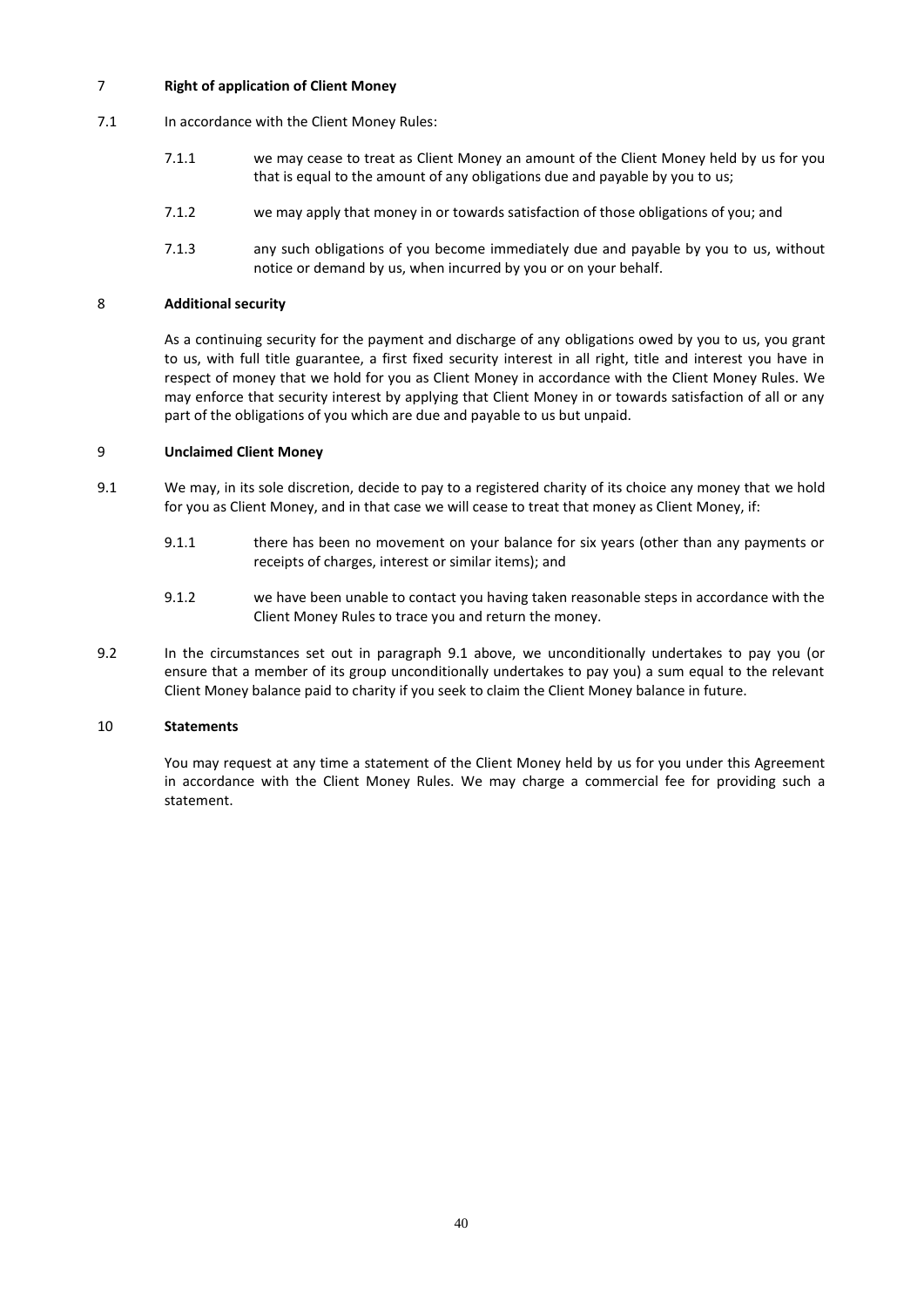## 7 Right of application of Client Money

7.1 In accordance with the Client Money Rules:

7.1.1 we may cease to treat as Client Money an amount of the Client Money held by us for you that is equal to the amount of any obligations due and payable by you to us;

7.1.2 we may apply that money in or towards satisfaction of those obligations of you; and

7.1.3 any such obligations of you become immediately due and payable by you to us, without notice or demand by us, when incurred by you or on your behalf.

## 8 Additional security

As a continuing security for the payment and discharge of any obligations owed by you to us, you grant to us, with full title guarantee, a first fixed security interest in all right, title and interest you have in respect of money that we hold for you as Client Money in accordance with the Client Money Rules. We may enforce that security interest by applying that Client Money in or towards satisfaction of all or any part of the obligations of you which are due and payable to us but unpaid.

## 9 Unclaimed Client Money

9.1 We may, in its sole discretion, decide to pay to a registered charity of its choice any money that we hold for you as Client Money, and in that case we will cease to treat that money as Client Money, if:

9.1.1 there has been no movement on your balance for six years (other than any payments or receipts of charges, interest or similar items); and

9.1.2 we have been unable to contact you having taken reasonable steps in accordance with the Client Money Rules to trace you and return the money.

9.2 In the circumstances set out in paragraph 9.1 above, we unconditionally undertakes to pay you (or ensure that a member of its group unconditionally undertakes to pay you) a sum equal to the relevant Client Money balance paid to charity if you seek to claim the Client Money balance in future.

## 10 Statements

You may request at any time a statement of the Client Money held by us for you under this Agreement in accordance with the Client Money Rules. We may charge a commercial fee for providing such a statement.